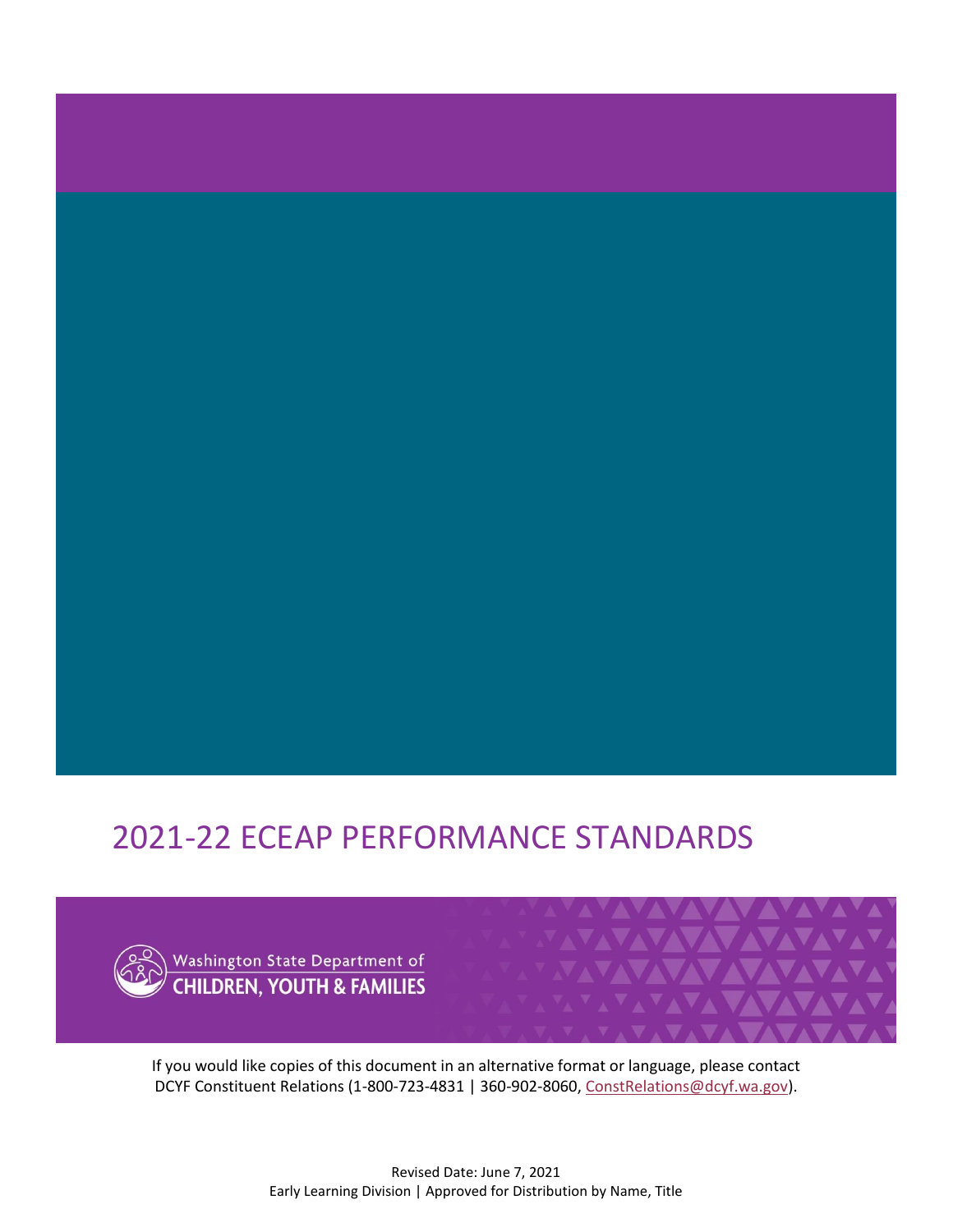# 2021-22 ECEAP PERFORMANCE STANDARDS

Washington State Department of
CHILDREN, YOUTH & FAMILIES

If you would like copies of this document in an alternative format or language, please contact DCYF Constituent Relations (1-800-723-4831 | 360-902-8060, ConstRelations@dcyf.wa.gov).

Revised Date: June 7, 2021
Early Learning Division | Approved for Distribution by Name, Title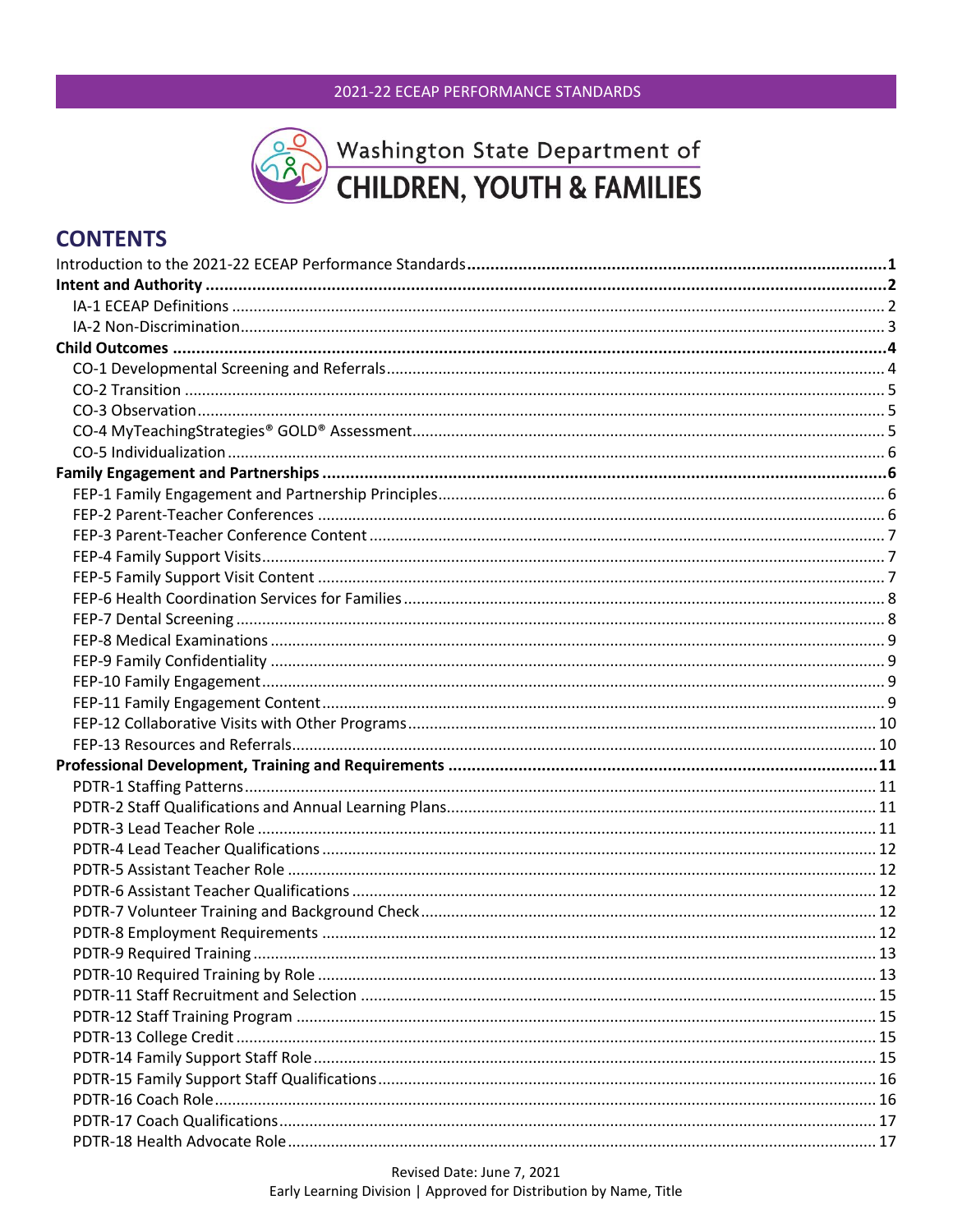Washington State Department of CHILDREN, YOUTH & FAMILIES

# CONTENTS

**Introduction to the 2021-22 ECEAP Performance Standards ........ 1**

**Intent and Authority ........ 2**

- IA-1 ECEAP Definitions ........ 2
- IA-2 Non-Discrimination ........ 3

**Child Outcomes ........ 4**

- CO-1 Developmental Screening and Referrals ........ 4
- CO-2 Transition ........ 5
- CO-3 Observation ........ 5
- CO-4 MyTeachingStrategies® GOLD® Assessment ........ 5
- CO-5 Individualization ........ 6

**Family Engagement and Partnerships ........ 6**

- FEP-1 Family Engagement and Partnership Principles ........ 6
- FEP-2 Parent-Teacher Conferences ........ 6
- FEP-3 Parent-Teacher Conference Content ........ 7
- FEP-4 Family Support Visits ........ 7
- FEP-5 Family Support Visit Content ........ 7
- FEP-6 Health Coordination Services for Families ........ 8
- FEP-7 Dental Screening ........ 8
- FEP-8 Medical Examinations ........ 9
- FEP-9 Family Confidentiality ........ 9
- FEP-10 Family Engagement ........ 9
- FEP-11 Family Engagement Content ........ 9
- FEP-12 Collaborative Visits with Other Programs ........ 10
- FEP-13 Resources and Referrals ........ 10

**Professional Development, Training and Requirements ........ 11**

- PDTR-1 Staffing Patterns ........ 11
- PDTR-2 Staff Qualifications and Annual Learning Plans ........ 11
- PDTR-3 Lead Teacher Role ........ 11
- PDTR-4 Lead Teacher Qualifications ........ 12
- PDTR-5 Assistant Teacher Role ........ 12
- PDTR-6 Assistant Teacher Qualifications ........ 12
- PDTR-7 Volunteer Training and Background Check ........ 12
- PDTR-8 Employment Requirements ........ 12
- PDTR-9 Required Training ........ 13
- PDTR-10 Required Training by Role ........ 13
- PDTR-11 Staff Recruitment and Selection ........ 15
- PDTR-12 Staff Training Program ........ 15
- PDTR-13 College Credit ........ 15
- PDTR-14 Family Support Staff Role ........ 15
- PDTR-15 Family Support Staff Qualifications ........ 16
- PDTR-16 Coach Role ........ 16
- PDTR-17 Coach Qualifications ........ 17
- PDTR-18 Health Advocate Role ........ 17

Revised Date: June 7, 2021
Early Learning Division | Approved for Distribution by Name, Title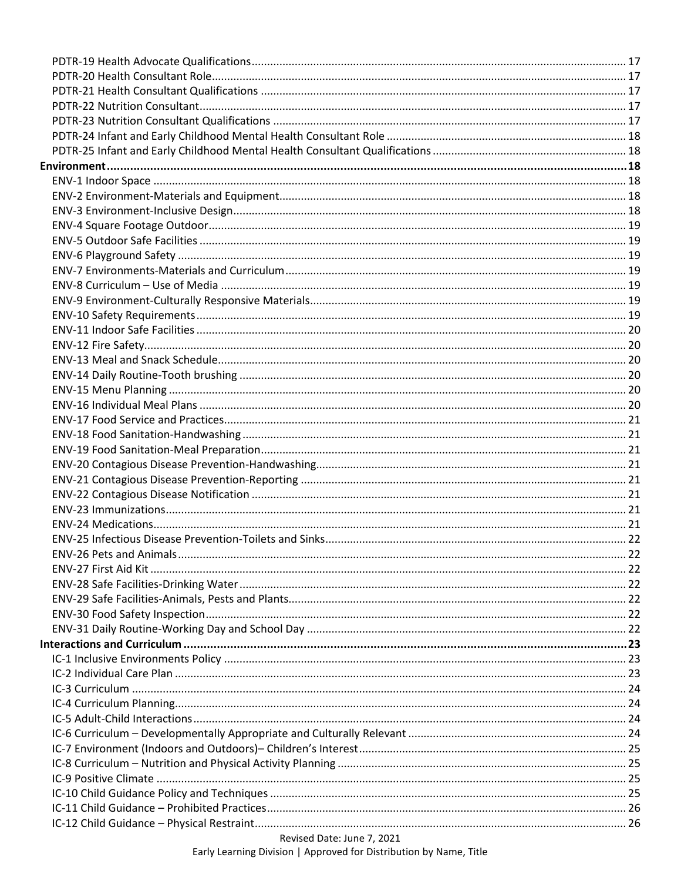PDTR-19 Health Advocate Qualifications ........ 17
PDTR-20 Health Consultant Role ........ 17
PDTR-21 Health Consultant Qualifications ........ 17
PDTR-22 Nutrition Consultant ........ 17
PDTR-23 Nutrition Consultant Qualifications ........ 17
PDTR-24 Infant and Early Childhood Mental Health Consultant Role ........ 18
PDTR-25 Infant and Early Childhood Mental Health Consultant Qualifications ........ 18

**Environment ........ 18**

ENV-1 Indoor Space ........ 18
ENV-2 Environment-Materials and Equipment ........ 18
ENV-3 Environment-Inclusive Design ........ 18
ENV-4 Square Footage Outdoor ........ 19
ENV-5 Outdoor Safe Facilities ........ 19
ENV-6 Playground Safety ........ 19
ENV-7 Environments-Materials and Curriculum ........ 19
ENV-8 Curriculum – Use of Media ........ 19
ENV-9 Environment-Culturally Responsive Materials ........ 19
ENV-10 Safety Requirements ........ 19
ENV-11 Indoor Safe Facilities ........ 20
ENV-12 Fire Safety ........ 20
ENV-13 Meal and Snack Schedule ........ 20
ENV-14 Daily Routine-Tooth brushing ........ 20
ENV-15 Menu Planning ........ 20
ENV-16 Individual Meal Plans ........ 20
ENV-17 Food Service and Practices ........ 21
ENV-18 Food Sanitation-Handwashing ........ 21
ENV-19 Food Sanitation-Meal Preparation ........ 21
ENV-20 Contagious Disease Prevention-Handwashing ........ 21
ENV-21 Contagious Disease Prevention-Reporting ........ 21
ENV-22 Contagious Disease Notification ........ 21
ENV-23 Immunizations ........ 21
ENV-24 Medications ........ 21
ENV-25 Infectious Disease Prevention-Toilets and Sinks ........ 22
ENV-26 Pets and Animals ........ 22
ENV-27 First Aid Kit ........ 22
ENV-28 Safe Facilities-Drinking Water ........ 22
ENV-29 Safe Facilities-Animals, Pests and Plants ........ 22
ENV-30 Food Safety Inspection ........ 22
ENV-31 Daily Routine-Working Day and School Day ........ 22

**Interactions and Curriculum ........ 23**

IC-1 Inclusive Environments Policy ........ 23
IC-2 Individual Care Plan ........ 23
IC-3 Curriculum ........ 24
IC-4 Curriculum Planning ........ 24
IC-5 Adult-Child Interactions ........ 24
IC-6 Curriculum – Developmentally Appropriate and Culturally Relevant ........ 24
IC-7 Environment (Indoors and Outdoors)– Children's Interest ........ 25
IC-8 Curriculum – Nutrition and Physical Activity Planning ........ 25
IC-9 Positive Climate ........ 25
IC-10 Child Guidance Policy and Techniques ........ 25
IC-11 Child Guidance – Prohibited Practices ........ 26
IC-12 Child Guidance – Physical Restraint ........ 26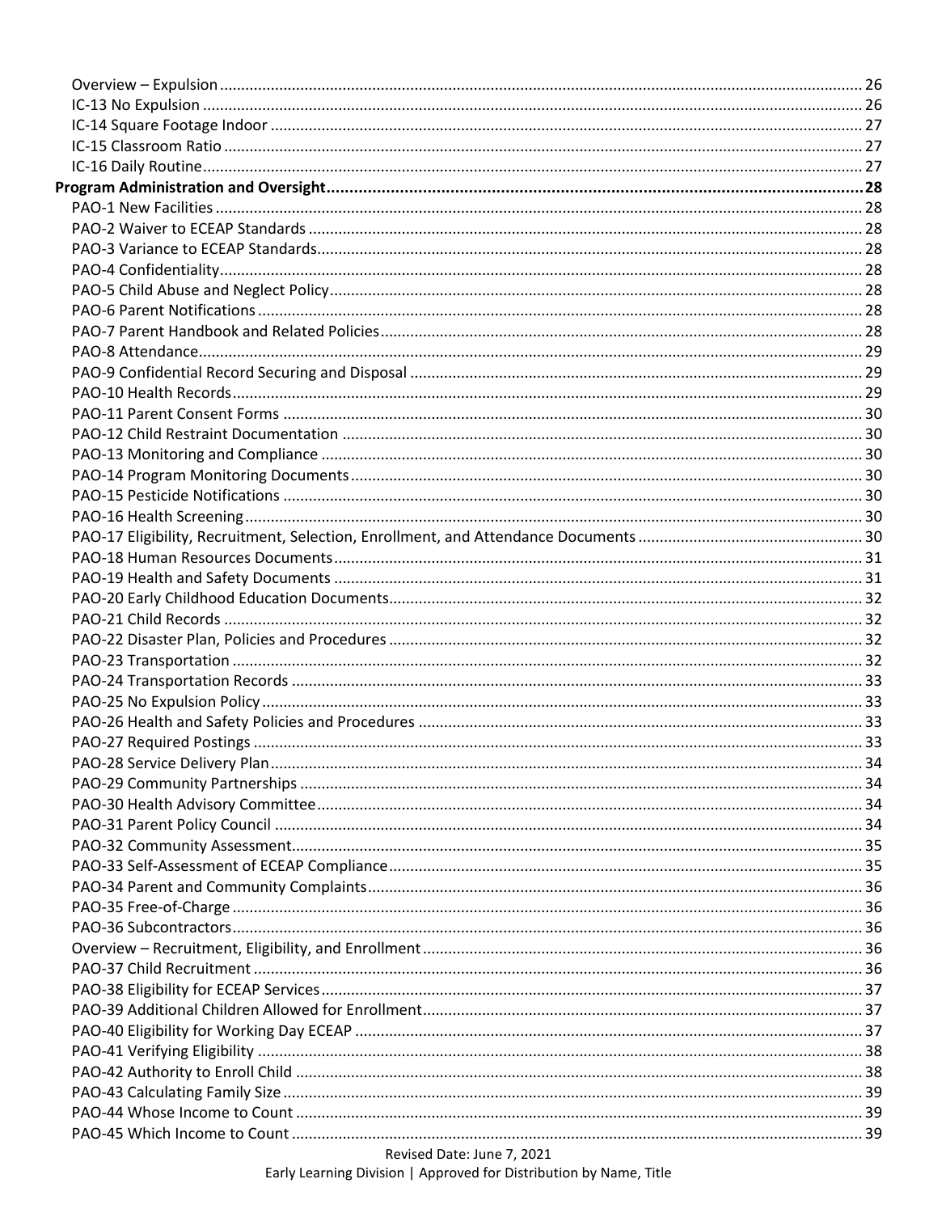Overview – Expulsion ........................................................................................................................ 26
IC-13 No Expulsion ........................................................................................................................... 26
IC-14 Square Footage Indoor ........................................................................................................... 27
IC-15 Classroom Ratio ...................................................................................................................... 27
IC-16 Daily Routine........................................................................................................................... 27
**Program Administration and Oversight........................................................................................... 28**
PAO-1 New Facilities ......................................................................................................................... 28
PAO-2 Waiver to ECEAP Standards .................................................................................................. 28
PAO-3 Variance to ECEAP Standards................................................................................................. 28
PAO-4 Confidentiality........................................................................................................................ 28
PAO-5 Child Abuse and Neglect Policy .............................................................................................. 28
PAO-6 Parent Notifications ............................................................................................................... 28
PAO-7 Parent Handbook and Related Policies .................................................................................. 28
PAO-8 Attendance............................................................................................................................. 29
PAO-9 Confidential Record Securing and Disposal ........................................................................... 29
PAO-10 Health Records..................................................................................................................... 29
PAO-11 Parent Consent Forms .......................................................................................................... 30
PAO-12 Child Restraint Documentation ........................................................................................... 30
PAO-13 Monitoring and Compliance ................................................................................................ 30
PAO-14 Program Monitoring Documents ......................................................................................... 30
PAO-15 Pesticide Notifications ......................................................................................................... 30
PAO-16 Health Screening .................................................................................................................. 30
PAO-17 Eligibility, Recruitment, Selection, Enrollment, and Attendance Documents ...................... 30
PAO-18 Human Resources Documents ............................................................................................. 31
PAO-19 Health and Safety Documents ............................................................................................. 31
PAO-20 Early Childhood Education Documents................................................................................ 32
PAO-21 Child Records ....................................................................................................................... 32
PAO-22 Disaster Plan, Policies and Procedures ................................................................................ 32
PAO-23 Transportation ..................................................................................................................... 32
PAO-24 Transportation Records ....................................................................................................... 33
PAO-25 No Expulsion Policy .............................................................................................................. 33
PAO-26 Health and Safety Policies and Procedures .......................................................................... 33
PAO-27 Required Postings ................................................................................................................ 33
PAO-28 Service Delivery Plan............................................................................................................ 34
PAO-29 Community Partnerships ..................................................................................................... 34
PAO-30 Health Advisory Committee................................................................................................. 34
PAO-31 Parent Policy Council ........................................................................................................... 34
PAO-32 Community Assessment....................................................................................................... 35
PAO-33 Self-Assessment of ECEAP Compliance................................................................................. 35
PAO-34 Parent and Community Complaints..................................................................................... 36
PAO-35 Free-of-Charge ..................................................................................................................... 36
PAO-36 Subcontractors..................................................................................................................... 36
Overview – Recruitment, Eligibility, and Enrollment ........................................................................ 36
PAO-37 Child Recruitment ................................................................................................................ 36
PAO-38 Eligibility for ECEAP Services................................................................................................ 37
PAO-39 Additional Children Allowed for Enrollment........................................................................ 37
PAO-40 Eligibility for Working Day ECEAP ........................................................................................ 37
PAO-41 Verifying Eligibility ............................................................................................................... 38
PAO-42 Authority to Enroll Child ...................................................................................................... 38
PAO-43 Calculating Family Size ......................................................................................................... 39
PAO-44 Whose Income to Count ...................................................................................................... 39
PAO-45 Which Income to Count ....................................................................................................... 39

Revised Date: June 7, 2021
Early Learning Division | Approved for Distribution by Name, Title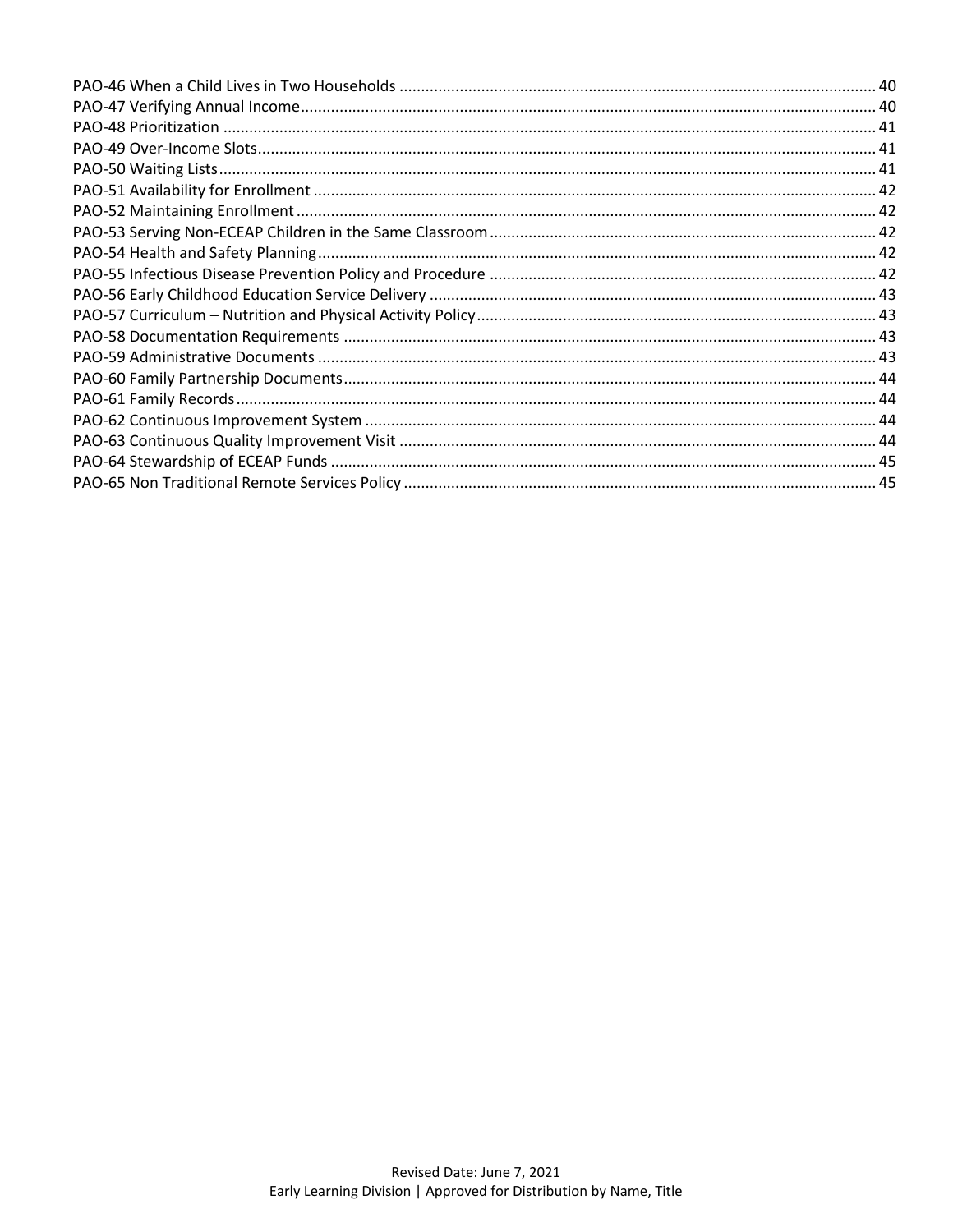PAO-46 When a Child Lives in Two Households ........ 40
PAO-47 Verifying Annual Income ........ 40
PAO-48 Prioritization ........ 41
PAO-49 Over-Income Slots ........ 41
PAO-50 Waiting Lists ........ 41
PAO-51 Availability for Enrollment ........ 42
PAO-52 Maintaining Enrollment ........ 42
PAO-53 Serving Non-ECEAP Children in the Same Classroom ........ 42
PAO-54 Health and Safety Planning ........ 42
PAO-55 Infectious Disease Prevention Policy and Procedure ........ 42
PAO-56 Early Childhood Education Service Delivery ........ 43
PAO-57 Curriculum – Nutrition and Physical Activity Policy ........ 43
PAO-58 Documentation Requirements ........ 43
PAO-59 Administrative Documents ........ 43
PAO-60 Family Partnership Documents ........ 44
PAO-61 Family Records ........ 44
PAO-62 Continuous Improvement System ........ 44
PAO-63 Continuous Quality Improvement Visit ........ 44
PAO-64 Stewardship of ECEAP Funds ........ 45
PAO-65 Non Traditional Remote Services Policy ........ 45

Revised Date: June 7, 2021
Early Learning Division | Approved for Distribution by Name, Title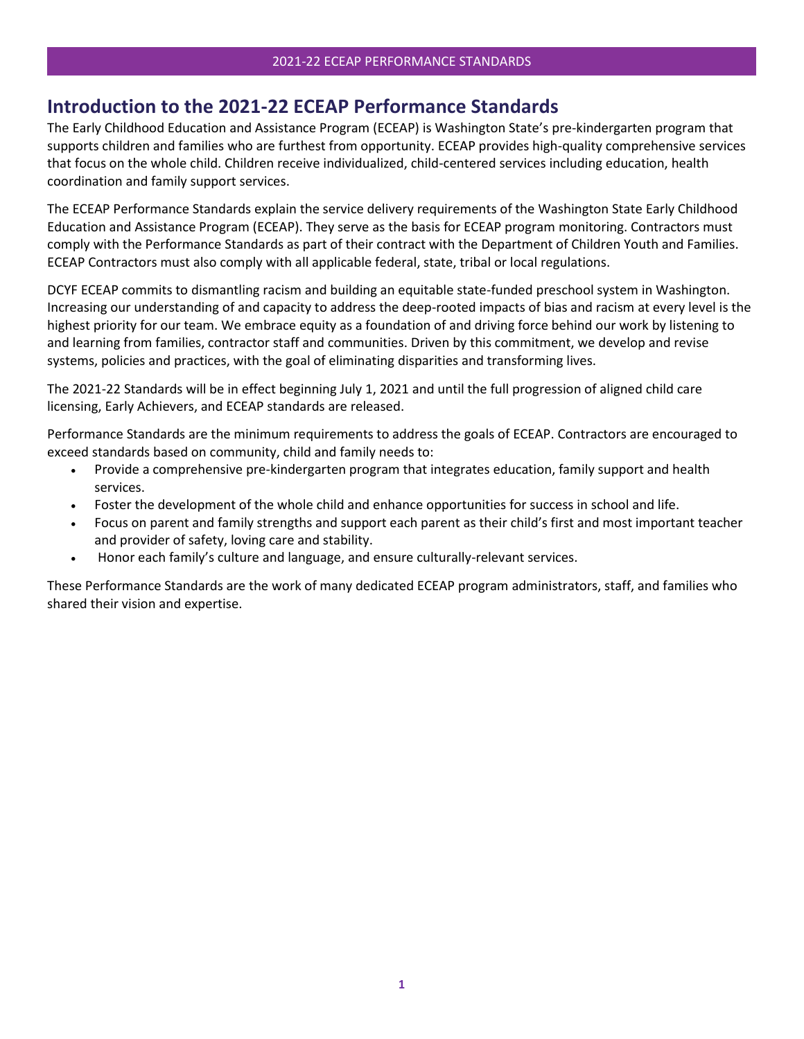# Introduction to the 2021-22 ECEAP Performance Standards

The Early Childhood Education and Assistance Program (ECEAP) is Washington State's pre-kindergarten program that supports children and families who are furthest from opportunity. ECEAP provides high-quality comprehensive services that focus on the whole child. Children receive individualized, child-centered services including education, health coordination and family support services.

The ECEAP Performance Standards explain the service delivery requirements of the Washington State Early Childhood Education and Assistance Program (ECEAP). They serve as the basis for ECEAP program monitoring. Contractors must comply with the Performance Standards as part of their contract with the Department of Children Youth and Families. ECEAP Contractors must also comply with all applicable federal, state, tribal or local regulations.

DCYF ECEAP commits to dismantling racism and building an equitable state-funded preschool system in Washington. Increasing our understanding of and capacity to address the deep-rooted impacts of bias and racism at every level is the highest priority for our team. We embrace equity as a foundation of and driving force behind our work by listening to and learning from families, contractor staff and communities. Driven by this commitment, we develop and revise systems, policies and practices, with the goal of eliminating disparities and transforming lives.

The 2021-22 Standards will be in effect beginning July 1, 2021 and until the full progression of aligned child care licensing, Early Achievers, and ECEAP standards are released.

Performance Standards are the minimum requirements to address the goals of ECEAP. Contractors are encouraged to exceed standards based on community, child and family needs to:

- Provide a comprehensive pre-kindergarten program that integrates education, family support and health services.
- Foster the development of the whole child and enhance opportunities for success in school and life.
- Focus on parent and family strengths and support each parent as their child's first and most important teacher and provider of safety, loving care and stability.
- Honor each family's culture and language, and ensure culturally-relevant services.

These Performance Standards are the work of many dedicated ECEAP program administrators, staff, and families who shared their vision and expertise.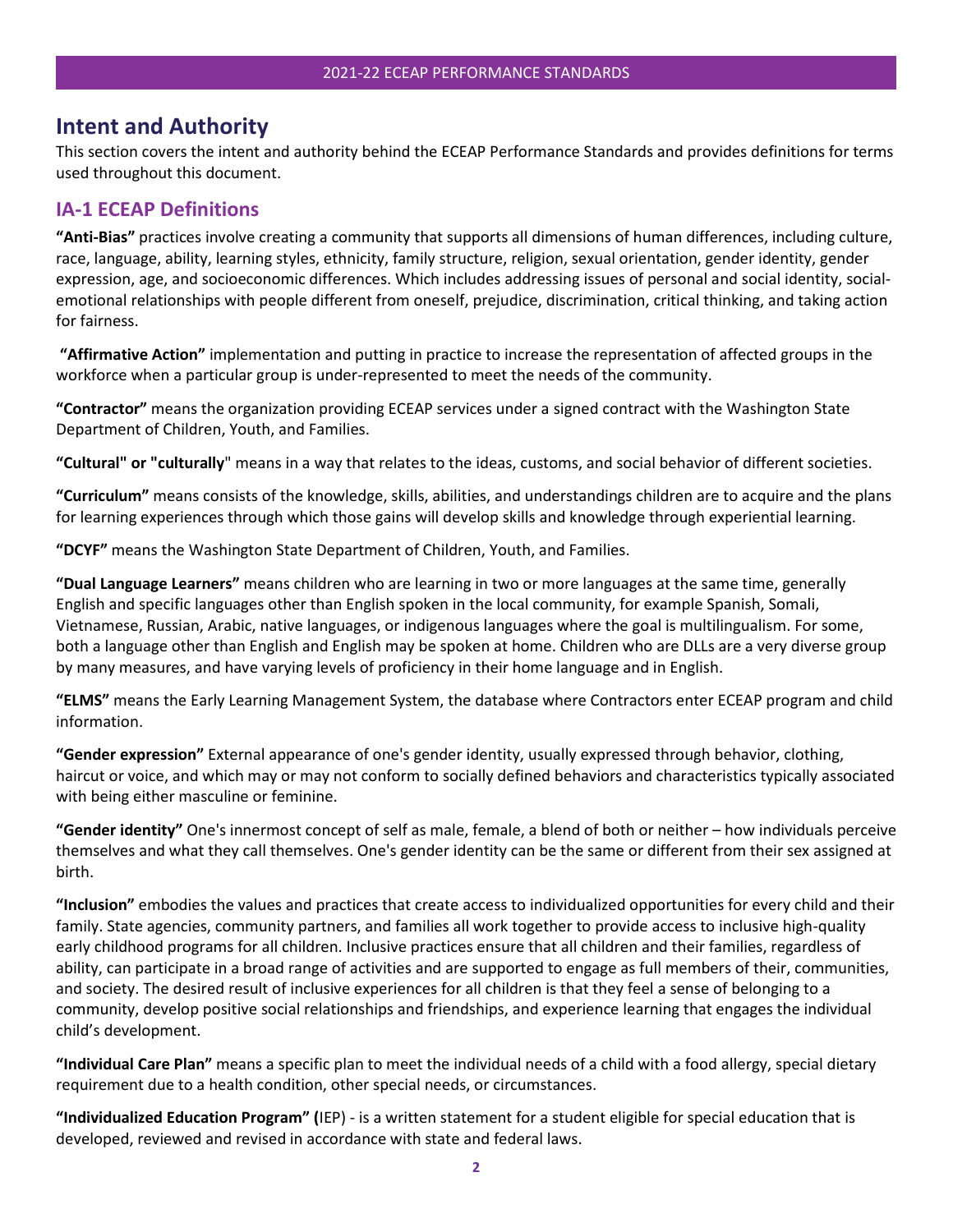# Intent and Authority

This section covers the intent and authority behind the ECEAP Performance Standards and provides definitions for terms used throughout this document.

## IA-1 ECEAP Definitions

**"Anti-Bias"** practices involve creating a community that supports all dimensions of human differences, including culture, race, language, ability, learning styles, ethnicity, family structure, religion, sexual orientation, gender identity, gender expression, age, and socioeconomic differences. Which includes addressing issues of personal and social identity, social-emotional relationships with people different from oneself, prejudice, discrimination, critical thinking, and taking action for fairness.

**"Affirmative Action"** implementation and putting in practice to increase the representation of affected groups in the workforce when a particular group is under-represented to meet the needs of the community.

**"Contractor"** means the organization providing ECEAP services under a signed contract with the Washington State Department of Children, Youth, and Families.

**"Cultural" or "culturally**" means in a way that relates to the ideas, customs, and social behavior of different societies.

**"Curriculum"** means consists of the knowledge, skills, abilities, and understandings children are to acquire and the plans for learning experiences through which those gains will develop skills and knowledge through experiential learning.

**"DCYF"** means the Washington State Department of Children, Youth, and Families.

**"Dual Language Learners"** means children who are learning in two or more languages at the same time, generally English and specific languages other than English spoken in the local community, for example Spanish, Somali, Vietnamese, Russian, Arabic, native languages, or indigenous languages where the goal is multilingualism. For some, both a language other than English and English may be spoken at home. Children who are DLLs are a very diverse group by many measures, and have varying levels of proficiency in their home language and in English.

**"ELMS"** means the Early Learning Management System, the database where Contractors enter ECEAP program and child information.

**"Gender expression"** External appearance of one's gender identity, usually expressed through behavior, clothing, haircut or voice, and which may or may not conform to socially defined behaviors and characteristics typically associated with being either masculine or feminine.

**"Gender identity"** One's innermost concept of self as male, female, a blend of both or neither – how individuals perceive themselves and what they call themselves. One's gender identity can be the same or different from their sex assigned at birth.

**"Inclusion"** embodies the values and practices that create access to individualized opportunities for every child and their family. State agencies, community partners, and families all work together to provide access to inclusive high-quality early childhood programs for all children. Inclusive practices ensure that all children and their families, regardless of ability, can participate in a broad range of activities and are supported to engage as full members of their, communities, and society. The desired result of inclusive experiences for all children is that they feel a sense of belonging to a community, develop positive social relationships and friendships, and experience learning that engages the individual child's development.

**"Individual Care Plan"** means a specific plan to meet the individual needs of a child with a food allergy, special dietary requirement due to a health condition, other special needs, or circumstances.

**"Individualized Education Program" (**IEP) - is a written statement for a student eligible for special education that is developed, reviewed and revised in accordance with state and federal laws.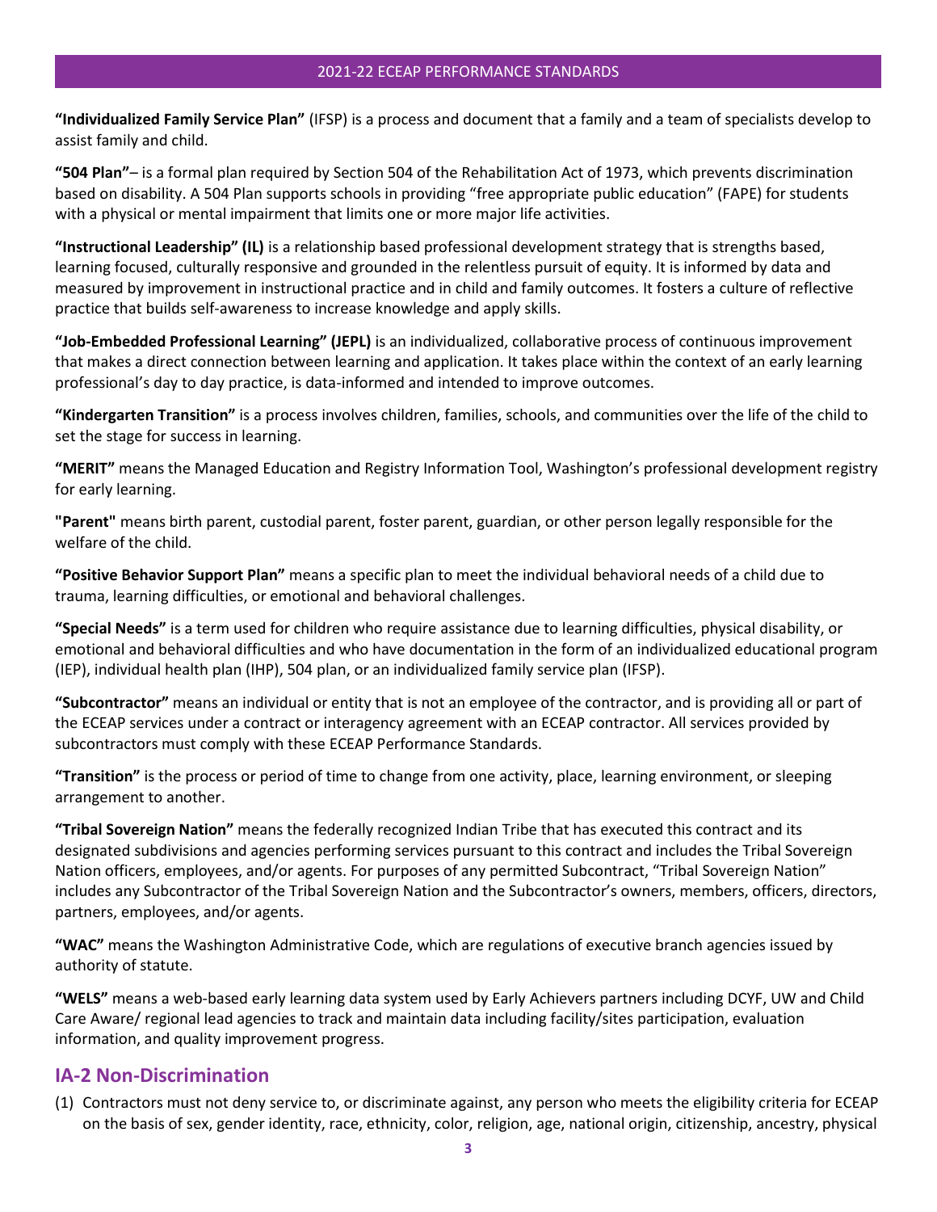**"Individualized Family Service Plan"** (IFSP) is a process and document that a family and a team of specialists develop to assist family and child.

**"504 Plan"**– is a formal plan required by Section 504 of the Rehabilitation Act of 1973, which prevents discrimination based on disability. A 504 Plan supports schools in providing "free appropriate public education" (FAPE) for students with a physical or mental impairment that limits one or more major life activities.

**"Instructional Leadership" (IL)** is a relationship based professional development strategy that is strengths based, learning focused, culturally responsive and grounded in the relentless pursuit of equity. It is informed by data and measured by improvement in instructional practice and in child and family outcomes. It fosters a culture of reflective practice that builds self-awareness to increase knowledge and apply skills.

**"Job-Embedded Professional Learning" (JEPL)** is an individualized, collaborative process of continuous improvement that makes a direct connection between learning and application. It takes place within the context of an early learning professional's day to day practice, is data-informed and intended to improve outcomes.

**"Kindergarten Transition"** is a process involves children, families, schools, and communities over the life of the child to set the stage for success in learning.

**"MERIT"** means the Managed Education and Registry Information Tool, Washington's professional development registry for early learning.

**"Parent"** means birth parent, custodial parent, foster parent, guardian, or other person legally responsible for the welfare of the child.

**"Positive Behavior Support Plan"** means a specific plan to meet the individual behavioral needs of a child due to trauma, learning difficulties, or emotional and behavioral challenges.

**"Special Needs"** is a term used for children who require assistance due to learning difficulties, physical disability, or emotional and behavioral difficulties and who have documentation in the form of an individualized educational program (IEP), individual health plan (IHP), 504 plan, or an individualized family service plan (IFSP).

**"Subcontractor"** means an individual or entity that is not an employee of the contractor, and is providing all or part of the ECEAP services under a contract or interagency agreement with an ECEAP contractor. All services provided by subcontractors must comply with these ECEAP Performance Standards.

**"Transition"** is the process or period of time to change from one activity, place, learning environment, or sleeping arrangement to another.

**"Tribal Sovereign Nation"** means the federally recognized Indian Tribe that has executed this contract and its designated subdivisions and agencies performing services pursuant to this contract and includes the Tribal Sovereign Nation officers, employees, and/or agents. For purposes of any permitted Subcontract, "Tribal Sovereign Nation" includes any Subcontractor of the Tribal Sovereign Nation and the Subcontractor's owners, members, officers, directors, partners, employees, and/or agents.

**"WAC"** means the Washington Administrative Code, which are regulations of executive branch agencies issued by authority of statute.

**"WELS"** means a web-based early learning data system used by Early Achievers partners including DCYF, UW and Child Care Aware/ regional lead agencies to track and maintain data including facility/sites participation, evaluation information, and quality improvement progress.

## IA-2 Non-Discrimination

(1) Contractors must not deny service to, or discriminate against, any person who meets the eligibility criteria for ECEAP on the basis of sex, gender identity, race, ethnicity, color, religion, age, national origin, citizenship, ancestry, physical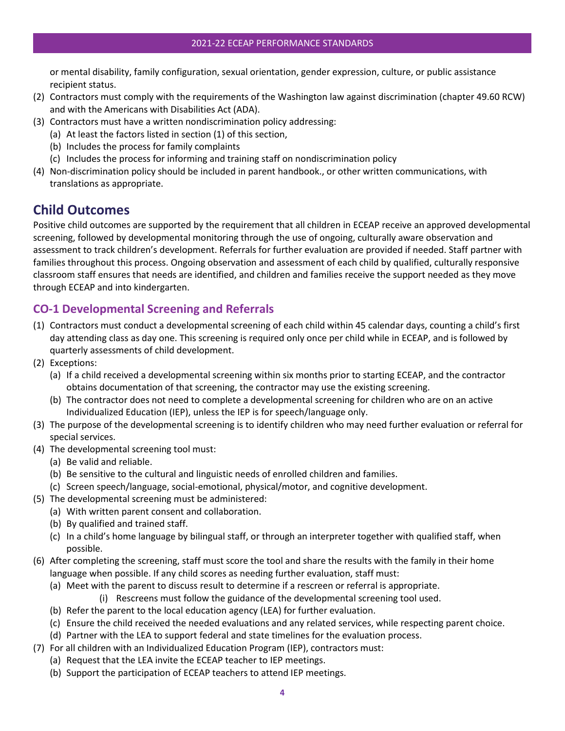or mental disability, family configuration, sexual orientation, gender expression, culture, or public assistance recipient status.

(2) Contractors must comply with the requirements of the Washington law against discrimination (chapter 49.60 RCW) and with the Americans with Disabilities Act (ADA).

(3) Contractors must have a written nondiscrimination policy addressing:
   (a) At least the factors listed in section (1) of this section,
   (b) Includes the process for family complaints
   (c) Includes the process for informing and training staff on nondiscrimination policy

(4) Non-discrimination policy should be included in parent handbook., or other written communications, with translations as appropriate.

# Child Outcomes

Positive child outcomes are supported by the requirement that all children in ECEAP receive an approved developmental screening, followed by developmental monitoring through the use of ongoing, culturally aware observation and assessment to track children's development. Referrals for further evaluation are provided if needed. Staff partner with families throughout this process. Ongoing observation and assessment of each child by qualified, culturally responsive classroom staff ensures that needs are identified, and children and families receive the support needed as they move through ECEAP and into kindergarten.

## CO-1 Developmental Screening and Referrals

(1) Contractors must conduct a developmental screening of each child within 45 calendar days, counting a child's first day attending class as day one. This screening is required only once per child while in ECEAP, and is followed by quarterly assessments of child development.

(2) Exceptions:
   (a) If a child received a developmental screening within six months prior to starting ECEAP, and the contractor obtains documentation of that screening, the contractor may use the existing screening.
   (b) The contractor does not need to complete a developmental screening for children who are on an active Individualized Education (IEP), unless the IEP is for speech/language only.

(3) The purpose of the developmental screening is to identify children who may need further evaluation or referral for special services.

(4) The developmental screening tool must:
   (a) Be valid and reliable.
   (b) Be sensitive to the cultural and linguistic needs of enrolled children and families.
   (c) Screen speech/language, social-emotional, physical/motor, and cognitive development.

(5) The developmental screening must be administered:
   (a) With written parent consent and collaboration.
   (b) By qualified and trained staff.
   (c) In a child's home language by bilingual staff, or through an interpreter together with qualified staff, when possible.

(6) After completing the screening, staff must score the tool and share the results with the family in their home language when possible. If any child scores as needing further evaluation, staff must:
   (a) Meet with the parent to discuss result to determine if a rescreen or referral is appropriate.
      (i) Rescreens must follow the guidance of the developmental screening tool used.
   (b) Refer the parent to the local education agency (LEA) for further evaluation.
   (c) Ensure the child received the needed evaluations and any related services, while respecting parent choice.
   (d) Partner with the LEA to support federal and state timelines for the evaluation process.

(7) For all children with an Individualized Education Program (IEP), contractors must:
   (a) Request that the LEA invite the ECEAP teacher to IEP meetings.
   (b) Support the participation of ECEAP teachers to attend IEP meetings.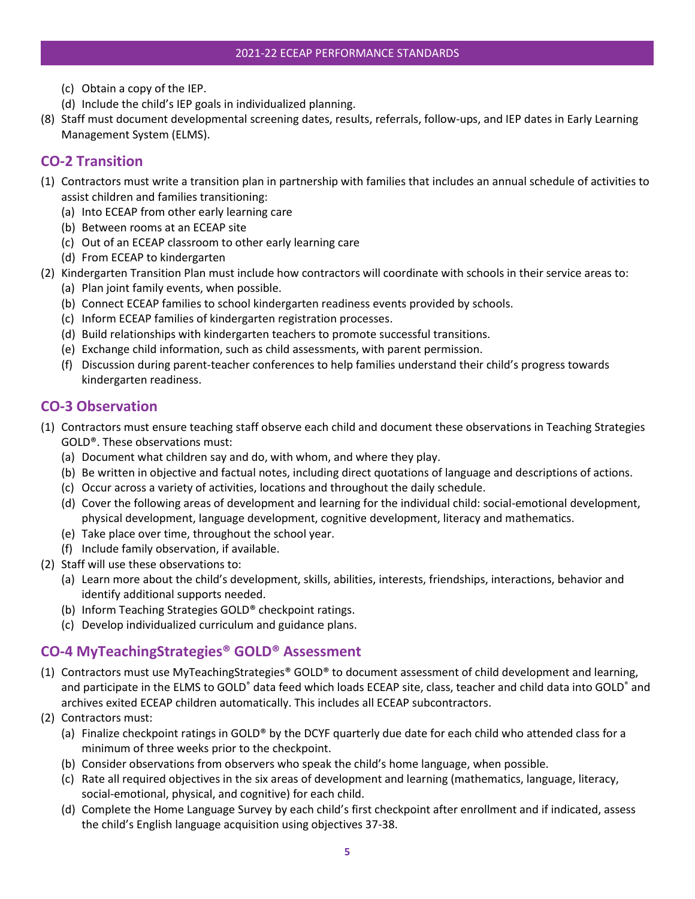(c) Obtain a copy of the IEP.
(d) Include the child's IEP goals in individualized planning.

(8) Staff must document developmental screening dates, results, referrals, follow-ups, and IEP dates in Early Learning Management System (ELMS).

## CO-2 Transition

(1) Contractors must write a transition plan in partnership with families that includes an annual schedule of activities to assist children and families transitioning:
   (a) Into ECEAP from other early learning care
   (b) Between rooms at an ECEAP site
   (c) Out of an ECEAP classroom to other early learning care
   (d) From ECEAP to kindergarten

(2) Kindergarten Transition Plan must include how contractors will coordinate with schools in their service areas to:
   (a) Plan joint family events, when possible.
   (b) Connect ECEAP families to school kindergarten readiness events provided by schools.
   (c) Inform ECEAP families of kindergarten registration processes.
   (d) Build relationships with kindergarten teachers to promote successful transitions.
   (e) Exchange child information, such as child assessments, with parent permission.
   (f) Discussion during parent-teacher conferences to help families understand their child's progress towards kindergarten readiness.

## CO-3 Observation

(1) Contractors must ensure teaching staff observe each child and document these observations in Teaching Strategies GOLD®. These observations must:
   (a) Document what children say and do, with whom, and where they play.
   (b) Be written in objective and factual notes, including direct quotations of language and descriptions of actions.
   (c) Occur across a variety of activities, locations and throughout the daily schedule.
   (d) Cover the following areas of development and learning for the individual child: social-emotional development, physical development, language development, cognitive development, literacy and mathematics.
   (e) Take place over time, throughout the school year.
   (f) Include family observation, if available.

(2) Staff will use these observations to:
   (a) Learn more about the child's development, skills, abilities, interests, friendships, interactions, behavior and identify additional supports needed.
   (b) Inform Teaching Strategies GOLD® checkpoint ratings.
   (c) Develop individualized curriculum and guidance plans.

## CO-4 MyTeachingStrategies® GOLD® Assessment

(1) Contractors must use MyTeachingStrategies® GOLD® to document assessment of child development and learning, and participate in the ELMS to GOLD® data feed which loads ECEAP site, class, teacher and child data into GOLD® and archives exited ECEAP children automatically. This includes all ECEAP subcontractors.

(2) Contractors must:
   (a) Finalize checkpoint ratings in GOLD® by the DCYF quarterly due date for each child who attended class for a minimum of three weeks prior to the checkpoint.
   (b) Consider observations from observers who speak the child's home language, when possible.
   (c) Rate all required objectives in the six areas of development and learning (mathematics, language, literacy, social-emotional, physical, and cognitive) for each child.
   (d) Complete the Home Language Survey by each child's first checkpoint after enrollment and if indicated, assess the child's English language acquisition using objectives 37-38.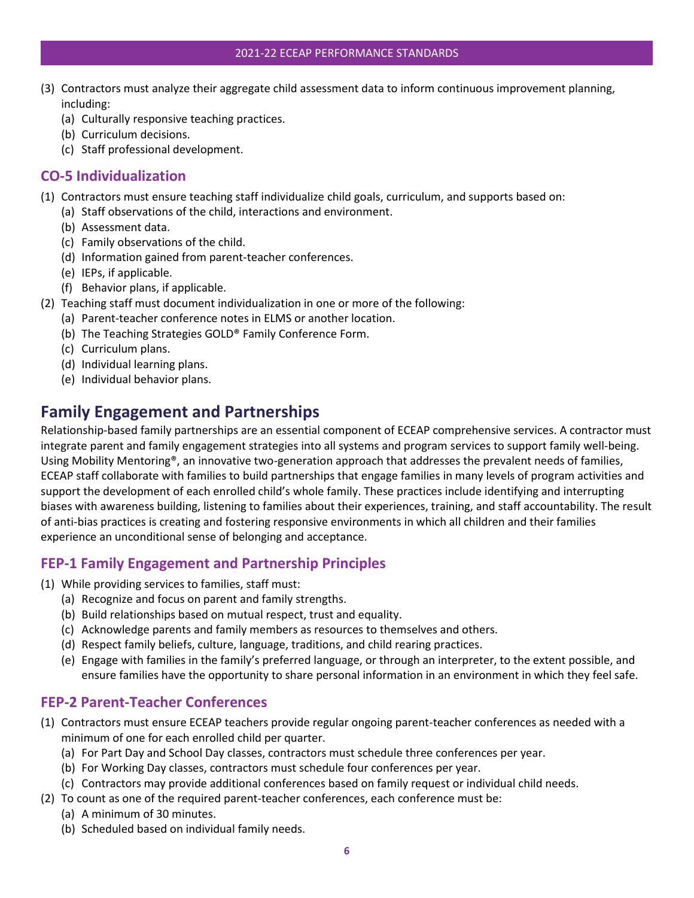(3) Contractors must analyze their aggregate child assessment data to inform continuous improvement planning, including:
    (a) Culturally responsive teaching practices.
    (b) Curriculum decisions.
    (c) Staff professional development.

### CO-5 Individualization

(1) Contractors must ensure teaching staff individualize child goals, curriculum, and supports based on:
    (a) Staff observations of the child, interactions and environment.
    (b) Assessment data.
    (c) Family observations of the child.
    (d) Information gained from parent-teacher conferences.
    (e) IEPs, if applicable.
    (f) Behavior plans, if applicable.
(2) Teaching staff must document individualization in one or more of the following:
    (a) Parent-teacher conference notes in ELMS or another location.
    (b) The Teaching Strategies GOLD® Family Conference Form.
    (c) Curriculum plans.
    (d) Individual learning plans.
    (e) Individual behavior plans.

## Family Engagement and Partnerships

Relationship-based family partnerships are an essential component of ECEAP comprehensive services. A contractor must integrate parent and family engagement strategies into all systems and program services to support family well-being. Using Mobility Mentoring®, an innovative two-generation approach that addresses the prevalent needs of families, ECEAP staff collaborate with families to build partnerships that engage families in many levels of program activities and support the development of each enrolled child's whole family. These practices include identifying and interrupting biases with awareness building, listening to families about their experiences, training, and staff accountability. The result of anti-bias practices is creating and fostering responsive environments in which all children and their families experience an unconditional sense of belonging and acceptance.

### FEP-1 Family Engagement and Partnership Principles

(1) While providing services to families, staff must:
    (a) Recognize and focus on parent and family strengths.
    (b) Build relationships based on mutual respect, trust and equality.
    (c) Acknowledge parents and family members as resources to themselves and others.
    (d) Respect family beliefs, culture, language, traditions, and child rearing practices.
    (e) Engage with families in the family's preferred language, or through an interpreter, to the extent possible, and ensure families have the opportunity to share personal information in an environment in which they feel safe.

### FEP-2 Parent-Teacher Conferences

(1) Contractors must ensure ECEAP teachers provide regular ongoing parent-teacher conferences as needed with a minimum of one for each enrolled child per quarter.
    (a) For Part Day and School Day classes, contractors must schedule three conferences per year.
    (b) For Working Day classes, contractors must schedule four conferences per year.
    (c) Contractors may provide additional conferences based on family request or individual child needs.
(2) To count as one of the required parent-teacher conferences, each conference must be:
    (a) A minimum of 30 minutes.
    (b) Scheduled based on individual family needs.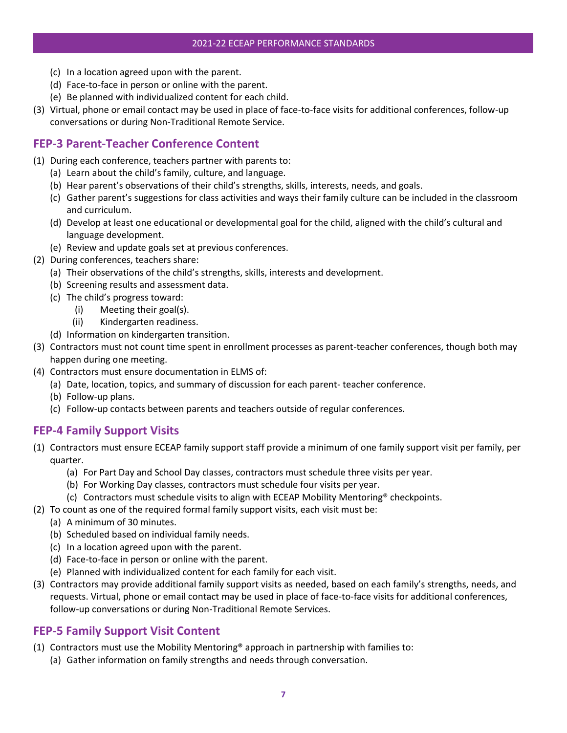(c) In a location agreed upon with the parent.
(d) Face-to-face in person or online with the parent.
(e) Be planned with individualized content for each child.

(3) Virtual, phone or email contact may be used in place of face-to-face visits for additional conferences, follow-up conversations or during Non-Traditional Remote Service.

## FEP-3 Parent-Teacher Conference Content

(1) During each conference, teachers partner with parents to:
   (a) Learn about the child's family, culture, and language.
   (b) Hear parent's observations of their child's strengths, skills, interests, needs, and goals.
   (c) Gather parent's suggestions for class activities and ways their family culture can be included in the classroom and curriculum.
   (d) Develop at least one educational or developmental goal for the child, aligned with the child's cultural and language development.
   (e) Review and update goals set at previous conferences.

(2) During conferences, teachers share:
   (a) Their observations of the child's strengths, skills, interests and development.
   (b) Screening results and assessment data.
   (c) The child's progress toward:
      (i) Meeting their goal(s).
      (ii) Kindergarten readiness.
   (d) Information on kindergarten transition.

(3) Contractors must not count time spent in enrollment processes as parent-teacher conferences, though both may happen during one meeting.

(4) Contractors must ensure documentation in ELMS of:
   (a) Date, location, topics, and summary of discussion for each parent- teacher conference.
   (b) Follow-up plans.
   (c) Follow-up contacts between parents and teachers outside of regular conferences.

## FEP-4 Family Support Visits

(1) Contractors must ensure ECEAP family support staff provide a minimum of one family support visit per family, per quarter.
   (a) For Part Day and School Day classes, contractors must schedule three visits per year.
   (b) For Working Day classes, contractors must schedule four visits per year.
   (c) Contractors must schedule visits to align with ECEAP Mobility Mentoring® checkpoints.

(2) To count as one of the required formal family support visits, each visit must be:
   (a) A minimum of 30 minutes.
   (b) Scheduled based on individual family needs.
   (c) In a location agreed upon with the parent.
   (d) Face-to-face in person or online with the parent.
   (e) Planned with individualized content for each family for each visit.

(3) Contractors may provide additional family support visits as needed, based on each family's strengths, needs, and requests. Virtual, phone or email contact may be used in place of face-to-face visits for additional conferences, follow-up conversations or during Non-Traditional Remote Services.

## FEP-5 Family Support Visit Content

(1) Contractors must use the Mobility Mentoring® approach in partnership with families to:
   (a) Gather information on family strengths and needs through conversation.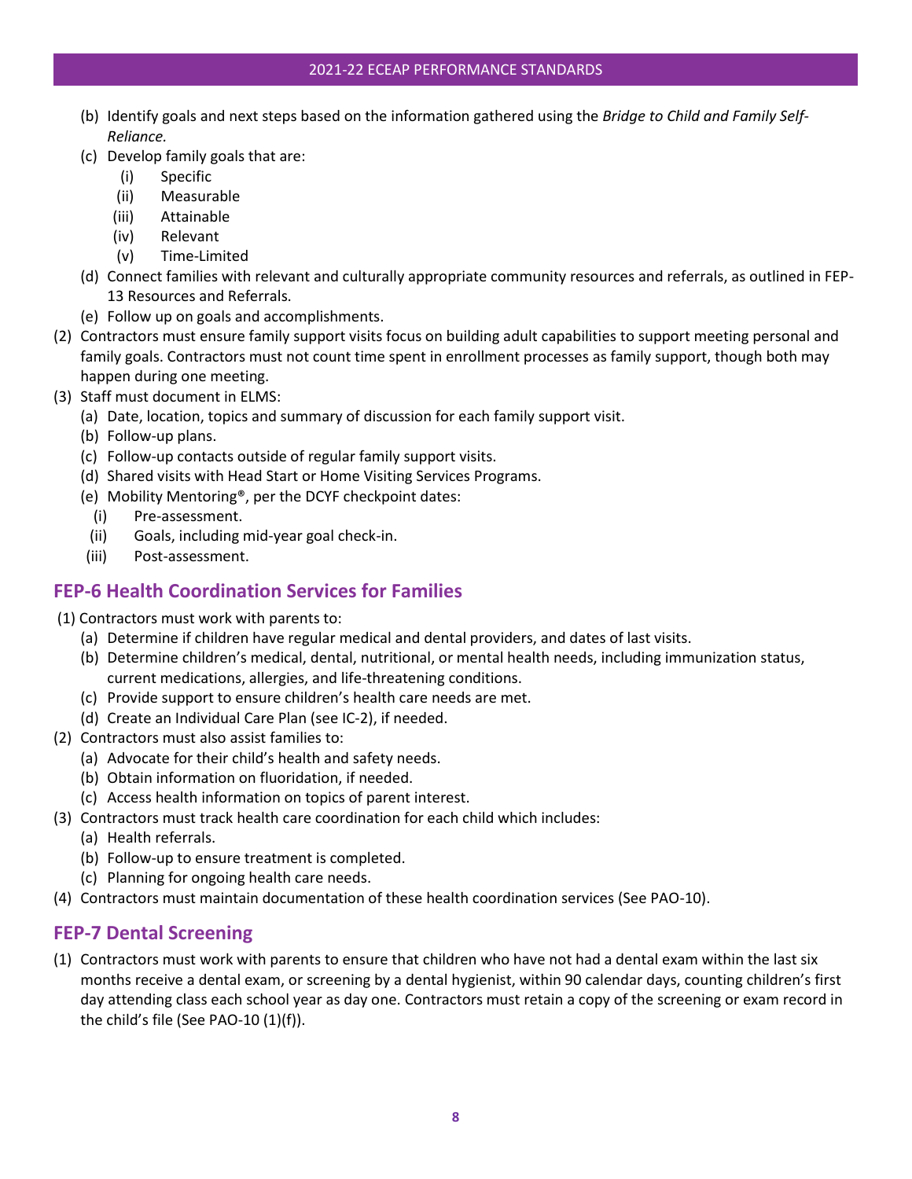(b) Identify goals and next steps based on the information gathered using the *Bridge to Child and Family Self-Reliance.*

(c) Develop family goals that are:

  (i) Specific

  (ii) Measurable

  (iii) Attainable

  (iv) Relevant

  (v) Time-Limited

(d) Connect families with relevant and culturally appropriate community resources and referrals, as outlined in FEP-13 Resources and Referrals.

(e) Follow up on goals and accomplishments.

(2) Contractors must ensure family support visits focus on building adult capabilities to support meeting personal and family goals. Contractors must not count time spent in enrollment processes as family support, though both may happen during one meeting.

(3) Staff must document in ELMS:

  (a) Date, location, topics and summary of discussion for each family support visit.

  (b) Follow-up plans.

  (c) Follow-up contacts outside of regular family support visits.

  (d) Shared visits with Head Start or Home Visiting Services Programs.

  (e) Mobility Mentoring®, per the DCYF checkpoint dates:

    (i) Pre-assessment.

    (ii) Goals, including mid-year goal check-in.

    (iii) Post-assessment.

## FEP-6 Health Coordination Services for Families

(1) Contractors must work with parents to:

  (a) Determine if children have regular medical and dental providers, and dates of last visits.

  (b) Determine children's medical, dental, nutritional, or mental health needs, including immunization status, current medications, allergies, and life-threatening conditions.

  (c) Provide support to ensure children's health care needs are met.

  (d) Create an Individual Care Plan (see IC-2), if needed.

(2) Contractors must also assist families to:

  (a) Advocate for their child's health and safety needs.

  (b) Obtain information on fluoridation, if needed.

  (c) Access health information on topics of parent interest.

(3) Contractors must track health care coordination for each child which includes:

  (a) Health referrals.

  (b) Follow-up to ensure treatment is completed.

  (c) Planning for ongoing health care needs.

(4) Contractors must maintain documentation of these health coordination services (See PAO-10).

## FEP-7 Dental Screening

(1) Contractors must work with parents to ensure that children who have not had a dental exam within the last six months receive a dental exam, or screening by a dental hygienist, within 90 calendar days, counting children's first day attending class each school year as day one. Contractors must retain a copy of the screening or exam record in the child's file (See PAO-10 (1)(f)).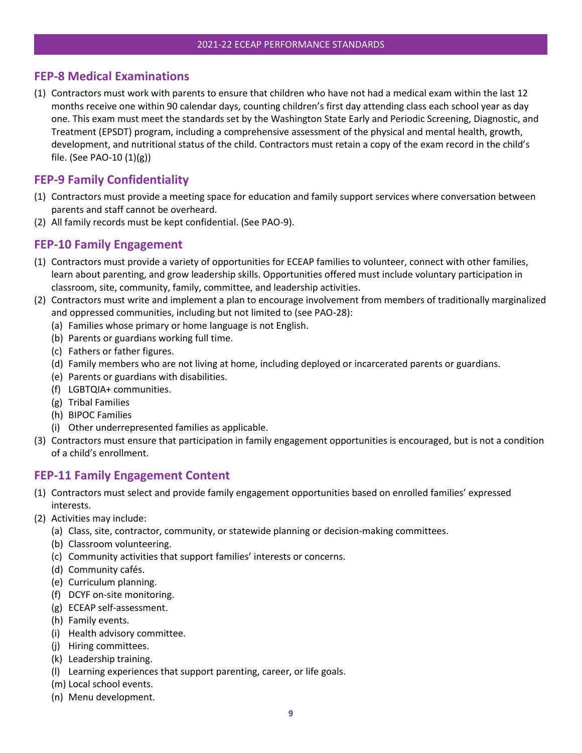## FEP-8 Medical Examinations

(1) Contractors must work with parents to ensure that children who have not had a medical exam within the last 12 months receive one within 90 calendar days, counting children's first day attending class each school year as day one. This exam must meet the standards set by the Washington State Early and Periodic Screening, Diagnostic, and Treatment (EPSDT) program, including a comprehensive assessment of the physical and mental health, growth, development, and nutritional status of the child. Contractors must retain a copy of the exam record in the child's file. (See PAO-10 (1)(g))

## FEP-9 Family Confidentiality

(1) Contractors must provide a meeting space for education and family support services where conversation between parents and staff cannot be overheard.
(2) All family records must be kept confidential. (See PAO-9).

## FEP-10 Family Engagement

(1) Contractors must provide a variety of opportunities for ECEAP families to volunteer, connect with other families, learn about parenting, and grow leadership skills. Opportunities offered must include voluntary participation in classroom, site, community, family, committee, and leadership activities.
(2) Contractors must write and implement a plan to encourage involvement from members of traditionally marginalized and oppressed communities, including but not limited to (see PAO-28):
    (a) Families whose primary or home language is not English.
    (b) Parents or guardians working full time.
    (c) Fathers or father figures.
    (d) Family members who are not living at home, including deployed or incarcerated parents or guardians.
    (e) Parents or guardians with disabilities.
    (f) LGBTQIA+ communities.
    (g) Tribal Families
    (h) BIPOC Families
    (i) Other underrepresented families as applicable.
(3) Contractors must ensure that participation in family engagement opportunities is encouraged, but is not a condition of a child's enrollment.

## FEP-11 Family Engagement Content

(1) Contractors must select and provide family engagement opportunities based on enrolled families' expressed interests.
(2) Activities may include:
    (a) Class, site, contractor, community, or statewide planning or decision-making committees.
    (b) Classroom volunteering.
    (c) Community activities that support families' interests or concerns.
    (d) Community cafés.
    (e) Curriculum planning.
    (f) DCYF on-site monitoring.
    (g) ECEAP self-assessment.
    (h) Family events.
    (i) Health advisory committee.
    (j) Hiring committees.
    (k) Leadership training.
    (l) Learning experiences that support parenting, career, or life goals.
    (m) Local school events.
    (n) Menu development.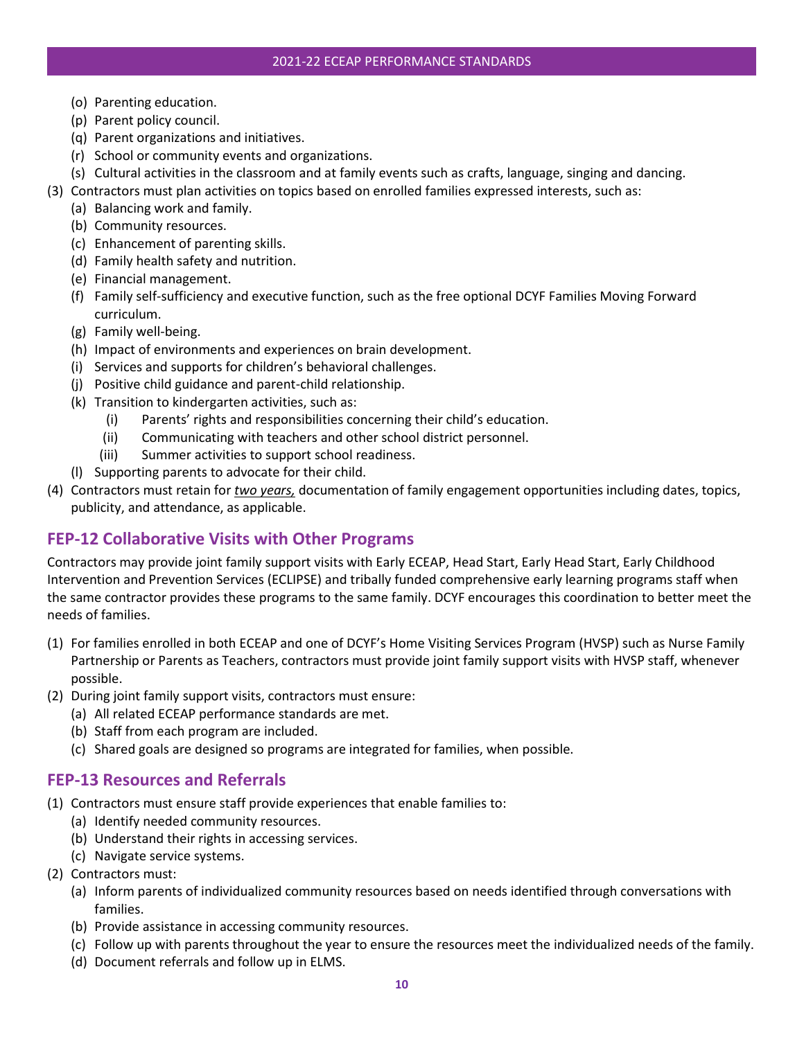- (o) Parenting education.
   - (p) Parent policy council.
   - (q) Parent organizations and initiatives.
   - (r) School or community events and organizations.
   - (s) Cultural activities in the classroom and at family events such as crafts, language, singing and dancing.

(3) Contractors must plan activities on topics based on enrolled families expressed interests, such as:
   - (a) Balancing work and family.
   - (b) Community resources.
   - (c) Enhancement of parenting skills.
   - (d) Family health safety and nutrition.
   - (e) Financial management.
   - (f) Family self-sufficiency and executive function, such as the free optional DCYF Families Moving Forward curriculum.
   - (g) Family well-being.
   - (h) Impact of environments and experiences on brain development.
   - (i) Services and supports for children's behavioral challenges.
   - (j) Positive child guidance and parent-child relationship.
   - (k) Transition to kindergarten activities, such as:
     - (i) Parents' rights and responsibilities concerning their child's education.
     - (ii) Communicating with teachers and other school district personnel.
     - (iii) Summer activities to support school readiness.
   - (l) Supporting parents to advocate for their child.

(4) Contractors must retain for ***two years,*** documentation of family engagement opportunities including dates, topics, publicity, and attendance, as applicable.

## FEP-12 Collaborative Visits with Other Programs

Contractors may provide joint family support visits with Early ECEAP, Head Start, Early Head Start, Early Childhood Intervention and Prevention Services (ECLIPSE) and tribally funded comprehensive early learning programs staff when the same contractor provides these programs to the same family. DCYF encourages this coordination to better meet the needs of families.

(1) For families enrolled in both ECEAP and one of DCYF's Home Visiting Services Program (HVSP) such as Nurse Family Partnership or Parents as Teachers, contractors must provide joint family support visits with HVSP staff, whenever possible.

(2) During joint family support visits, contractors must ensure:
   - (a) All related ECEAP performance standards are met.
   - (b) Staff from each program are included.
   - (c) Shared goals are designed so programs are integrated for families, when possible.

## FEP-13 Resources and Referrals

(1) Contractors must ensure staff provide experiences that enable families to:
   - (a) Identify needed community resources.
   - (b) Understand their rights in accessing services.
   - (c) Navigate service systems.

(2) Contractors must:
   - (a) Inform parents of individualized community resources based on needs identified through conversations with families.
   - (b) Provide assistance in accessing community resources.
   - (c) Follow up with parents throughout the year to ensure the resources meet the individualized needs of the family.
   - (d) Document referrals and follow up in ELMS.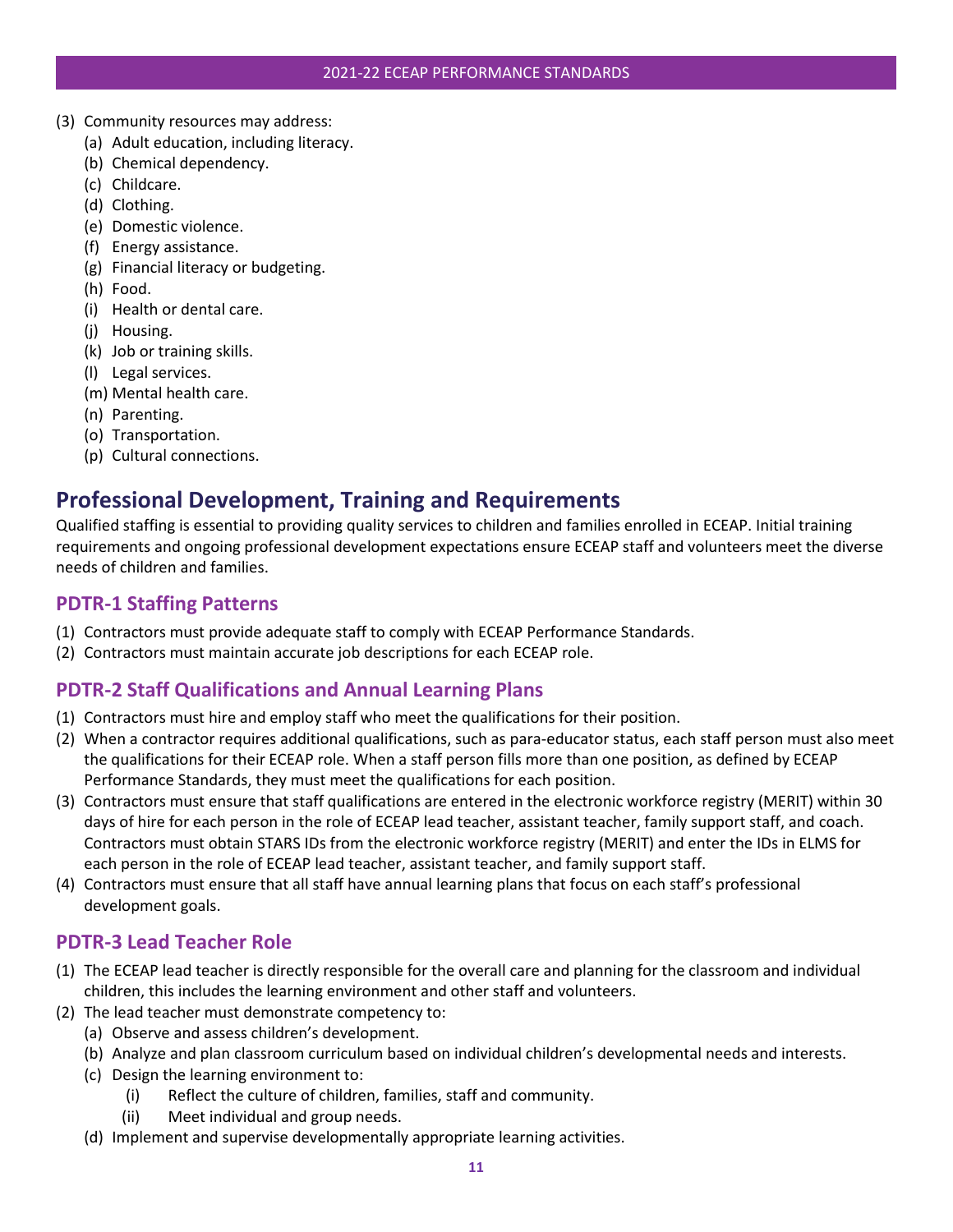(3) Community resources may address:
   (a) Adult education, including literacy.
   (b) Chemical dependency.
   (c) Childcare.
   (d) Clothing.
   (e) Domestic violence.
   (f) Energy assistance.
   (g) Financial literacy or budgeting.
   (h) Food.
   (i) Health or dental care.
   (j) Housing.
   (k) Job or training skills.
   (l) Legal services.
   (m) Mental health care.
   (n) Parenting.
   (o) Transportation.
   (p) Cultural connections.

## Professional Development, Training and Requirements

Qualified staffing is essential to providing quality services to children and families enrolled in ECEAP. Initial training requirements and ongoing professional development expectations ensure ECEAP staff and volunteers meet the diverse needs of children and families.

### PDTR-1 Staffing Patterns

(1) Contractors must provide adequate staff to comply with ECEAP Performance Standards.
(2) Contractors must maintain accurate job descriptions for each ECEAP role.

### PDTR-2 Staff Qualifications and Annual Learning Plans

(1) Contractors must hire and employ staff who meet the qualifications for their position.
(2) When a contractor requires additional qualifications, such as para-educator status, each staff person must also meet the qualifications for their ECEAP role. When a staff person fills more than one position, as defined by ECEAP Performance Standards, they must meet the qualifications for each position.
(3) Contractors must ensure that staff qualifications are entered in the electronic workforce registry (MERIT) within 30 days of hire for each person in the role of ECEAP lead teacher, assistant teacher, family support staff, and coach. Contractors must obtain STARS IDs from the electronic workforce registry (MERIT) and enter the IDs in ELMS for each person in the role of ECEAP lead teacher, assistant teacher, and family support staff.
(4) Contractors must ensure that all staff have annual learning plans that focus on each staff's professional development goals.

### PDTR-3 Lead Teacher Role

(1) The ECEAP lead teacher is directly responsible for the overall care and planning for the classroom and individual children, this includes the learning environment and other staff and volunteers.
(2) The lead teacher must demonstrate competency to:
   (a) Observe and assess children's development.
   (b) Analyze and plan classroom curriculum based on individual children's developmental needs and interests.
   (c) Design the learning environment to:
      (i) Reflect the culture of children, families, staff and community.
      (ii) Meet individual and group needs.
   (d) Implement and supervise developmentally appropriate learning activities.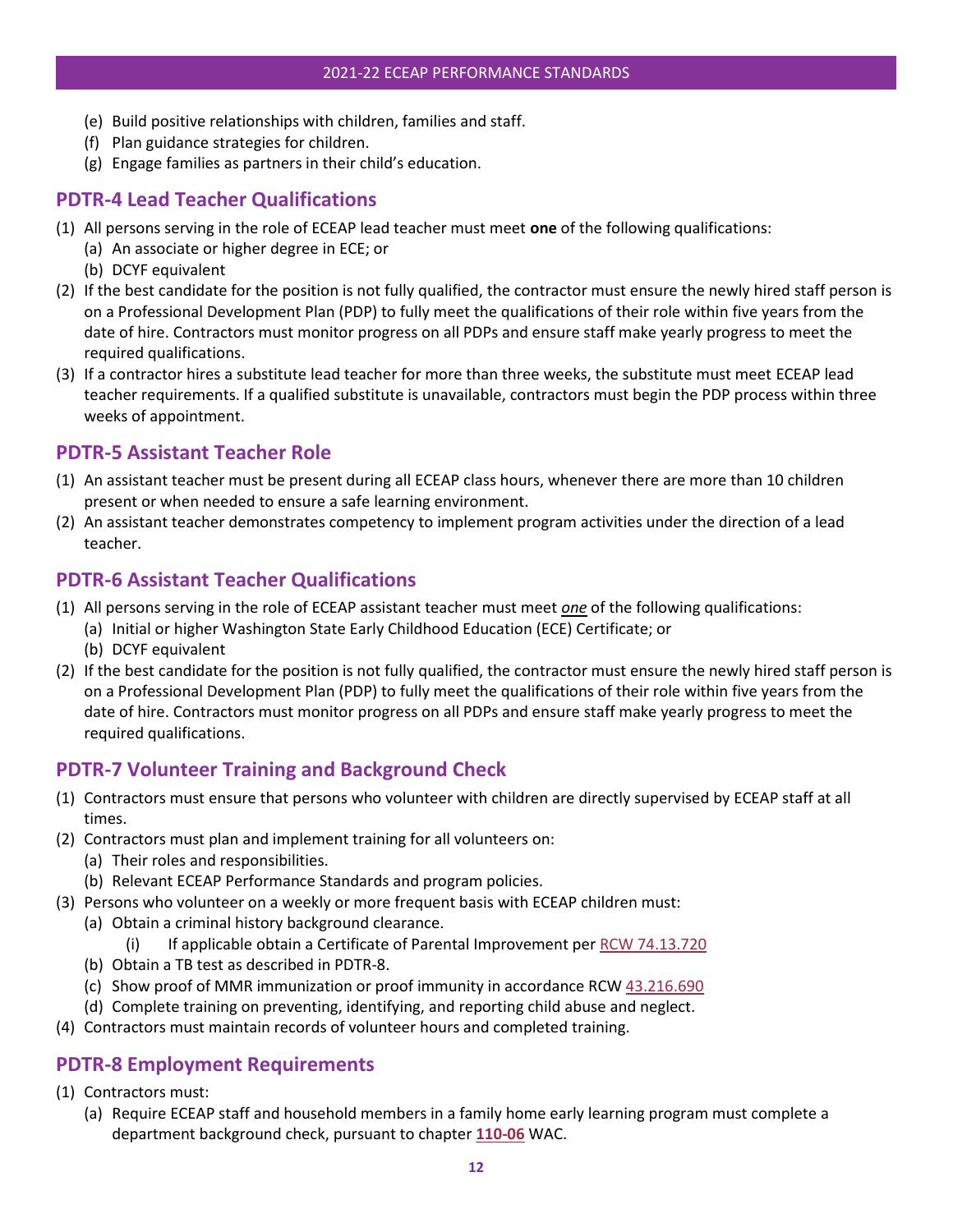(e) Build positive relationships with children, families and staff.
(f) Plan guidance strategies for children.
(g) Engage families as partners in their child's education.

## PDTR-4 Lead Teacher Qualifications

(1) All persons serving in the role of ECEAP lead teacher must meet **one** of the following qualifications:
  (a) An associate or higher degree in ECE; or
  (b) DCYF equivalent
(2) If the best candidate for the position is not fully qualified, the contractor must ensure the newly hired staff person is on a Professional Development Plan (PDP) to fully meet the qualifications of their role within five years from the date of hire. Contractors must monitor progress on all PDPs and ensure staff make yearly progress to meet the required qualifications.
(3) If a contractor hires a substitute lead teacher for more than three weeks, the substitute must meet ECEAP lead teacher requirements. If a qualified substitute is unavailable, contractors must begin the PDP process within three weeks of appointment.

## PDTR-5 Assistant Teacher Role

(1) An assistant teacher must be present during all ECEAP class hours, whenever there are more than 10 children present or when needed to ensure a safe learning environment.
(2) An assistant teacher demonstrates competency to implement program activities under the direction of a lead teacher.

## PDTR-6 Assistant Teacher Qualifications

(1) All persons serving in the role of ECEAP assistant teacher must meet ***one*** of the following qualifications:
  (a) Initial or higher Washington State Early Childhood Education (ECE) Certificate; or
  (b) DCYF equivalent
(2) If the best candidate for the position is not fully qualified, the contractor must ensure the newly hired staff person is on a Professional Development Plan (PDP) to fully meet the qualifications of their role within five years from the date of hire. Contractors must monitor progress on all PDPs and ensure staff make yearly progress to meet the required qualifications.

## PDTR-7 Volunteer Training and Background Check

(1) Contractors must ensure that persons who volunteer with children are directly supervised by ECEAP staff at all times.
(2) Contractors must plan and implement training for all volunteers on:
  (a) Their roles and responsibilities.
  (b) Relevant ECEAP Performance Standards and program policies.
(3) Persons who volunteer on a weekly or more frequent basis with ECEAP children must:
  (a) Obtain a criminal history background clearance.
    (i) If applicable obtain a Certificate of Parental Improvement per RCW 74.13.720
  (b) Obtain a TB test as described in PDTR-8.
  (c) Show proof of MMR immunization or proof immunity in accordance RCW 43.216.690
  (d) Complete training on preventing, identifying, and reporting child abuse and neglect.
(4) Contractors must maintain records of volunteer hours and completed training.

## PDTR-8 Employment Requirements

(1) Contractors must:
  (a) Require ECEAP staff and household members in a family home early learning program must complete a department background check, pursuant to chapter **110-06** WAC.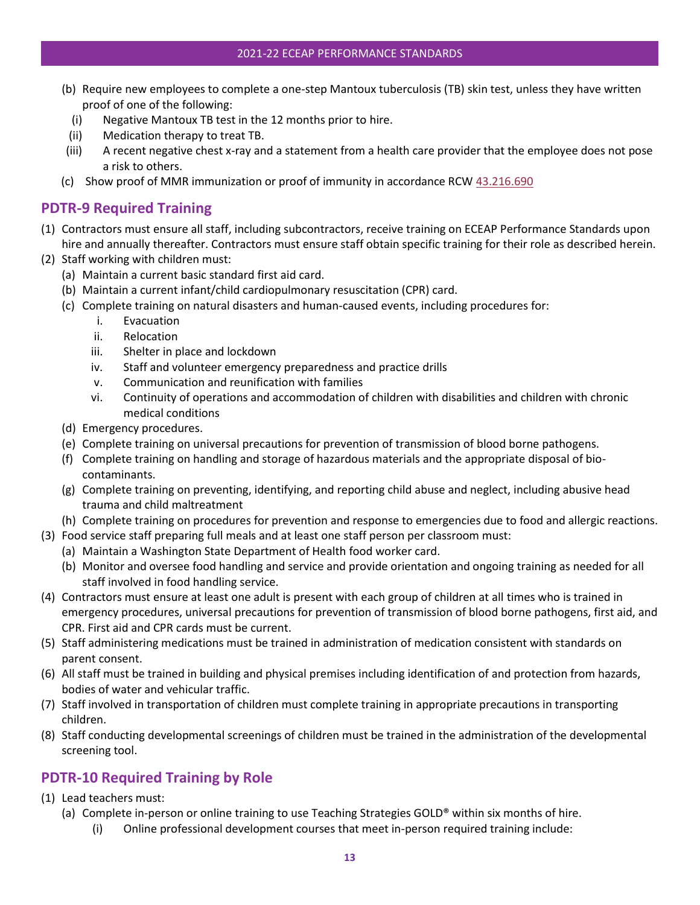(b) Require new employees to complete a one-step Mantoux tuberculosis (TB) skin test, unless they have written proof of one of the following:
   (i) Negative Mantoux TB test in the 12 months prior to hire.
   (ii) Medication therapy to treat TB.
   (iii) A recent negative chest x-ray and a statement from a health care provider that the employee does not pose a risk to others.

(c) Show proof of MMR immunization or proof of immunity in accordance RCW 43.216.690

## PDTR-9 Required Training

(1) Contractors must ensure all staff, including subcontractors, receive training on ECEAP Performance Standards upon hire and annually thereafter. Contractors must ensure staff obtain specific training for their role as described herein.

(2) Staff working with children must:
   (a) Maintain a current basic standard first aid card.
   (b) Maintain a current infant/child cardiopulmonary resuscitation (CPR) card.
   (c) Complete training on natural disasters and human-caused events, including procedures for:
      i. Evacuation
      ii. Relocation
      iii. Shelter in place and lockdown
      iv. Staff and volunteer emergency preparedness and practice drills
      v. Communication and reunification with families
      vi. Continuity of operations and accommodation of children with disabilities and children with chronic medical conditions
   (d) Emergency procedures.
   (e) Complete training on universal precautions for prevention of transmission of blood borne pathogens.
   (f) Complete training on handling and storage of hazardous materials and the appropriate disposal of bio-contaminants.
   (g) Complete training on preventing, identifying, and reporting child abuse and neglect, including abusive head trauma and child maltreatment
   (h) Complete training on procedures for prevention and response to emergencies due to food and allergic reactions.

(3) Food service staff preparing full meals and at least one staff person per classroom must:
   (a) Maintain a Washington State Department of Health food worker card.
   (b) Monitor and oversee food handling and service and provide orientation and ongoing training as needed for all staff involved in food handling service.

(4) Contractors must ensure at least one adult is present with each group of children at all times who is trained in emergency procedures, universal precautions for prevention of transmission of blood borne pathogens, first aid, and CPR. First aid and CPR cards must be current.

(5) Staff administering medications must be trained in administration of medication consistent with standards on parent consent.

(6) All staff must be trained in building and physical premises including identification of and protection from hazards, bodies of water and vehicular traffic.

(7) Staff involved in transportation of children must complete training in appropriate precautions in transporting children.

(8) Staff conducting developmental screenings of children must be trained in the administration of the developmental screening tool.

## PDTR-10 Required Training by Role

(1) Lead teachers must:
   (a) Complete in-person or online training to use Teaching Strategies GOLD® within six months of hire.
      (i) Online professional development courses that meet in-person required training include: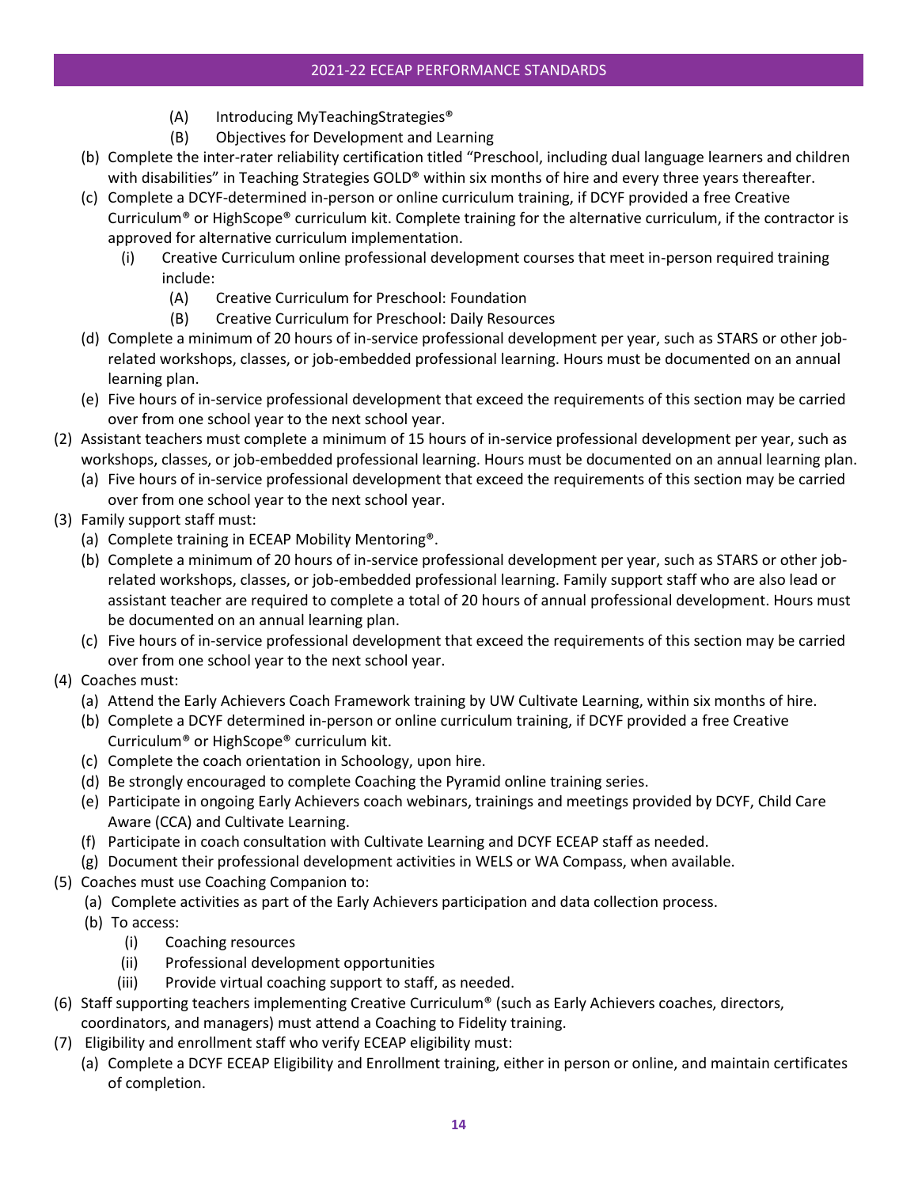(A) Introducing MyTeachingStrategies®
        (B) Objectives for Development and Learning
  - (b) Complete the inter-rater reliability certification titled "Preschool, including dual language learners and children with disabilities" in Teaching Strategies GOLD® within six months of hire and every three years thereafter.
  - (c) Complete a DCYF-determined in-person or online curriculum training, if DCYF provided a free Creative Curriculum® or HighScope® curriculum kit. Complete training for the alternative curriculum, if the contractor is approved for alternative curriculum implementation.
    - (i) Creative Curriculum online professional development courses that meet in-person required training include:
      - (A) Creative Curriculum for Preschool: Foundation
      - (B) Creative Curriculum for Preschool: Daily Resources
  - (d) Complete a minimum of 20 hours of in-service professional development per year, such as STARS or other job-related workshops, classes, or job-embedded professional learning. Hours must be documented on an annual learning plan.
  - (e) Five hours of in-service professional development that exceed the requirements of this section may be carried over from one school year to the next school year.
- (2) Assistant teachers must complete a minimum of 15 hours of in-service professional development per year, such as workshops, classes, or job-embedded professional learning. Hours must be documented on an annual learning plan.
  - (a) Five hours of in-service professional development that exceed the requirements of this section may be carried over from one school year to the next school year.
- (3) Family support staff must:
  - (a) Complete training in ECEAP Mobility Mentoring®.
  - (b) Complete a minimum of 20 hours of in-service professional development per year, such as STARS or other job-related workshops, classes, or job-embedded professional learning. Family support staff who are also lead or assistant teacher are required to complete a total of 20 hours of annual professional development. Hours must be documented on an annual learning plan.
  - (c) Five hours of in-service professional development that exceed the requirements of this section may be carried over from one school year to the next school year.
- (4) Coaches must:
  - (a) Attend the Early Achievers Coach Framework training by UW Cultivate Learning, within six months of hire.
  - (b) Complete a DCYF determined in-person or online curriculum training, if DCYF provided a free Creative Curriculum® or HighScope® curriculum kit.
  - (c) Complete the coach orientation in Schoology, upon hire.
  - (d) Be strongly encouraged to complete Coaching the Pyramid online training series.
  - (e) Participate in ongoing Early Achievers coach webinars, trainings and meetings provided by DCYF, Child Care Aware (CCA) and Cultivate Learning.
  - (f) Participate in coach consultation with Cultivate Learning and DCYF ECEAP staff as needed.
  - (g) Document their professional development activities in WELS or WA Compass, when available.
- (5) Coaches must use Coaching Companion to:
  - (a) Complete activities as part of the Early Achievers participation and data collection process.
  - (b) To access:
    - (i) Coaching resources
    - (ii) Professional development opportunities
    - (iii) Provide virtual coaching support to staff, as needed.
- (6) Staff supporting teachers implementing Creative Curriculum® (such as Early Achievers coaches, directors, coordinators, and managers) must attend a Coaching to Fidelity training.
- (7) Eligibility and enrollment staff who verify ECEAP eligibility must:
  - (a) Complete a DCYF ECEAP Eligibility and Enrollment training, either in person or online, and maintain certificates of completion.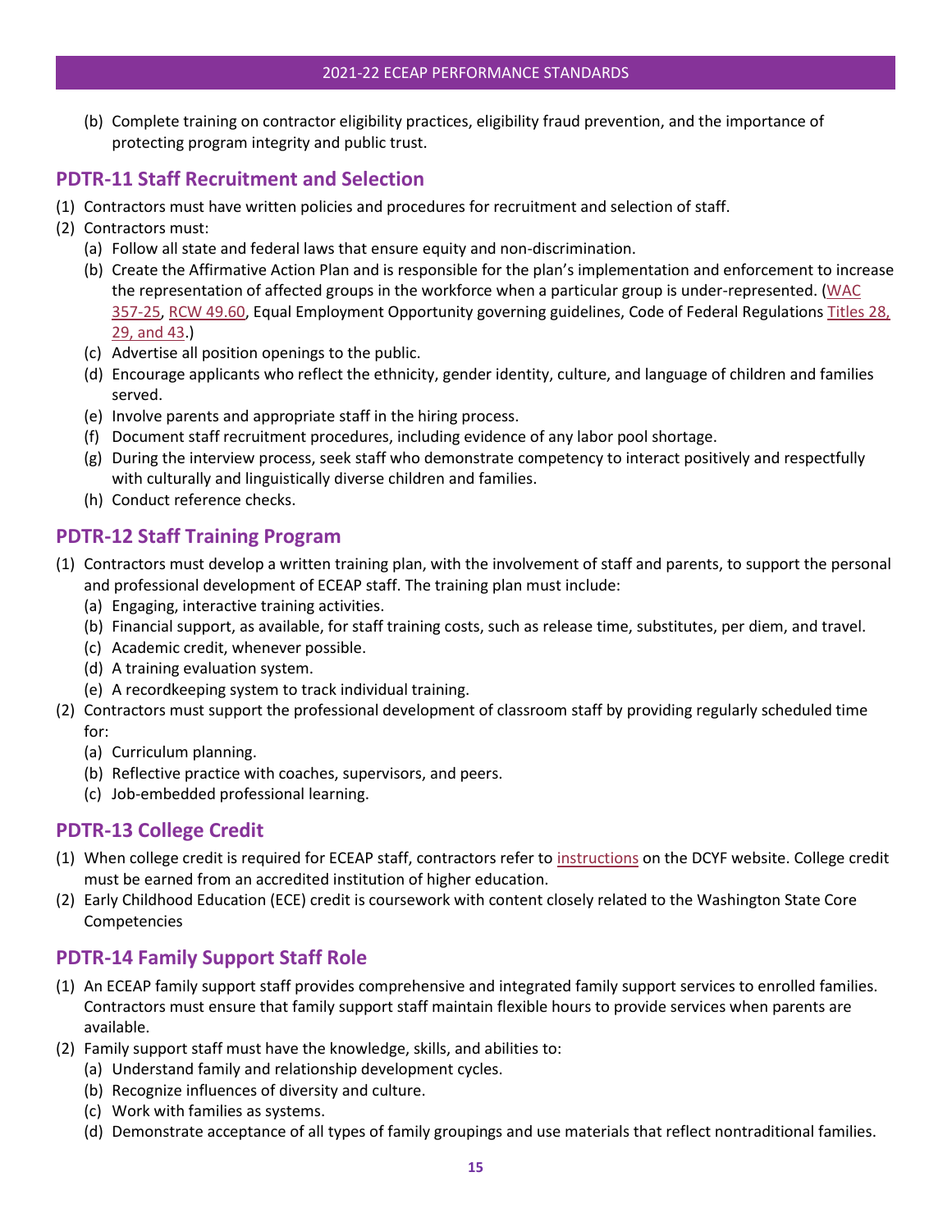(b) Complete training on contractor eligibility practices, eligibility fraud prevention, and the importance of protecting program integrity and public trust.

## PDTR-11 Staff Recruitment and Selection

(1) Contractors must have written policies and procedures for recruitment and selection of staff.
(2) Contractors must:
  (a) Follow all state and federal laws that ensure equity and non-discrimination.
  (b) Create the Affirmative Action Plan and is responsible for the plan's implementation and enforcement to increase the representation of affected groups in the workforce when a particular group is under-represented. (WAC 357-25, RCW 49.60, Equal Employment Opportunity governing guidelines, Code of Federal Regulations Titles 28, 29, and 43.)
  (c) Advertise all position openings to the public.
  (d) Encourage applicants who reflect the ethnicity, gender identity, culture, and language of children and families served.
  (e) Involve parents and appropriate staff in the hiring process.
  (f) Document staff recruitment procedures, including evidence of any labor pool shortage.
  (g) During the interview process, seek staff who demonstrate competency to interact positively and respectfully with culturally and linguistically diverse children and families.
  (h) Conduct reference checks.

## PDTR-12 Staff Training Program

(1) Contractors must develop a written training plan, with the involvement of staff and parents, to support the personal and professional development of ECEAP staff. The training plan must include:
  (a) Engaging, interactive training activities.
  (b) Financial support, as available, for staff training costs, such as release time, substitutes, per diem, and travel.
  (c) Academic credit, whenever possible.
  (d) A training evaluation system.
  (e) A recordkeeping system to track individual training.
(2) Contractors must support the professional development of classroom staff by providing regularly scheduled time for:
  (a) Curriculum planning.
  (b) Reflective practice with coaches, supervisors, and peers.
  (c) Job-embedded professional learning.

## PDTR-13 College Credit

(1) When college credit is required for ECEAP staff, contractors refer to instructions on the DCYF website. College credit must be earned from an accredited institution of higher education.
(2) Early Childhood Education (ECE) credit is coursework with content closely related to the Washington State Core Competencies

## PDTR-14 Family Support Staff Role

(1) An ECEAP family support staff provides comprehensive and integrated family support services to enrolled families. Contractors must ensure that family support staff maintain flexible hours to provide services when parents are available.
(2) Family support staff must have the knowledge, skills, and abilities to:
  (a) Understand family and relationship development cycles.
  (b) Recognize influences of diversity and culture.
  (c) Work with families as systems.
  (d) Demonstrate acceptance of all types of family groupings and use materials that reflect nontraditional families.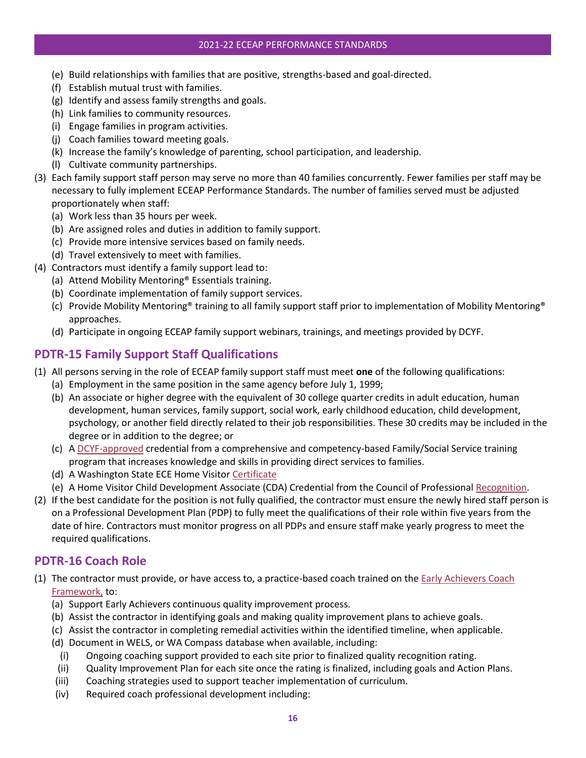(e) Build relationships with families that are positive, strengths-based and goal-directed.
(f) Establish mutual trust with families.
(g) Identify and assess family strengths and goals.
(h) Link families to community resources.
(i) Engage families in program activities.
(j) Coach families toward meeting goals.
(k) Increase the family's knowledge of parenting, school participation, and leadership.
(l) Cultivate community partnerships.

(3) Each family support staff person may serve no more than 40 families concurrently. Fewer families per staff may be necessary to fully implement ECEAP Performance Standards. The number of families served must be adjusted proportionately when staff:
   (a) Work less than 35 hours per week.
   (b) Are assigned roles and duties in addition to family support.
   (c) Provide more intensive services based on family needs.
   (d) Travel extensively to meet with families.

(4) Contractors must identify a family support lead to:
   (a) Attend Mobility Mentoring® Essentials training.
   (b) Coordinate implementation of family support services.
   (c) Provide Mobility Mentoring® training to all family support staff prior to implementation of Mobility Mentoring® approaches.
   (d) Participate in ongoing ECEAP family support webinars, trainings, and meetings provided by DCYF.

## PDTR-15 Family Support Staff Qualifications

(1) All persons serving in the role of ECEAP family support staff must meet **one** of the following qualifications:
   (a) Employment in the same position in the same agency before July 1, 1999;
   (b) An associate or higher degree with the equivalent of 30 college quarter credits in adult education, human development, human services, family support, social work, early childhood education, child development, psychology, or another field directly related to their job responsibilities. These 30 credits may be included in the degree or in addition to the degree; or
   (c) A DCYF-approved credential from a comprehensive and competency-based Family/Social Service training program that increases knowledge and skills in providing direct services to families.
   (d) A Washington State ECE Home Visitor Certificate
   (e) A Home Visitor Child Development Associate (CDA) Credential from the Council of Professional Recognition.

(2) If the best candidate for the position is not fully qualified, the contractor must ensure the newly hired staff person is on a Professional Development Plan (PDP) to fully meet the qualifications of their role within five years from the date of hire. Contractors must monitor progress on all PDPs and ensure staff make yearly progress to meet the required qualifications.

## PDTR-16 Coach Role

(1) The contractor must provide, or have access to, a practice-based coach trained on the Early Achievers Coach Framework, to:
   (a) Support Early Achievers continuous quality improvement process.
   (b) Assist the contractor in identifying goals and making quality improvement plans to achieve goals.
   (c) Assist the contractor in completing remedial activities within the identified timeline, when applicable.
   (d) Document in WELS, or WA Compass database when available, including:
      (i) Ongoing coaching support provided to each site prior to finalized quality recognition rating.
      (ii) Quality Improvement Plan for each site once the rating is finalized, including goals and Action Plans.
      (iii) Coaching strategies used to support teacher implementation of curriculum.
      (iv) Required coach professional development including: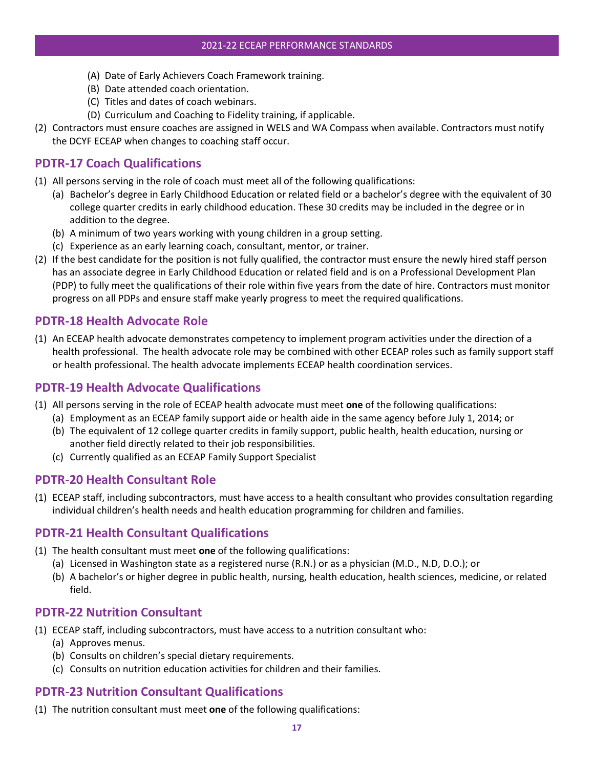(A) Date of Early Achievers Coach Framework training.
(B) Date attended coach orientation.
(C) Titles and dates of coach webinars.
(D) Curriculum and Coaching to Fidelity training, if applicable.

(2) Contractors must ensure coaches are assigned in WELS and WA Compass when available. Contractors must notify the DCYF ECEAP when changes to coaching staff occur.

## PDTR-17 Coach Qualifications

(1) All persons serving in the role of coach must meet all of the following qualifications:
   (a) Bachelor's degree in Early Childhood Education or related field or a bachelor's degree with the equivalent of 30 college quarter credits in early childhood education. These 30 credits may be included in the degree or in addition to the degree.
   (b) A minimum of two years working with young children in a group setting.
   (c) Experience as an early learning coach, consultant, mentor, or trainer.

(2) If the best candidate for the position is not fully qualified, the contractor must ensure the newly hired staff person has an associate degree in Early Childhood Education or related field and is on a Professional Development Plan (PDP) to fully meet the qualifications of their role within five years from the date of hire. Contractors must monitor progress on all PDPs and ensure staff make yearly progress to meet the required qualifications.

## PDTR-18 Health Advocate Role

(1) An ECEAP health advocate demonstrates competency to implement program activities under the direction of a health professional. The health advocate role may be combined with other ECEAP roles such as family support staff or health professional. The health advocate implements ECEAP health coordination services.

## PDTR-19 Health Advocate Qualifications

(1) All persons serving in the role of ECEAP health advocate must meet **one** of the following qualifications:
   (a) Employment as an ECEAP family support aide or health aide in the same agency before July 1, 2014; or
   (b) The equivalent of 12 college quarter credits in family support, public health, health education, nursing or another field directly related to their job responsibilities.
   (c) Currently qualified as an ECEAP Family Support Specialist

## PDTR-20 Health Consultant Role

(1) ECEAP staff, including subcontractors, must have access to a health consultant who provides consultation regarding individual children's health needs and health education programming for children and families.

## PDTR-21 Health Consultant Qualifications

(1) The health consultant must meet **one** of the following qualifications:
   (a) Licensed in Washington state as a registered nurse (R.N.) or as a physician (M.D., N.D, D.O.); or
   (b) A bachelor's or higher degree in public health, nursing, health education, health sciences, medicine, or related field.

## PDTR-22 Nutrition Consultant

(1) ECEAP staff, including subcontractors, must have access to a nutrition consultant who:
   (a) Approves menus.
   (b) Consults on children's special dietary requirements.
   (c) Consults on nutrition education activities for children and their families.

## PDTR-23 Nutrition Consultant Qualifications

(1) The nutrition consultant must meet **one** of the following qualifications: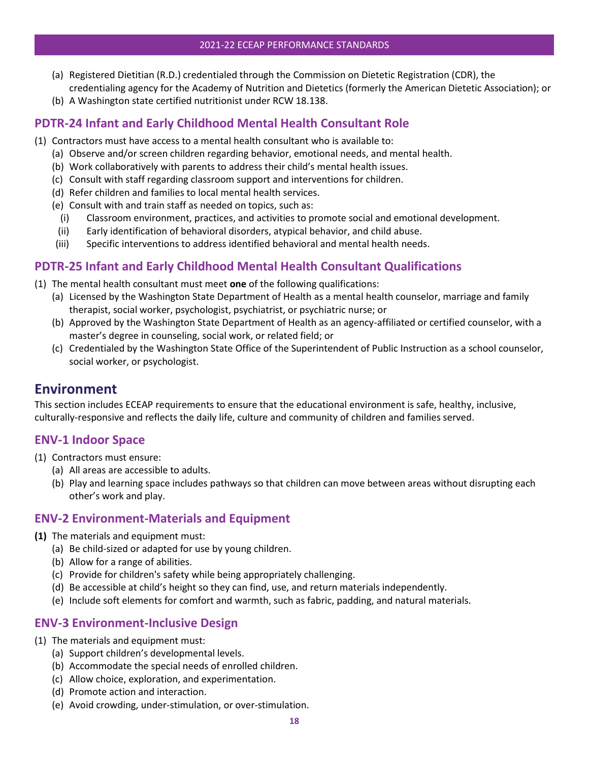(a) Registered Dietitian (R.D.) credentialed through the Commission on Dietetic Registration (CDR), the credentialing agency for the Academy of Nutrition and Dietetics (formerly the American Dietetic Association); or
(b) A Washington state certified nutritionist under RCW 18.138.

### PDTR-24 Infant and Early Childhood Mental Health Consultant Role

(1) Contractors must have access to a mental health consultant who is available to:
  (a) Observe and/or screen children regarding behavior, emotional needs, and mental health.
  (b) Work collaboratively with parents to address their child's mental health issues.
  (c) Consult with staff regarding classroom support and interventions for children.
  (d) Refer children and families to local mental health services.
  (e) Consult with and train staff as needed on topics, such as:
    (i) Classroom environment, practices, and activities to promote social and emotional development.
    (ii) Early identification of behavioral disorders, atypical behavior, and child abuse.
    (iii) Specific interventions to address identified behavioral and mental health needs.

### PDTR-25 Infant and Early Childhood Mental Health Consultant Qualifications

(1) The mental health consultant must meet **one** of the following qualifications:
  (a) Licensed by the Washington State Department of Health as a mental health counselor, marriage and family therapist, social worker, psychologist, psychiatrist, or psychiatric nurse; or
  (b) Approved by the Washington State Department of Health as an agency-affiliated or certified counselor, with a master's degree in counseling, social work, or related field; or
  (c) Credentialed by the Washington State Office of the Superintendent of Public Instruction as a school counselor, social worker, or psychologist.

## Environment

This section includes ECEAP requirements to ensure that the educational environment is safe, healthy, inclusive, culturally-responsive and reflects the daily life, culture and community of children and families served.

### ENV-1 Indoor Space

(1) Contractors must ensure:
  (a) All areas are accessible to adults.
  (b) Play and learning space includes pathways so that children can move between areas without disrupting each other's work and play.

### ENV-2 Environment-Materials and Equipment

**(1)** The materials and equipment must:
  (a) Be child-sized or adapted for use by young children.
  (b) Allow for a range of abilities.
  (c) Provide for children's safety while being appropriately challenging.
  (d) Be accessible at child's height so they can find, use, and return materials independently.
  (e) Include soft elements for comfort and warmth, such as fabric, padding, and natural materials.

### ENV-3 Environment-Inclusive Design

(1) The materials and equipment must:
  (a) Support children's developmental levels.
  (b) Accommodate the special needs of enrolled children.
  (c) Allow choice, exploration, and experimentation.
  (d) Promote action and interaction.
  (e) Avoid crowding, under-stimulation, or over-stimulation.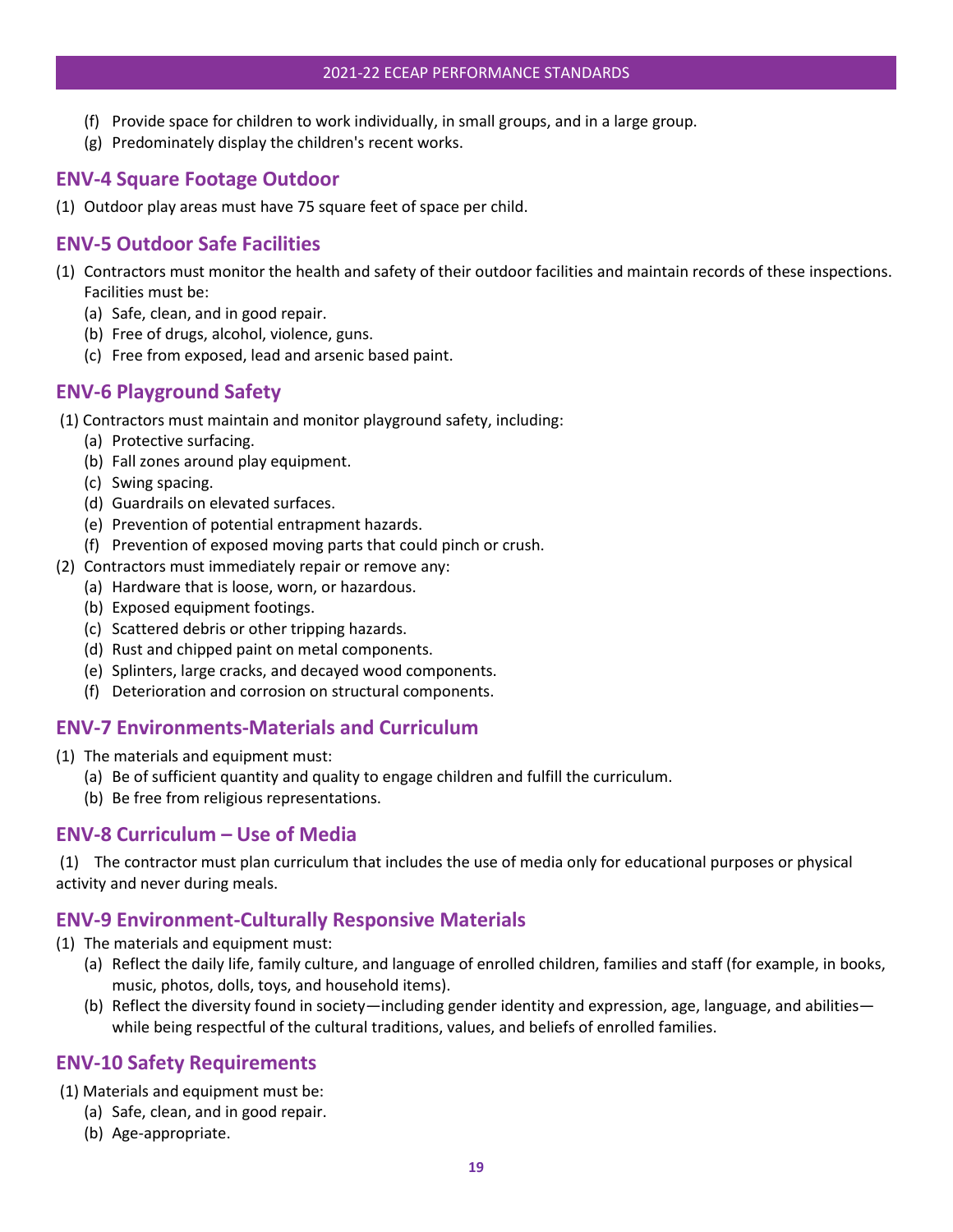(f) Provide space for children to work individually, in small groups, and in a large group.
(g) Predominately display the children's recent works.

## ENV-4 Square Footage Outdoor

(1) Outdoor play areas must have 75 square feet of space per child.

## ENV-5 Outdoor Safe Facilities

(1) Contractors must monitor the health and safety of their outdoor facilities and maintain records of these inspections. Facilities must be:
   (a) Safe, clean, and in good repair.
   (b) Free of drugs, alcohol, violence, guns.
   (c) Free from exposed, lead and arsenic based paint.

## ENV-6 Playground Safety

(1) Contractors must maintain and monitor playground safety, including:
   (a) Protective surfacing.
   (b) Fall zones around play equipment.
   (c) Swing spacing.
   (d) Guardrails on elevated surfaces.
   (e) Prevention of potential entrapment hazards.
   (f) Prevention of exposed moving parts that could pinch or crush.

(2) Contractors must immediately repair or remove any:
   (a) Hardware that is loose, worn, or hazardous.
   (b) Exposed equipment footings.
   (c) Scattered debris or other tripping hazards.
   (d) Rust and chipped paint on metal components.
   (e) Splinters, large cracks, and decayed wood components.
   (f) Deterioration and corrosion on structural components.

## ENV-7 Environments-Materials and Curriculum

(1) The materials and equipment must:
   (a) Be of sufficient quantity and quality to engage children and fulfill the curriculum.
   (b) Be free from religious representations.

## ENV-8 Curriculum – Use of Media

(1) The contractor must plan curriculum that includes the use of media only for educational purposes or physical activity and never during meals.

## ENV-9 Environment-Culturally Responsive Materials

(1) The materials and equipment must:
   (a) Reflect the daily life, family culture, and language of enrolled children, families and staff (for example, in books, music, photos, dolls, toys, and household items).
   (b) Reflect the diversity found in society—including gender identity and expression, age, language, and abilities—while being respectful of the cultural traditions, values, and beliefs of enrolled families.

## ENV-10 Safety Requirements

(1) Materials and equipment must be:
   (a) Safe, clean, and in good repair.
   (b) Age-appropriate.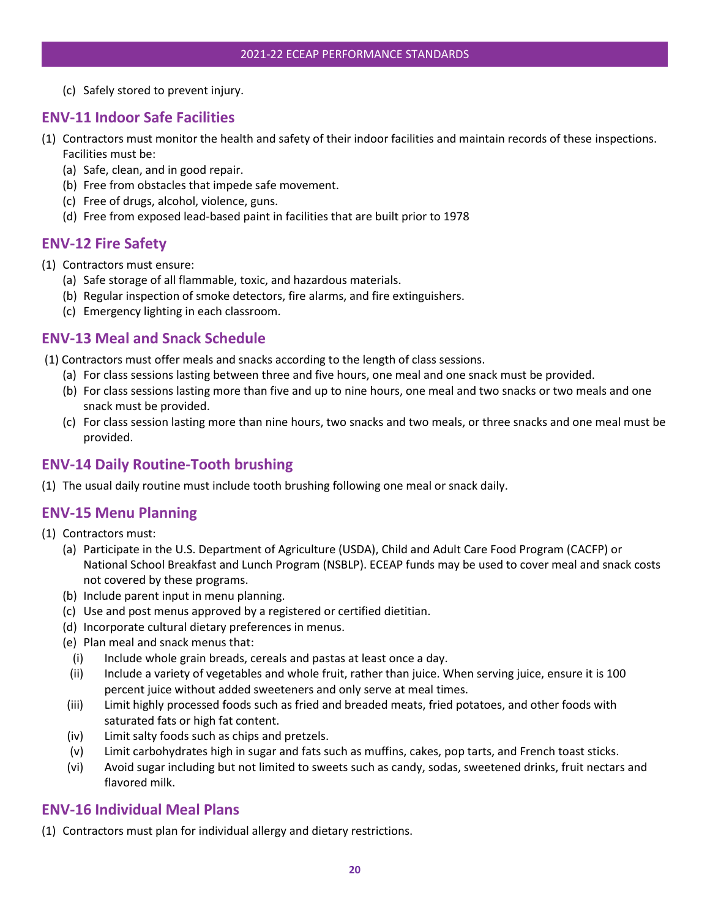(c) Safely stored to prevent injury.

## ENV-11 Indoor Safe Facilities

(1) Contractors must monitor the health and safety of their indoor facilities and maintain records of these inspections. Facilities must be:
   - (a) Safe, clean, and in good repair.
   - (b) Free from obstacles that impede safe movement.
   - (c) Free of drugs, alcohol, violence, guns.
   - (d) Free from exposed lead-based paint in facilities that are built prior to 1978

## ENV-12 Fire Safety

(1) Contractors must ensure:
   - (a) Safe storage of all flammable, toxic, and hazardous materials.
   - (b) Regular inspection of smoke detectors, fire alarms, and fire extinguishers.
   - (c) Emergency lighting in each classroom.

## ENV-13 Meal and Snack Schedule

(1) Contractors must offer meals and snacks according to the length of class sessions.
   - (a) For class sessions lasting between three and five hours, one meal and one snack must be provided.
   - (b) For class sessions lasting more than five and up to nine hours, one meal and two snacks or two meals and one snack must be provided.
   - (c) For class session lasting more than nine hours, two snacks and two meals, or three snacks and one meal must be provided.

## ENV-14 Daily Routine-Tooth brushing

(1) The usual daily routine must include tooth brushing following one meal or snack daily.

## ENV-15 Menu Planning

(1) Contractors must:
   - (a) Participate in the U.S. Department of Agriculture (USDA), Child and Adult Care Food Program (CACFP) or National School Breakfast and Lunch Program (NSBLP). ECEAP funds may be used to cover meal and snack costs not covered by these programs.
   - (b) Include parent input in menu planning.
   - (c) Use and post menus approved by a registered or certified dietitian.
   - (d) Incorporate cultural dietary preferences in menus.
   - (e) Plan meal and snack menus that:
      - (i) Include whole grain breads, cereals and pastas at least once a day.
      - (ii) Include a variety of vegetables and whole fruit, rather than juice. When serving juice, ensure it is 100 percent juice without added sweeteners and only serve at meal times.
      - (iii) Limit highly processed foods such as fried and breaded meats, fried potatoes, and other foods with saturated fats or high fat content.
      - (iv) Limit salty foods such as chips and pretzels.
      - (v) Limit carbohydrates high in sugar and fats such as muffins, cakes, pop tarts, and French toast sticks.
      - (vi) Avoid sugar including but not limited to sweets such as candy, sodas, sweetened drinks, fruit nectars and flavored milk.

## ENV-16 Individual Meal Plans

(1) Contractors must plan for individual allergy and dietary restrictions.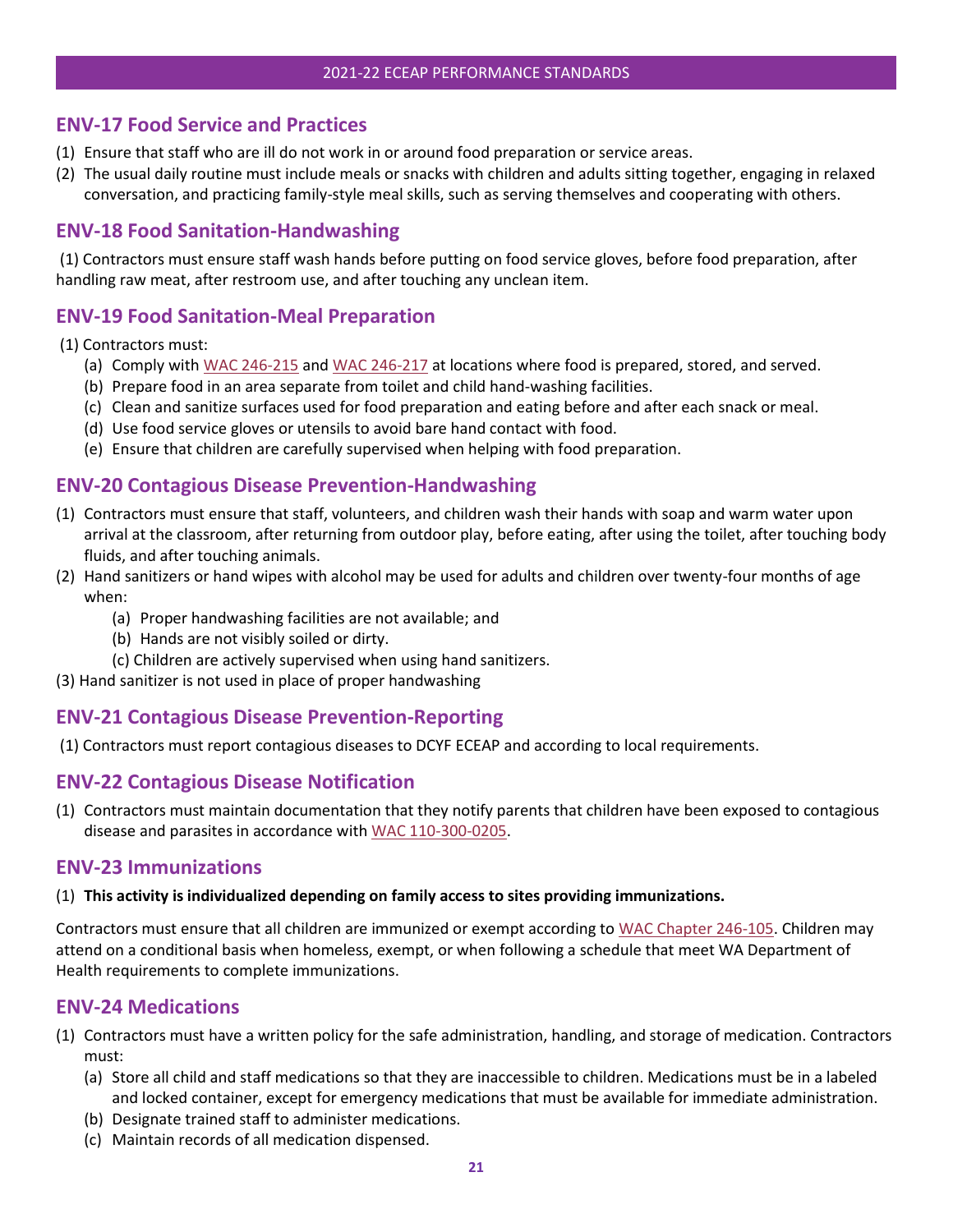## ENV-17 Food Service and Practices

(1) Ensure that staff who are ill do not work in or around food preparation or service areas.
(2) The usual daily routine must include meals or snacks with children and adults sitting together, engaging in relaxed conversation, and practicing family-style meal skills, such as serving themselves and cooperating with others.

## ENV-18 Food Sanitation-Handwashing

(1) Contractors must ensure staff wash hands before putting on food service gloves, before food preparation, after handling raw meat, after restroom use, and after touching any unclean item.

## ENV-19 Food Sanitation-Meal Preparation

(1) Contractors must:
   (a) Comply with WAC 246-215 and WAC 246-217 at locations where food is prepared, stored, and served.
   (b) Prepare food in an area separate from toilet and child hand-washing facilities.
   (c) Clean and sanitize surfaces used for food preparation and eating before and after each snack or meal.
   (d) Use food service gloves or utensils to avoid bare hand contact with food.
   (e) Ensure that children are carefully supervised when helping with food preparation.

## ENV-20 Contagious Disease Prevention-Handwashing

(1) Contractors must ensure that staff, volunteers, and children wash their hands with soap and warm water upon arrival at the classroom, after returning from outdoor play, before eating, after using the toilet, after touching body fluids, and after touching animals.
(2) Hand sanitizers or hand wipes with alcohol may be used for adults and children over twenty-four months of age when:
   (a) Proper handwashing facilities are not available; and
   (b) Hands are not visibly soiled or dirty.
   (c) Children are actively supervised when using hand sanitizers.
(3) Hand sanitizer is not used in place of proper handwashing

## ENV-21 Contagious Disease Prevention-Reporting

(1) Contractors must report contagious diseases to DCYF ECEAP and according to local requirements.

## ENV-22 Contagious Disease Notification

(1) Contractors must maintain documentation that they notify parents that children have been exposed to contagious disease and parasites in accordance with WAC 110-300-0205.

## ENV-23 Immunizations

(1) **This activity is individualized depending on family access to sites providing immunizations.**

Contractors must ensure that all children are immunized or exempt according to WAC Chapter 246-105. Children may attend on a conditional basis when homeless, exempt, or when following a schedule that meet WA Department of Health requirements to complete immunizations.

## ENV-24 Medications

(1) Contractors must have a written policy for the safe administration, handling, and storage of medication. Contractors must:
   (a) Store all child and staff medications so that they are inaccessible to children. Medications must be in a labeled and locked container, except for emergency medications that must be available for immediate administration.
   (b) Designate trained staff to administer medications.
   (c) Maintain records of all medication dispensed.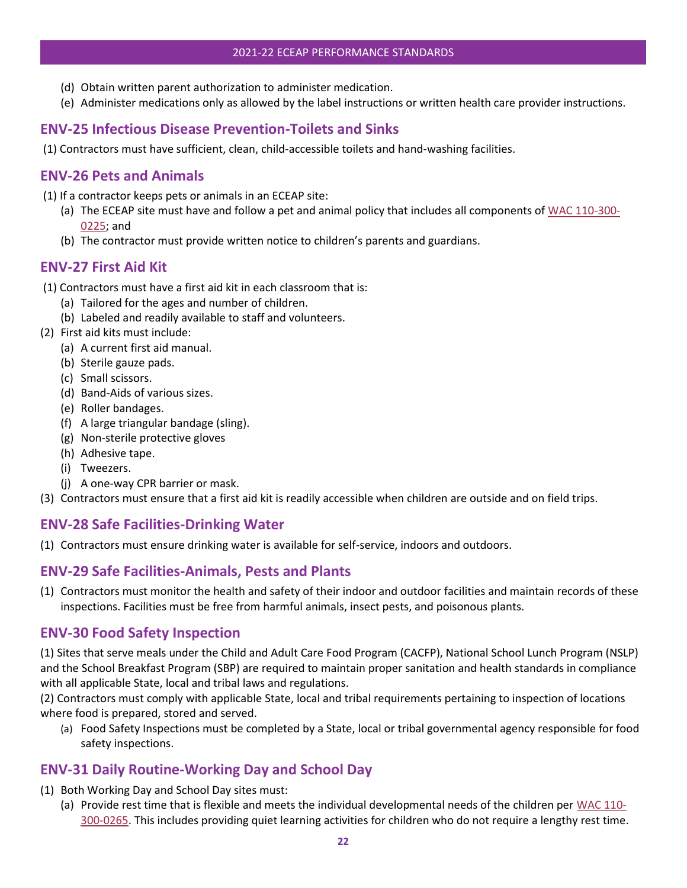(d) Obtain written parent authorization to administer medication.
(e) Administer medications only as allowed by the label instructions or written health care provider instructions.

## ENV-25 Infectious Disease Prevention-Toilets and Sinks

(1) Contractors must have sufficient, clean, child-accessible toilets and hand-washing facilities.

## ENV-26 Pets and Animals

(1) If a contractor keeps pets or animals in an ECEAP site:
- (a) The ECEAP site must have and follow a pet and animal policy that includes all components of WAC 110-300-0225; and
- (b) The contractor must provide written notice to children's parents and guardians.

## ENV-27 First Aid Kit

(1) Contractors must have a first aid kit in each classroom that is:
- (a) Tailored for the ages and number of children.
- (b) Labeled and readily available to staff and volunteers.

(2) First aid kits must include:
- (a) A current first aid manual.
- (b) Sterile gauze pads.
- (c) Small scissors.
- (d) Band-Aids of various sizes.
- (e) Roller bandages.
- (f) A large triangular bandage (sling).
- (g) Non-sterile protective gloves
- (h) Adhesive tape.
- (i) Tweezers.
- (j) A one-way CPR barrier or mask.

(3) Contractors must ensure that a first aid kit is readily accessible when children are outside and on field trips.

## ENV-28 Safe Facilities-Drinking Water

(1) Contractors must ensure drinking water is available for self-service, indoors and outdoors.

## ENV-29 Safe Facilities-Animals, Pests and Plants

(1) Contractors must monitor the health and safety of their indoor and outdoor facilities and maintain records of these inspections. Facilities must be free from harmful animals, insect pests, and poisonous plants.

## ENV-30 Food Safety Inspection

(1) Sites that serve meals under the Child and Adult Care Food Program (CACFP), National School Lunch Program (NSLP) and the School Breakfast Program (SBP) are required to maintain proper sanitation and health standards in compliance with all applicable State, local and tribal laws and regulations.

(2) Contractors must comply with applicable State, local and tribal requirements pertaining to inspection of locations where food is prepared, stored and served.
- (a) Food Safety Inspections must be completed by a State, local or tribal governmental agency responsible for food safety inspections.

## ENV-31 Daily Routine-Working Day and School Day

(1) Both Working Day and School Day sites must:
- (a) Provide rest time that is flexible and meets the individual developmental needs of the children per WAC 110-300-0265. This includes providing quiet learning activities for children who do not require a lengthy rest time.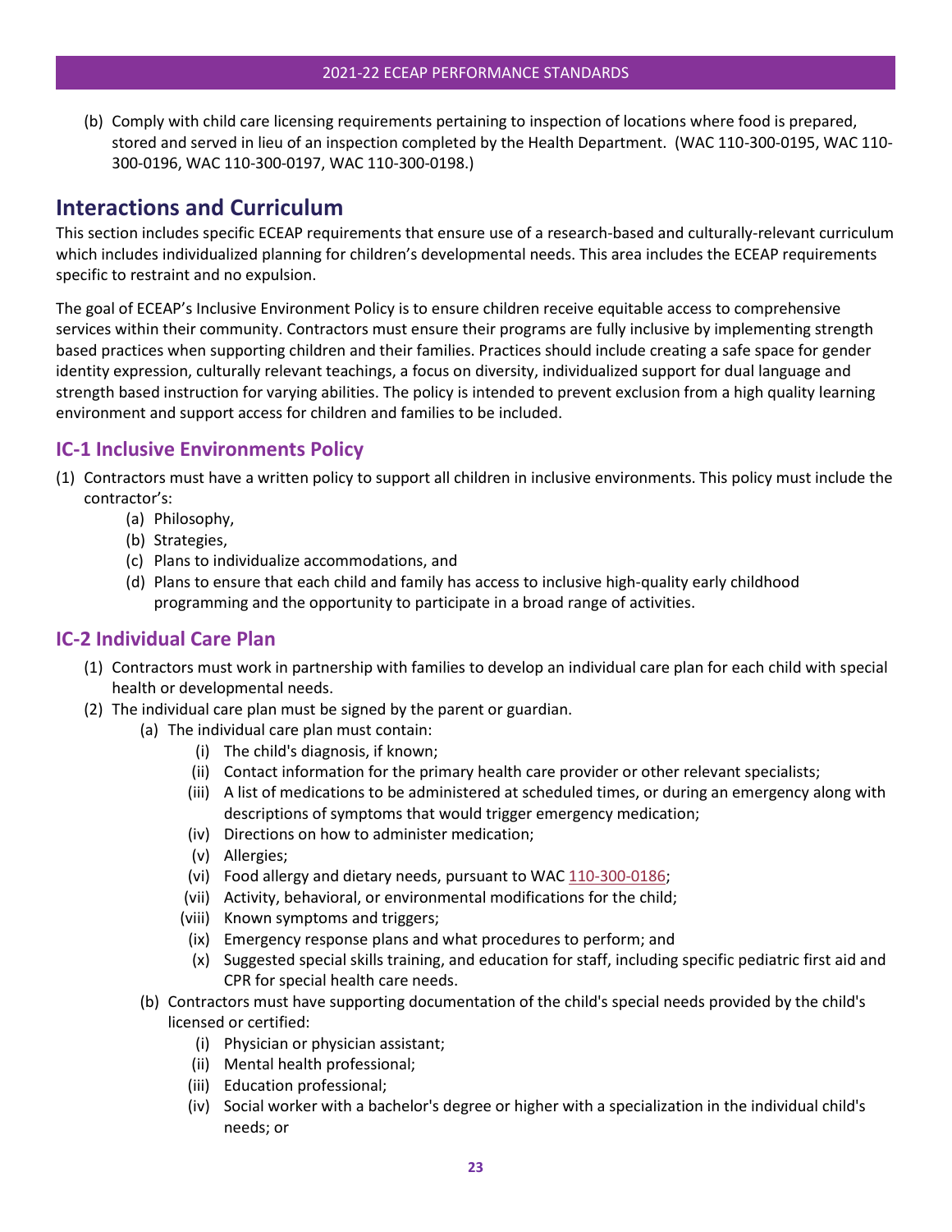(b) Comply with child care licensing requirements pertaining to inspection of locations where food is prepared, stored and served in lieu of an inspection completed by the Health Department. (WAC 110-300-0195, WAC 110-300-0196, WAC 110-300-0197, WAC 110-300-0198.)

# Interactions and Curriculum

This section includes specific ECEAP requirements that ensure use of a research-based and culturally-relevant curriculum which includes individualized planning for children's developmental needs. This area includes the ECEAP requirements specific to restraint and no expulsion.

The goal of ECEAP's Inclusive Environment Policy is to ensure children receive equitable access to comprehensive services within their community. Contractors must ensure their programs are fully inclusive by implementing strength based practices when supporting children and their families. Practices should include creating a safe space for gender identity expression, culturally relevant teachings, a focus on diversity, individualized support for dual language and strength based instruction for varying abilities. The policy is intended to prevent exclusion from a high quality learning environment and support access for children and families to be included.

## IC-1 Inclusive Environments Policy

(1) Contractors must have a written policy to support all children in inclusive environments. This policy must include the contractor's:
  - (a) Philosophy,
  - (b) Strategies,
  - (c) Plans to individualize accommodations, and
  - (d) Plans to ensure that each child and family has access to inclusive high-quality early childhood programming and the opportunity to participate in a broad range of activities.

## IC-2 Individual Care Plan

(1) Contractors must work in partnership with families to develop an individual care plan for each child with special health or developmental needs.

(2) The individual care plan must be signed by the parent or guardian.
  - (a) The individual care plan must contain:
    - (i) The child's diagnosis, if known;
    - (ii) Contact information for the primary health care provider or other relevant specialists;
    - (iii) A list of medications to be administered at scheduled times, or during an emergency along with descriptions of symptoms that would trigger emergency medication;
    - (iv) Directions on how to administer medication;
    - (v) Allergies;
    - (vi) Food allergy and dietary needs, pursuant to WAC 110-300-0186;
    - (vii) Activity, behavioral, or environmental modifications for the child;
    - (viii) Known symptoms and triggers;
    - (ix) Emergency response plans and what procedures to perform; and
    - (x) Suggested special skills training, and education for staff, including specific pediatric first aid and CPR for special health care needs.
  - (b) Contractors must have supporting documentation of the child's special needs provided by the child's licensed or certified:
    - (i) Physician or physician assistant;
    - (ii) Mental health professional;
    - (iii) Education professional;
    - (iv) Social worker with a bachelor's degree or higher with a specialization in the individual child's needs; or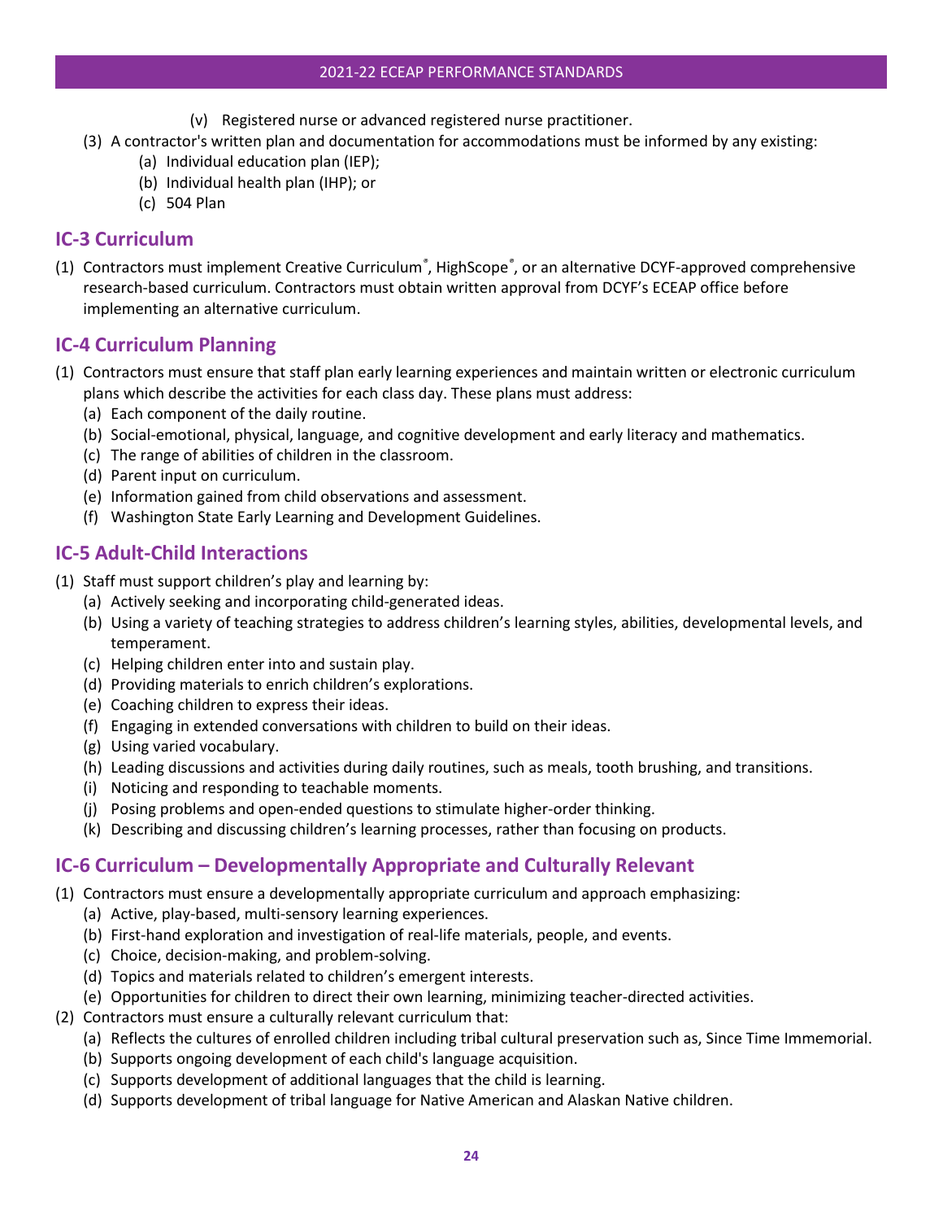(v) Registered nurse or advanced registered nurse practitioner.

(3) A contractor's written plan and documentation for accommodations must be informed by any existing:
   (a) Individual education plan (IEP);
   (b) Individual health plan (IHP); or
   (c) 504 Plan

## IC-3 Curriculum

(1) Contractors must implement Creative Curriculum®, HighScope®, or an alternative DCYF-approved comprehensive research-based curriculum. Contractors must obtain written approval from DCYF's ECEAP office before implementing an alternative curriculum.

## IC-4 Curriculum Planning

(1) Contractors must ensure that staff plan early learning experiences and maintain written or electronic curriculum plans which describe the activities for each class day. These plans must address:
   (a) Each component of the daily routine.
   (b) Social-emotional, physical, language, and cognitive development and early literacy and mathematics.
   (c) The range of abilities of children in the classroom.
   (d) Parent input on curriculum.
   (e) Information gained from child observations and assessment.
   (f) Washington State Early Learning and Development Guidelines.

## IC-5 Adult-Child Interactions

(1) Staff must support children's play and learning by:
   (a) Actively seeking and incorporating child-generated ideas.
   (b) Using a variety of teaching strategies to address children's learning styles, abilities, developmental levels, and temperament.
   (c) Helping children enter into and sustain play.
   (d) Providing materials to enrich children's explorations.
   (e) Coaching children to express their ideas.
   (f) Engaging in extended conversations with children to build on their ideas.
   (g) Using varied vocabulary.
   (h) Leading discussions and activities during daily routines, such as meals, tooth brushing, and transitions.
   (i) Noticing and responding to teachable moments.
   (j) Posing problems and open-ended questions to stimulate higher-order thinking.
   (k) Describing and discussing children's learning processes, rather than focusing on products.

## IC-6 Curriculum – Developmentally Appropriate and Culturally Relevant

(1) Contractors must ensure a developmentally appropriate curriculum and approach emphasizing:
   (a) Active, play-based, multi-sensory learning experiences.
   (b) First-hand exploration and investigation of real-life materials, people, and events.
   (c) Choice, decision-making, and problem-solving.
   (d) Topics and materials related to children's emergent interests.
   (e) Opportunities for children to direct their own learning, minimizing teacher-directed activities.

(2) Contractors must ensure a culturally relevant curriculum that:
   (a) Reflects the cultures of enrolled children including tribal cultural preservation such as, Since Time Immemorial.
   (b) Supports ongoing development of each child's language acquisition.
   (c) Supports development of additional languages that the child is learning.
   (d) Supports development of tribal language for Native American and Alaskan Native children.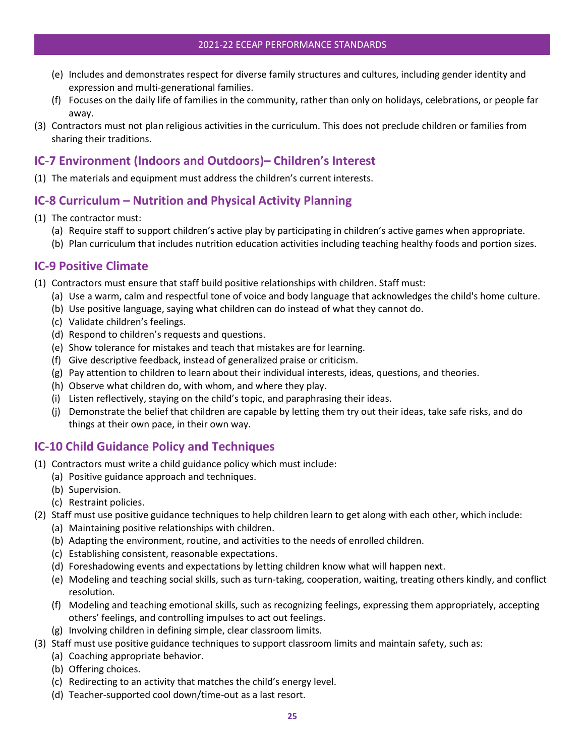(e) Includes and demonstrates respect for diverse family structures and cultures, including gender identity and expression and multi-generational families.
   (f) Focuses on the daily life of families in the community, rather than only on holidays, celebrations, or people far away.

(3) Contractors must not plan religious activities in the curriculum. This does not preclude children or families from sharing their traditions.

## IC-7 Environment (Indoors and Outdoors)– Children's Interest

(1) The materials and equipment must address the children's current interests.

## IC-8 Curriculum – Nutrition and Physical Activity Planning

(1) The contractor must:
   (a) Require staff to support children's active play by participating in children's active games when appropriate.
   (b) Plan curriculum that includes nutrition education activities including teaching healthy foods and portion sizes.

## IC-9 Positive Climate

(1) Contractors must ensure that staff build positive relationships with children. Staff must:
   (a) Use a warm, calm and respectful tone of voice and body language that acknowledges the child's home culture.
   (b) Use positive language, saying what children can do instead of what they cannot do.
   (c) Validate children's feelings.
   (d) Respond to children's requests and questions.
   (e) Show tolerance for mistakes and teach that mistakes are for learning.
   (f) Give descriptive feedback, instead of generalized praise or criticism.
   (g) Pay attention to children to learn about their individual interests, ideas, questions, and theories.
   (h) Observe what children do, with whom, and where they play.
   (i) Listen reflectively, staying on the child's topic, and paraphrasing their ideas.
   (j) Demonstrate the belief that children are capable by letting them try out their ideas, take safe risks, and do things at their own pace, in their own way.

## IC-10 Child Guidance Policy and Techniques

(1) Contractors must write a child guidance policy which must include:
   (a) Positive guidance approach and techniques.
   (b) Supervision.
   (c) Restraint policies.

(2) Staff must use positive guidance techniques to help children learn to get along with each other, which include:
   (a) Maintaining positive relationships with children.
   (b) Adapting the environment, routine, and activities to the needs of enrolled children.
   (c) Establishing consistent, reasonable expectations.
   (d) Foreshadowing events and expectations by letting children know what will happen next.
   (e) Modeling and teaching social skills, such as turn-taking, cooperation, waiting, treating others kindly, and conflict resolution.
   (f) Modeling and teaching emotional skills, such as recognizing feelings, expressing them appropriately, accepting others' feelings, and controlling impulses to act out feelings.
   (g) Involving children in defining simple, clear classroom limits.

(3) Staff must use positive guidance techniques to support classroom limits and maintain safety, such as:
   (a) Coaching appropriate behavior.
   (b) Offering choices.
   (c) Redirecting to an activity that matches the child's energy level.
   (d) Teacher-supported cool down/time-out as a last resort.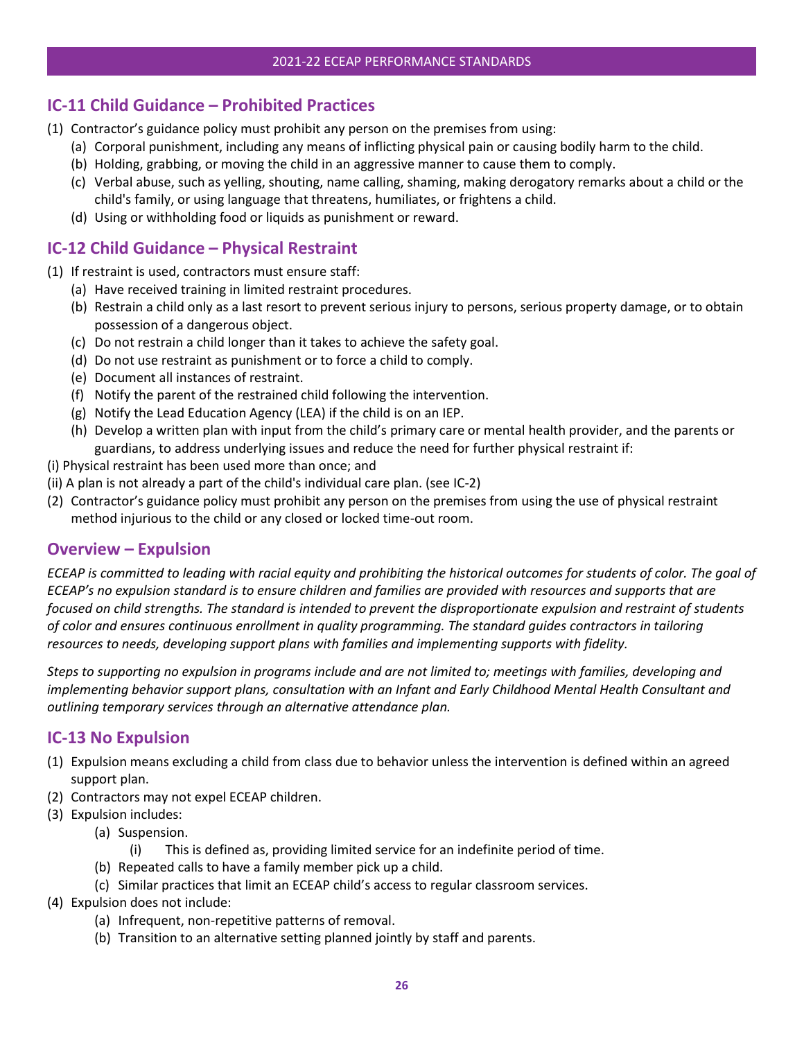## IC-11 Child Guidance – Prohibited Practices

(1) Contractor's guidance policy must prohibit any person on the premises from using:
   - (a) Corporal punishment, including any means of inflicting physical pain or causing bodily harm to the child.
   - (b) Holding, grabbing, or moving the child in an aggressive manner to cause them to comply.
   - (c) Verbal abuse, such as yelling, shouting, name calling, shaming, making derogatory remarks about a child or the child's family, or using language that threatens, humiliates, or frightens a child.
   - (d) Using or withholding food or liquids as punishment or reward.

## IC-12 Child Guidance – Physical Restraint

(1) If restraint is used, contractors must ensure staff:
   - (a) Have received training in limited restraint procedures.
   - (b) Restrain a child only as a last resort to prevent serious injury to persons, serious property damage, or to obtain possession of a dangerous object.
   - (c) Do not restrain a child longer than it takes to achieve the safety goal.
   - (d) Do not use restraint as punishment or to force a child to comply.
   - (e) Document all instances of restraint.
   - (f) Notify the parent of the restrained child following the intervention.
   - (g) Notify the Lead Education Agency (LEA) if the child is on an IEP.
   - (h) Develop a written plan with input from the child's primary care or mental health provider, and the parents or guardians, to address underlying issues and reduce the need for further physical restraint if:

(i) Physical restraint has been used more than once; and

(ii) A plan is not already a part of the child's individual care plan. (see IC-2)

(2) Contractor's guidance policy must prohibit any person on the premises from using the use of physical restraint method injurious to the child or any closed or locked time-out room.

## Overview – Expulsion

*ECEAP is committed to leading with racial equity and prohibiting the historical outcomes for students of color. The goal of ECEAP's no expulsion standard is to ensure children and families are provided with resources and supports that are focused on child strengths. The standard is intended to prevent the disproportionate expulsion and restraint of students of color and ensures continuous enrollment in quality programming. The standard guides contractors in tailoring resources to needs, developing support plans with families and implementing supports with fidelity.*

*Steps to supporting no expulsion in programs include and are not limited to; meetings with families, developing and implementing behavior support plans, consultation with an Infant and Early Childhood Mental Health Consultant and outlining temporary services through an alternative attendance plan.*

## IC-13 No Expulsion

(1) Expulsion means excluding a child from class due to behavior unless the intervention is defined within an agreed support plan.

(2) Contractors may not expel ECEAP children.

(3) Expulsion includes:
   - (a) Suspension.
     - (i) This is defined as, providing limited service for an indefinite period of time.
   - (b) Repeated calls to have a family member pick up a child.
   - (c) Similar practices that limit an ECEAP child's access to regular classroom services.

(4) Expulsion does not include:
   - (a) Infrequent, non-repetitive patterns of removal.
   - (b) Transition to an alternative setting planned jointly by staff and parents.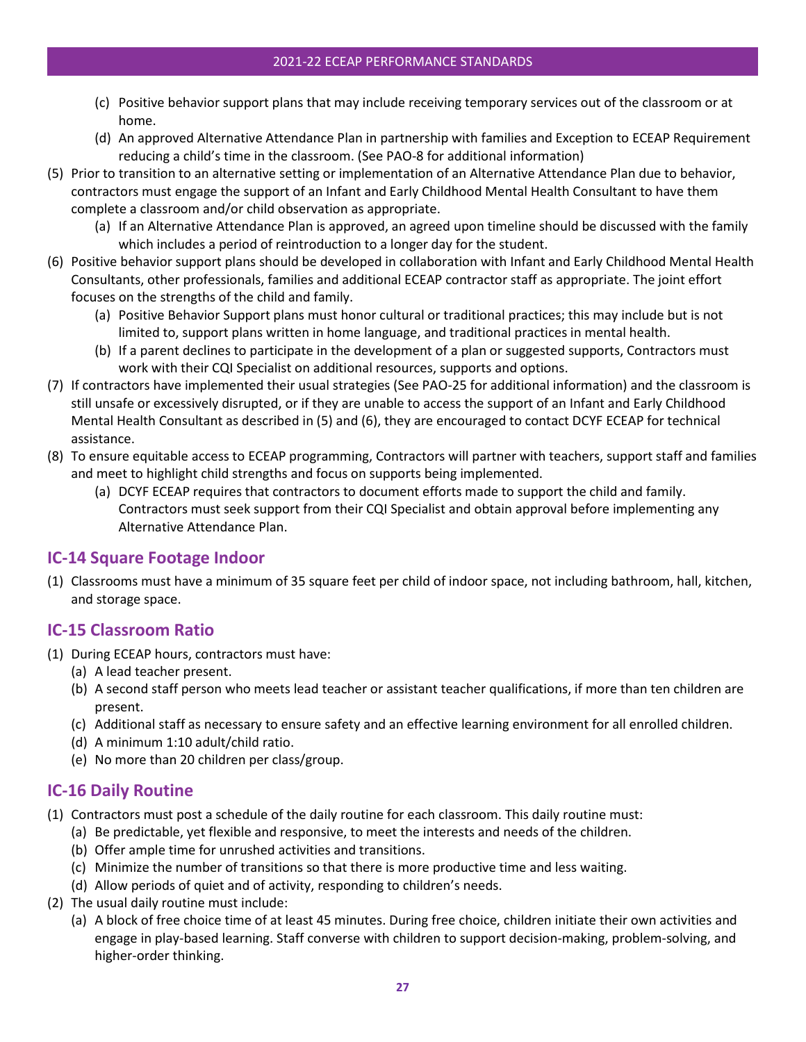(c) Positive behavior support plans that may include receiving temporary services out of the classroom or at home.
(d) An approved Alternative Attendance Plan in partnership with families and Exception to ECEAP Requirement reducing a child's time in the classroom. (See PAO-8 for additional information)

(5) Prior to transition to an alternative setting or implementation of an Alternative Attendance Plan due to behavior, contractors must engage the support of an Infant and Early Childhood Mental Health Consultant to have them complete a classroom and/or child observation as appropriate.
   (a) If an Alternative Attendance Plan is approved, an agreed upon timeline should be discussed with the family which includes a period of reintroduction to a longer day for the student.

(6) Positive behavior support plans should be developed in collaboration with Infant and Early Childhood Mental Health Consultants, other professionals, families and additional ECEAP contractor staff as appropriate. The joint effort focuses on the strengths of the child and family.
   (a) Positive Behavior Support plans must honor cultural or traditional practices; this may include but is not limited to, support plans written in home language, and traditional practices in mental health.
   (b) If a parent declines to participate in the development of a plan or suggested supports, Contractors must work with their CQI Specialist on additional resources, supports and options.

(7) If contractors have implemented their usual strategies (See PAO-25 for additional information) and the classroom is still unsafe or excessively disrupted, or if they are unable to access the support of an Infant and Early Childhood Mental Health Consultant as described in (5) and (6), they are encouraged to contact DCYF ECEAP for technical assistance.

(8) To ensure equitable access to ECEAP programming, Contractors will partner with teachers, support staff and families and meet to highlight child strengths and focus on supports being implemented.
   (a) DCYF ECEAP requires that contractors to document efforts made to support the child and family. Contractors must seek support from their CQI Specialist and obtain approval before implementing any Alternative Attendance Plan.

## IC-14 Square Footage Indoor

(1) Classrooms must have a minimum of 35 square feet per child of indoor space, not including bathroom, hall, kitchen, and storage space.

## IC-15 Classroom Ratio

(1) During ECEAP hours, contractors must have:
   (a) A lead teacher present.
   (b) A second staff person who meets lead teacher or assistant teacher qualifications, if more than ten children are present.
   (c) Additional staff as necessary to ensure safety and an effective learning environment for all enrolled children.
   (d) A minimum 1:10 adult/child ratio.
   (e) No more than 20 children per class/group.

## IC-16 Daily Routine

(1) Contractors must post a schedule of the daily routine for each classroom. This daily routine must:
   (a) Be predictable, yet flexible and responsive, to meet the interests and needs of the children.
   (b) Offer ample time for unrushed activities and transitions.
   (c) Minimize the number of transitions so that there is more productive time and less waiting.
   (d) Allow periods of quiet and of activity, responding to children's needs.

(2) The usual daily routine must include:
   (a) A block of free choice time of at least 45 minutes. During free choice, children initiate their own activities and engage in play-based learning. Staff converse with children to support decision-making, problem-solving, and higher-order thinking.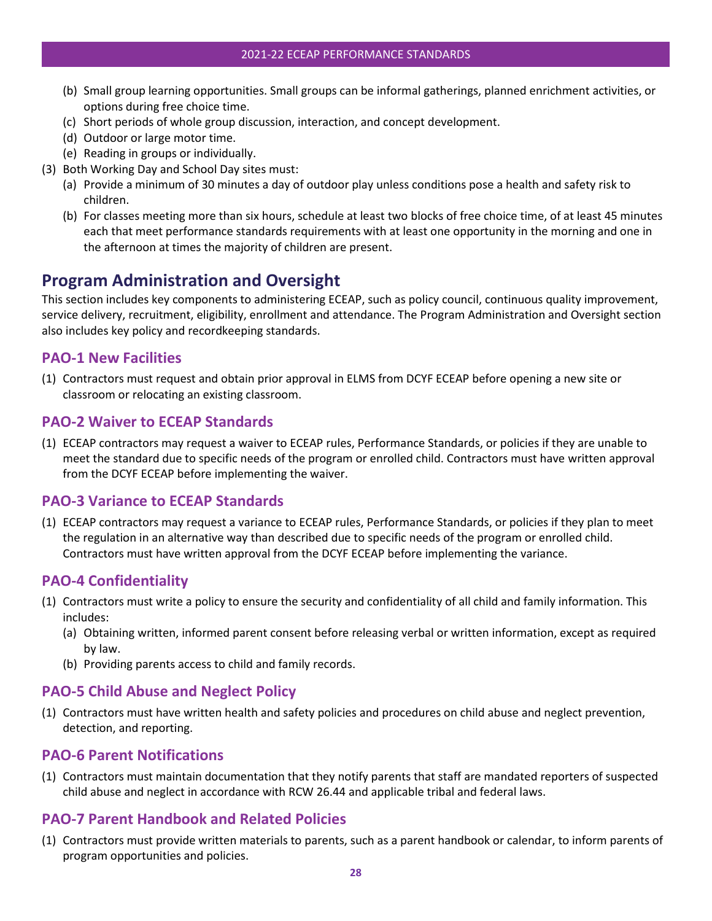(b) Small group learning opportunities. Small groups can be informal gatherings, planned enrichment activities, or options during free choice time.
  (c) Short periods of whole group discussion, interaction, and concept development.
  (d) Outdoor or large motor time.
  (e) Reading in groups or individually.

(3) Both Working Day and School Day sites must:
  (a) Provide a minimum of 30 minutes a day of outdoor play unless conditions pose a health and safety risk to children.
  (b) For classes meeting more than six hours, schedule at least two blocks of free choice time, of at least 45 minutes each that meet performance standards requirements with at least one opportunity in the morning and one in the afternoon at times the majority of children are present.

## Program Administration and Oversight

This section includes key components to administering ECEAP, such as policy council, continuous quality improvement, service delivery, recruitment, eligibility, enrollment and attendance. The Program Administration and Oversight section also includes key policy and recordkeeping standards.

### PAO-1 New Facilities

(1) Contractors must request and obtain prior approval in ELMS from DCYF ECEAP before opening a new site or classroom or relocating an existing classroom.

### PAO-2 Waiver to ECEAP Standards

(1) ECEAP contractors may request a waiver to ECEAP rules, Performance Standards, or policies if they are unable to meet the standard due to specific needs of the program or enrolled child. Contractors must have written approval from the DCYF ECEAP before implementing the waiver.

### PAO-3 Variance to ECEAP Standards

(1) ECEAP contractors may request a variance to ECEAP rules, Performance Standards, or policies if they plan to meet the regulation in an alternative way than described due to specific needs of the program or enrolled child. Contractors must have written approval from the DCYF ECEAP before implementing the variance.

### PAO-4 Confidentiality

(1) Contractors must write a policy to ensure the security and confidentiality of all child and family information. This includes:
  (a) Obtaining written, informed parent consent before releasing verbal or written information, except as required by law.
  (b) Providing parents access to child and family records.

### PAO-5 Child Abuse and Neglect Policy

(1) Contractors must have written health and safety policies and procedures on child abuse and neglect prevention, detection, and reporting.

### PAO-6 Parent Notifications

(1) Contractors must maintain documentation that they notify parents that staff are mandated reporters of suspected child abuse and neglect in accordance with RCW 26.44 and applicable tribal and federal laws.

### PAO-7 Parent Handbook and Related Policies

(1) Contractors must provide written materials to parents, such as a parent handbook or calendar, to inform parents of program opportunities and policies.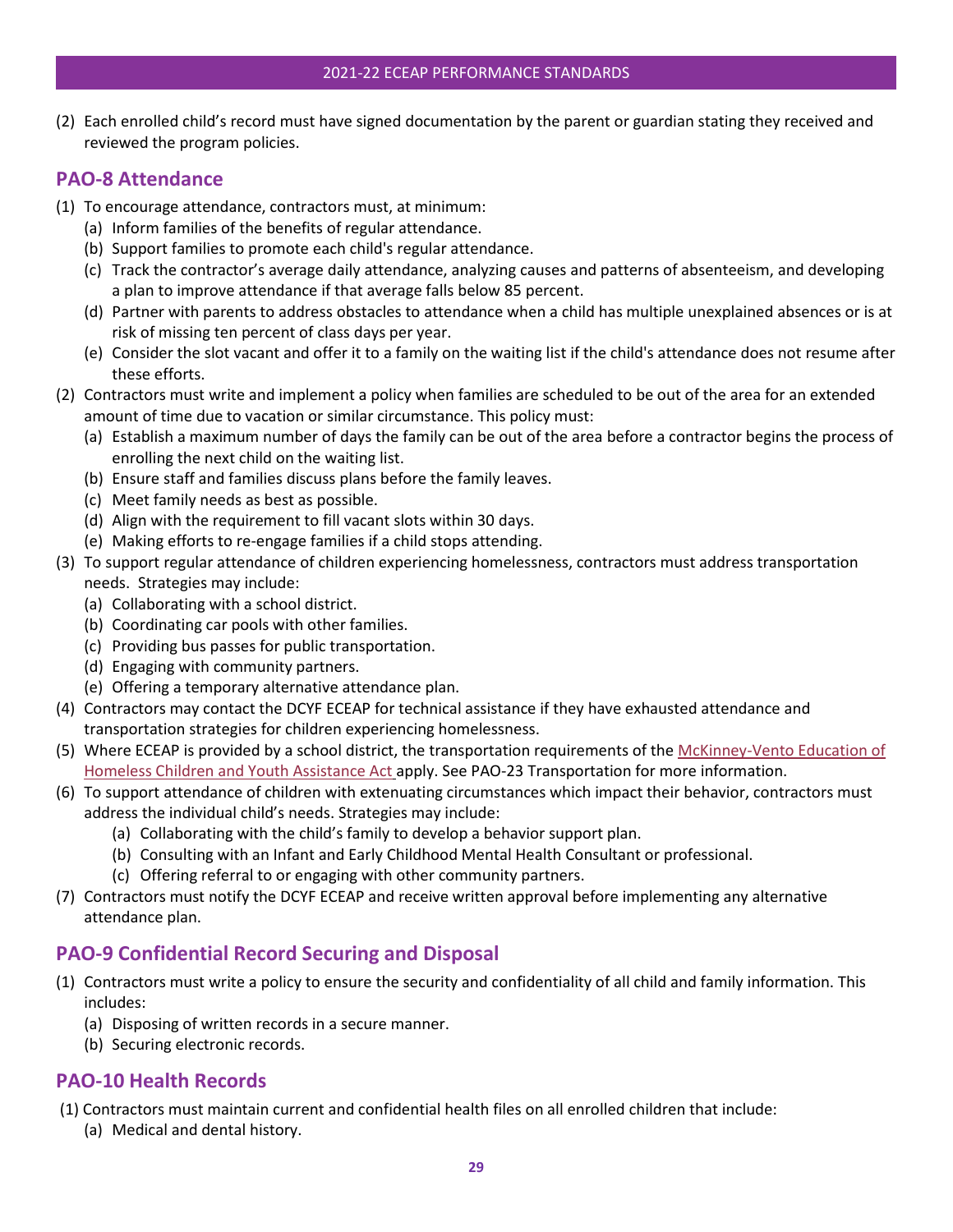(2) Each enrolled child's record must have signed documentation by the parent or guardian stating they received and reviewed the program policies.

## PAO-8 Attendance

(1) To encourage attendance, contractors must, at minimum:
   (a) Inform families of the benefits of regular attendance.
   (b) Support families to promote each child's regular attendance.
   (c) Track the contractor's average daily attendance, analyzing causes and patterns of absenteeism, and developing a plan to improve attendance if that average falls below 85 percent.
   (d) Partner with parents to address obstacles to attendance when a child has multiple unexplained absences or is at risk of missing ten percent of class days per year.
   (e) Consider the slot vacant and offer it to a family on the waiting list if the child's attendance does not resume after these efforts.

(2) Contractors must write and implement a policy when families are scheduled to be out of the area for an extended amount of time due to vacation or similar circumstance. This policy must:
   (a) Establish a maximum number of days the family can be out of the area before a contractor begins the process of enrolling the next child on the waiting list.
   (b) Ensure staff and families discuss plans before the family leaves.
   (c) Meet family needs as best as possible.
   (d) Align with the requirement to fill vacant slots within 30 days.
   (e) Making efforts to re-engage families if a child stops attending.

(3) To support regular attendance of children experiencing homelessness, contractors must address transportation needs. Strategies may include:
   (a) Collaborating with a school district.
   (b) Coordinating car pools with other families.
   (c) Providing bus passes for public transportation.
   (d) Engaging with community partners.
   (e) Offering a temporary alternative attendance plan.

(4) Contractors may contact the DCYF ECEAP for technical assistance if they have exhausted attendance and transportation strategies for children experiencing homelessness.

(5) Where ECEAP is provided by a school district, the transportation requirements of the McKinney-Vento Education of Homeless Children and Youth Assistance Act apply. See PAO-23 Transportation for more information.

(6) To support attendance of children with extenuating circumstances which impact their behavior, contractors must address the individual child's needs. Strategies may include:
   (a) Collaborating with the child's family to develop a behavior support plan.
   (b) Consulting with an Infant and Early Childhood Mental Health Consultant or professional.
   (c) Offering referral to or engaging with other community partners.

(7) Contractors must notify the DCYF ECEAP and receive written approval before implementing any alternative attendance plan.

## PAO-9 Confidential Record Securing and Disposal

(1) Contractors must write a policy to ensure the security and confidentiality of all child and family information. This includes:
   (a) Disposing of written records in a secure manner.
   (b) Securing electronic records.

## PAO-10 Health Records

(1) Contractors must maintain current and confidential health files on all enrolled children that include:
   (a) Medical and dental history.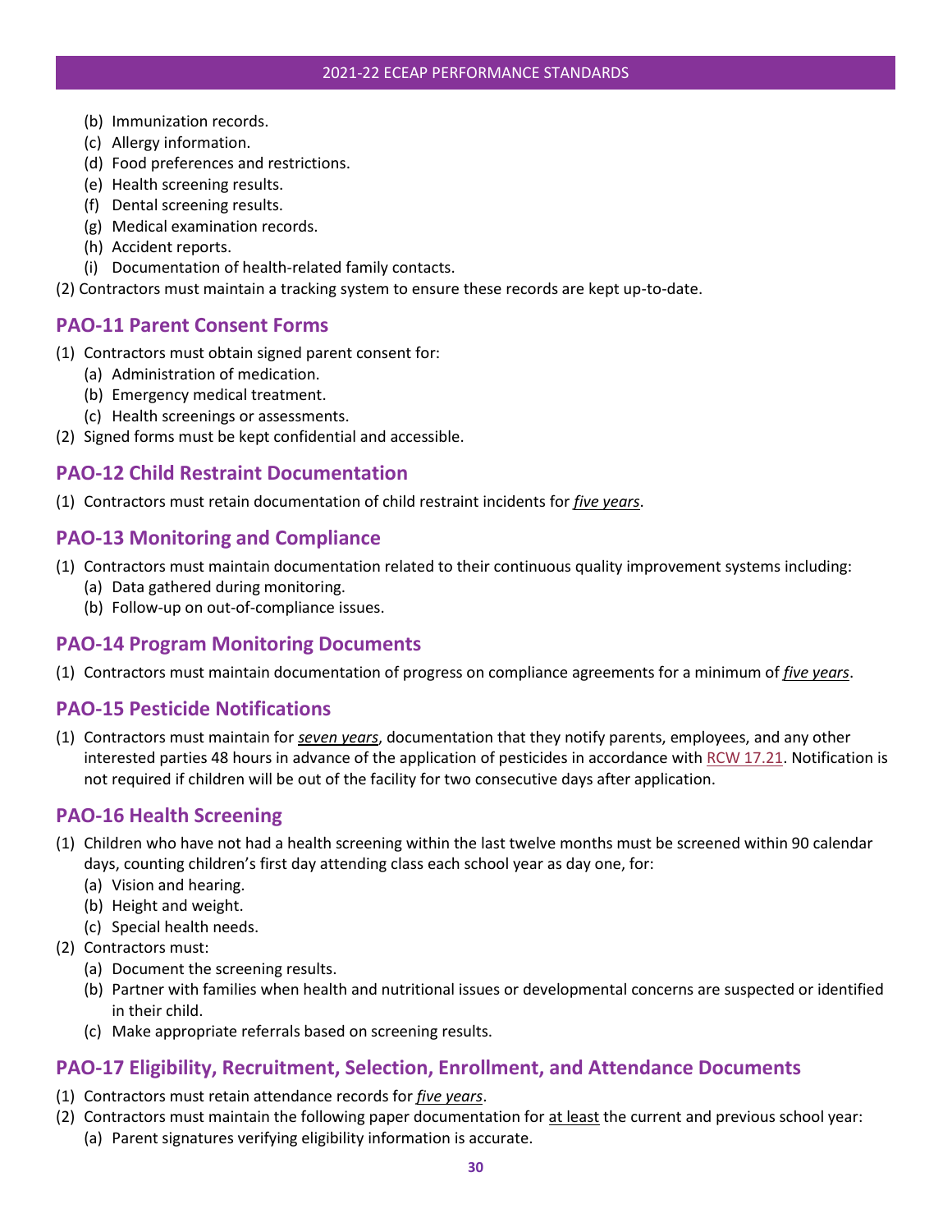(b) Immunization records.
(c) Allergy information.
(d) Food preferences and restrictions.
(e) Health screening results.
(f) Dental screening results.
(g) Medical examination records.
(h) Accident reports.
(i) Documentation of health-related family contacts.

(2) Contractors must maintain a tracking system to ensure these records are kept up-to-date.

## PAO-11 Parent Consent Forms

(1) Contractors must obtain signed parent consent for:
   (a) Administration of medication.
   (b) Emergency medical treatment.
   (c) Health screenings or assessments.

(2) Signed forms must be kept confidential and accessible.

## PAO-12 Child Restraint Documentation

(1) Contractors must retain documentation of child restraint incidents for ***five years***.

## PAO-13 Monitoring and Compliance

(1) Contractors must maintain documentation related to their continuous quality improvement systems including:
   (a) Data gathered during monitoring.
   (b) Follow-up on out-of-compliance issues.

## PAO-14 Program Monitoring Documents

(1) Contractors must maintain documentation of progress on compliance agreements for a minimum of ***five years***.

## PAO-15 Pesticide Notifications

(1) Contractors must maintain for ***seven years***, documentation that they notify parents, employees, and any other interested parties 48 hours in advance of the application of pesticides in accordance with RCW 17.21. Notification is not required if children will be out of the facility for two consecutive days after application.

## PAO-16 Health Screening

(1) Children who have not had a health screening within the last twelve months must be screened within 90 calendar days, counting children's first day attending class each school year as day one, for:
   (a) Vision and hearing.
   (b) Height and weight.
   (c) Special health needs.

(2) Contractors must:
   (a) Document the screening results.
   (b) Partner with families when health and nutritional issues or developmental concerns are suspected or identified in their child.
   (c) Make appropriate referrals based on screening results.

## PAO-17 Eligibility, Recruitment, Selection, Enrollment, and Attendance Documents

(1) Contractors must retain attendance records for ***five years***.

(2) Contractors must maintain the following paper documentation for at least the current and previous school year:
   (a) Parent signatures verifying eligibility information is accurate.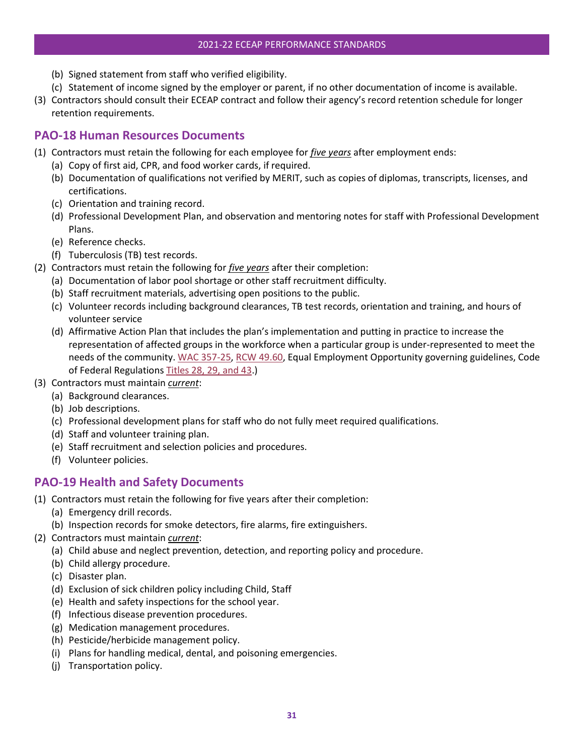(b) Signed statement from staff who verified eligibility.
(c) Statement of income signed by the employer or parent, if no other documentation of income is available.

(3) Contractors should consult their ECEAP contract and follow their agency's record retention schedule for longer retention requirements.

## PAO-18 Human Resources Documents

(1) Contractors must retain the following for each employee for ***five years*** after employment ends:
   (a) Copy of first aid, CPR, and food worker cards, if required.
   (b) Documentation of qualifications not verified by MERIT, such as copies of diplomas, transcripts, licenses, and certifications.
   (c) Orientation and training record.
   (d) Professional Development Plan, and observation and mentoring notes for staff with Professional Development Plans.
   (e) Reference checks.
   (f) Tuberculosis (TB) test records.

(2) Contractors must retain the following for ***five years*** after their completion:
   (a) Documentation of labor pool shortage or other staff recruitment difficulty.
   (b) Staff recruitment materials, advertising open positions to the public.
   (c) Volunteer records including background clearances, TB test records, orientation and training, and hours of volunteer service
   (d) Affirmative Action Plan that includes the plan's implementation and putting in practice to increase the representation of affected groups in the workforce when a particular group is under-represented to meet the needs of the community. WAC 357-25, RCW 49.60, Equal Employment Opportunity governing guidelines, Code of Federal Regulations Titles 28, 29, and 43.)

(3) Contractors must maintain ***current***:
   (a) Background clearances.
   (b) Job descriptions.
   (c) Professional development plans for staff who do not fully meet required qualifications.
   (d) Staff and volunteer training plan.
   (e) Staff recruitment and selection policies and procedures.
   (f) Volunteer policies.

## PAO-19 Health and Safety Documents

(1) Contractors must retain the following for five years after their completion:
   (a) Emergency drill records.
   (b) Inspection records for smoke detectors, fire alarms, fire extinguishers.

(2) Contractors must maintain ***current***:
   (a) Child abuse and neglect prevention, detection, and reporting policy and procedure.
   (b) Child allergy procedure.
   (c) Disaster plan.
   (d) Exclusion of sick children policy including Child, Staff
   (e) Health and safety inspections for the school year.
   (f) Infectious disease prevention procedures.
   (g) Medication management procedures.
   (h) Pesticide/herbicide management policy.
   (i) Plans for handling medical, dental, and poisoning emergencies.
   (j) Transportation policy.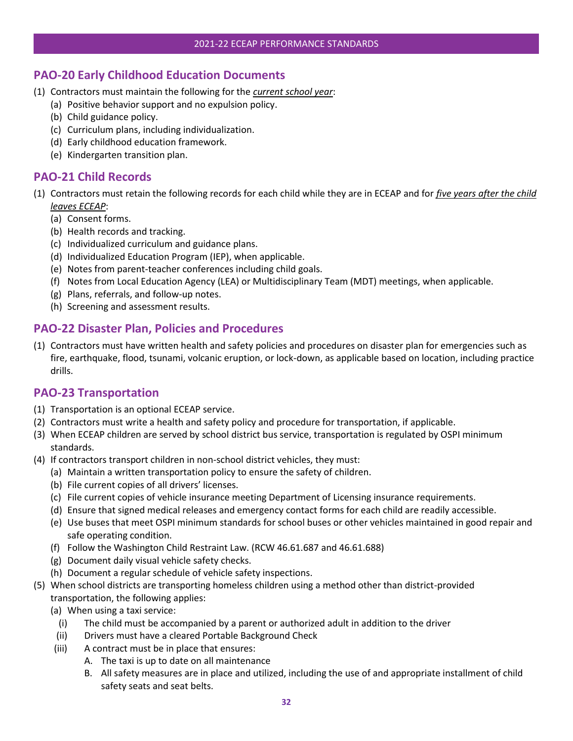## PAO-20 Early Childhood Education Documents

(1) Contractors must maintain the following for the ***current school year***:
   (a) Positive behavior support and no expulsion policy.
   (b) Child guidance policy.
   (c) Curriculum plans, including individualization.
   (d) Early childhood education framework.
   (e) Kindergarten transition plan.

## PAO-21 Child Records

(1) Contractors must retain the following records for each child while they are in ECEAP and for ***five years after the child leaves ECEAP***:
   (a) Consent forms.
   (b) Health records and tracking.
   (c) Individualized curriculum and guidance plans.
   (d) Individualized Education Program (IEP), when applicable.
   (e) Notes from parent-teacher conferences including child goals.
   (f) Notes from Local Education Agency (LEA) or Multidisciplinary Team (MDT) meetings, when applicable.
   (g) Plans, referrals, and follow-up notes.
   (h) Screening and assessment results.

## PAO-22 Disaster Plan, Policies and Procedures

(1) Contractors must have written health and safety policies and procedures on disaster plan for emergencies such as fire, earthquake, flood, tsunami, volcanic eruption, or lock-down, as applicable based on location, including practice drills.

## PAO-23 Transportation

(1) Transportation is an optional ECEAP service.
(2) Contractors must write a health and safety policy and procedure for transportation, if applicable.
(3) When ECEAP children are served by school district bus service, transportation is regulated by OSPI minimum standards.
(4) If contractors transport children in non-school district vehicles, they must:
   (a) Maintain a written transportation policy to ensure the safety of children.
   (b) File current copies of all drivers' licenses.
   (c) File current copies of vehicle insurance meeting Department of Licensing insurance requirements.
   (d) Ensure that signed medical releases and emergency contact forms for each child are readily accessible.
   (e) Use buses that meet OSPI minimum standards for school buses or other vehicles maintained in good repair and safe operating condition.
   (f) Follow the Washington Child Restraint Law. (RCW 46.61.687 and 46.61.688)
   (g) Document daily visual vehicle safety checks.
   (h) Document a regular schedule of vehicle safety inspections.
(5) When school districts are transporting homeless children using a method other than district-provided transportation, the following applies:
   (a) When using a taxi service:
      (i) The child must be accompanied by a parent or authorized adult in addition to the driver
      (ii) Drivers must have a cleared Portable Background Check
      (iii) A contract must be in place that ensures:
         A. The taxi is up to date on all maintenance
         B. All safety measures are in place and utilized, including the use of and appropriate installment of child safety seats and seat belts.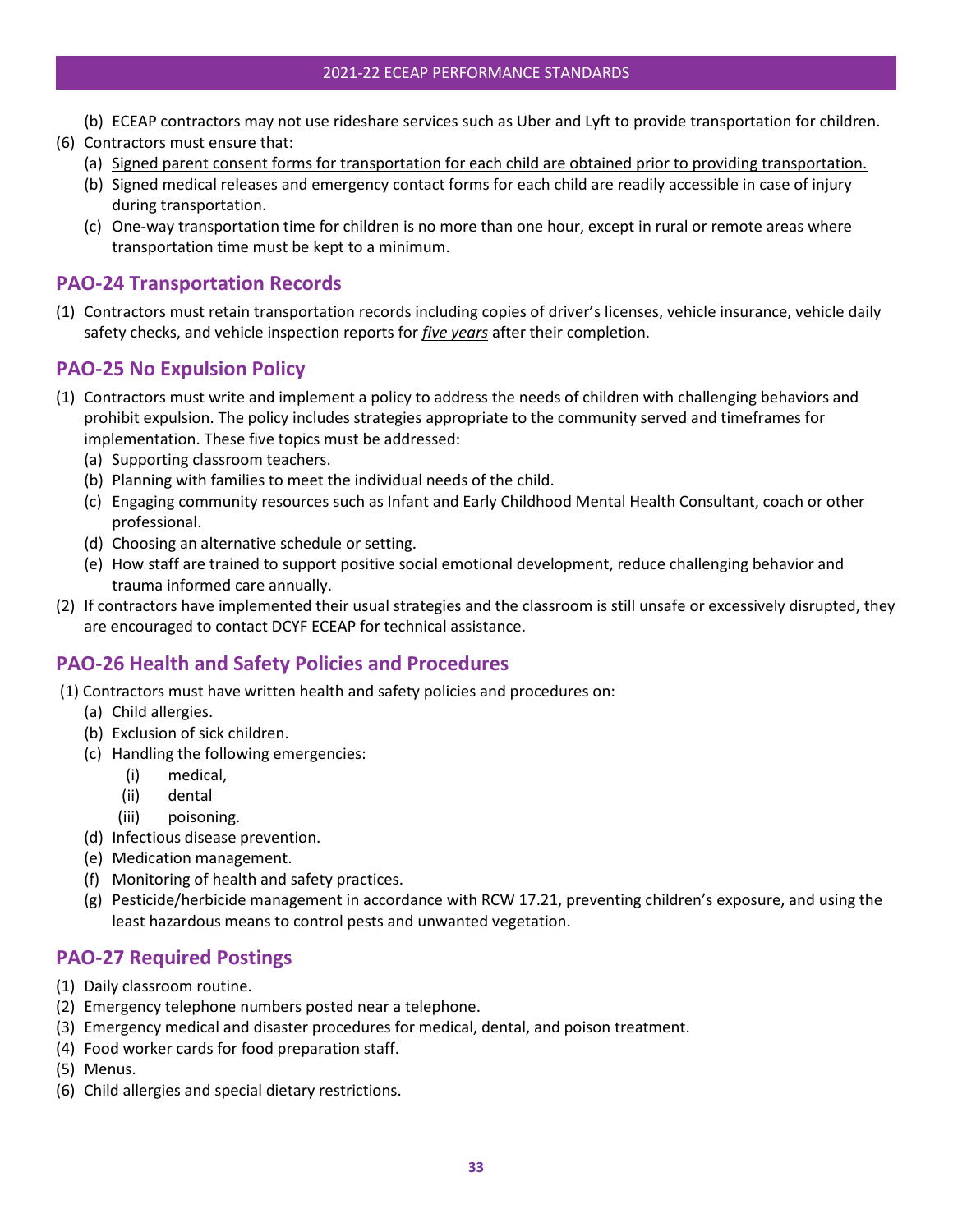(b) ECEAP contractors may not use rideshare services such as Uber and Lyft to provide transportation for children.

(6) Contractors must ensure that:
   - (a) <u>Signed parent consent forms for transportation for each child are obtained prior to providing transportation.</u>
   - (b) Signed medical releases and emergency contact forms for each child are readily accessible in case of injury during transportation.
   - (c) One-way transportation time for children is no more than one hour, except in rural or remote areas where transportation time must be kept to a minimum.

## PAO-24 Transportation Records

(1) Contractors must retain transportation records including copies of driver's licenses, vehicle insurance, vehicle daily safety checks, and vehicle inspection reports for <u>*five years*</u> after their completion.

## PAO-25 No Expulsion Policy

(1) Contractors must write and implement a policy to address the needs of children with challenging behaviors and prohibit expulsion. The policy includes strategies appropriate to the community served and timeframes for implementation. These five topics must be addressed:
   - (a) Supporting classroom teachers.
   - (b) Planning with families to meet the individual needs of the child.
   - (c) Engaging community resources such as Infant and Early Childhood Mental Health Consultant, coach or other professional.
   - (d) Choosing an alternative schedule or setting.
   - (e) How staff are trained to support positive social emotional development, reduce challenging behavior and trauma informed care annually.

(2) If contractors have implemented their usual strategies and the classroom is still unsafe or excessively disrupted, they are encouraged to contact DCYF ECEAP for technical assistance.

## PAO-26 Health and Safety Policies and Procedures

(1) Contractors must have written health and safety policies and procedures on:
   - (a) Child allergies.
   - (b) Exclusion of sick children.
   - (c) Handling the following emergencies:
     - (i) medical,
     - (ii) dental
     - (iii) poisoning.
   - (d) Infectious disease prevention.
   - (e) Medication management.
   - (f) Monitoring of health and safety practices.
   - (g) Pesticide/herbicide management in accordance with RCW 17.21, preventing children's exposure, and using the least hazardous means to control pests and unwanted vegetation.

## PAO-27 Required Postings

(1) Daily classroom routine.

(2) Emergency telephone numbers posted near a telephone.

(3) Emergency medical and disaster procedures for medical, dental, and poison treatment.

(4) Food worker cards for food preparation staff.

(5) Menus.

(6) Child allergies and special dietary restrictions.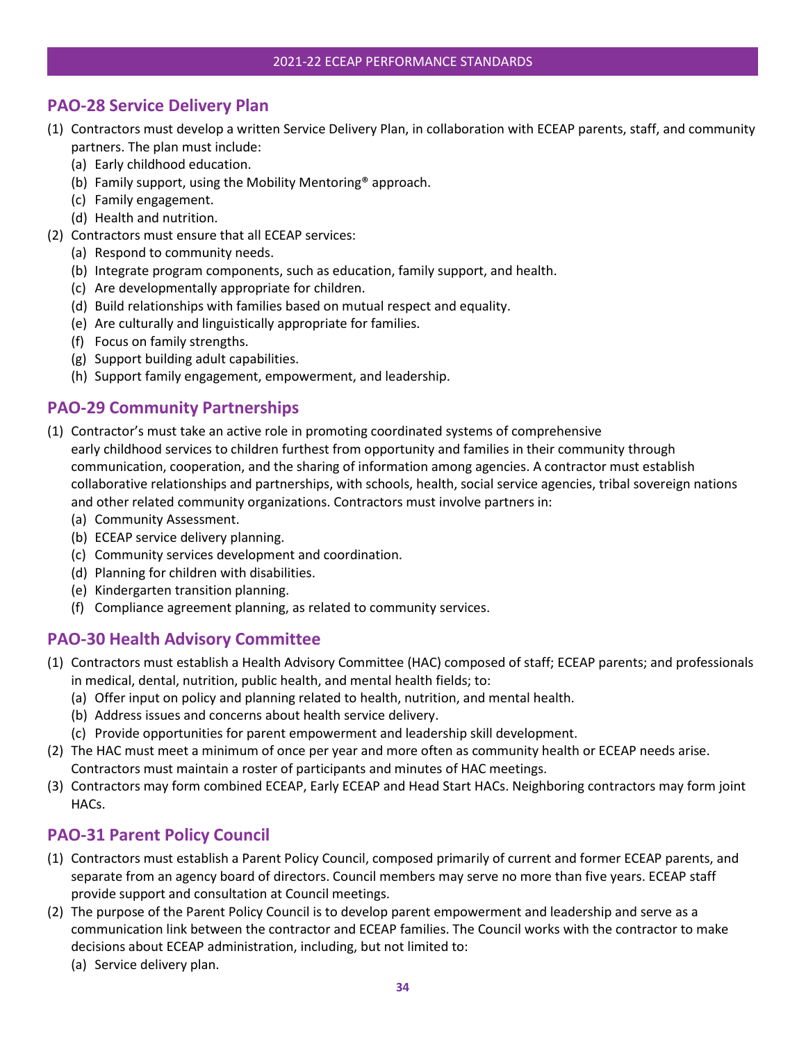## PAO-28 Service Delivery Plan

(1) Contractors must develop a written Service Delivery Plan, in collaboration with ECEAP parents, staff, and community partners. The plan must include:
   (a) Early childhood education.
   (b) Family support, using the Mobility Mentoring® approach.
   (c) Family engagement.
   (d) Health and nutrition.

(2) Contractors must ensure that all ECEAP services:
   (a) Respond to community needs.
   (b) Integrate program components, such as education, family support, and health.
   (c) Are developmentally appropriate for children.
   (d) Build relationships with families based on mutual respect and equality.
   (e) Are culturally and linguistically appropriate for families.
   (f) Focus on family strengths.
   (g) Support building adult capabilities.
   (h) Support family engagement, empowerment, and leadership.

## PAO-29 Community Partnerships

(1) Contractor's must take an active role in promoting coordinated systems of comprehensive early childhood services to children furthest from opportunity and families in their community through communication, cooperation, and the sharing of information among agencies. A contractor must establish collaborative relationships and partnerships, with schools, health, social service agencies, tribal sovereign nations and other related community organizations. Contractors must involve partners in:
   (a) Community Assessment.
   (b) ECEAP service delivery planning.
   (c) Community services development and coordination.
   (d) Planning for children with disabilities.
   (e) Kindergarten transition planning.
   (f) Compliance agreement planning, as related to community services.

## PAO-30 Health Advisory Committee

(1) Contractors must establish a Health Advisory Committee (HAC) composed of staff; ECEAP parents; and professionals in medical, dental, nutrition, public health, and mental health fields; to:
   (a) Offer input on policy and planning related to health, nutrition, and mental health.
   (b) Address issues and concerns about health service delivery.
   (c) Provide opportunities for parent empowerment and leadership skill development.

(2) The HAC must meet a minimum of once per year and more often as community health or ECEAP needs arise. Contractors must maintain a roster of participants and minutes of HAC meetings.

(3) Contractors may form combined ECEAP, Early ECEAP and Head Start HACs. Neighboring contractors may form joint HACs.

## PAO-31 Parent Policy Council

(1) Contractors must establish a Parent Policy Council, composed primarily of current and former ECEAP parents, and separate from an agency board of directors. Council members may serve no more than five years. ECEAP staff provide support and consultation at Council meetings.

(2) The purpose of the Parent Policy Council is to develop parent empowerment and leadership and serve as a communication link between the contractor and ECEAP families. The Council works with the contractor to make decisions about ECEAP administration, including, but not limited to:
   (a) Service delivery plan.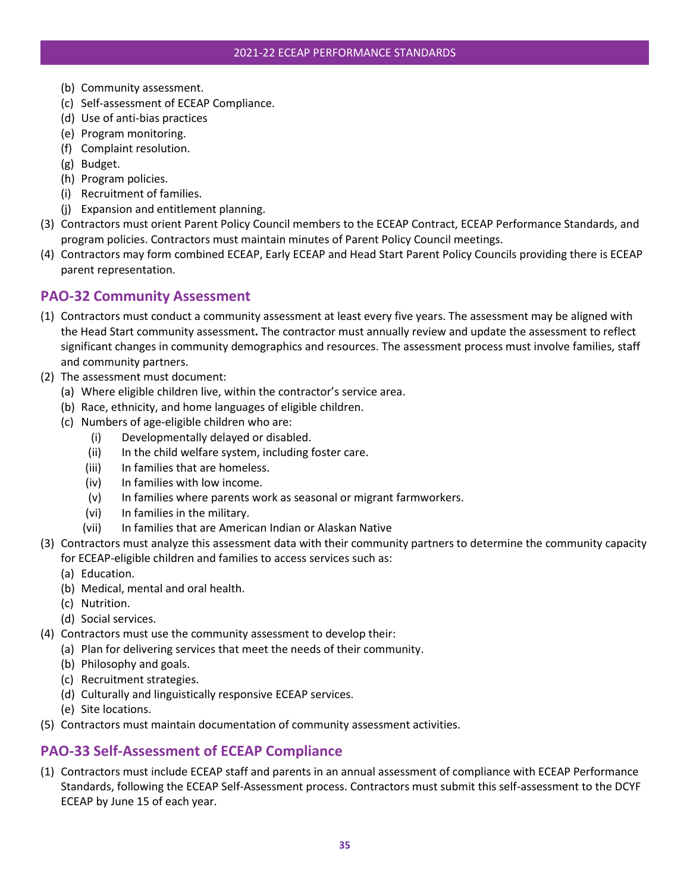(b) Community assessment.
(c) Self-assessment of ECEAP Compliance.
(d) Use of anti-bias practices
(e) Program monitoring.
(f) Complaint resolution.
(g) Budget.
(h) Program policies.
(i) Recruitment of families.
(j) Expansion and entitlement planning.

(3) Contractors must orient Parent Policy Council members to the ECEAP Contract, ECEAP Performance Standards, and program policies. Contractors must maintain minutes of Parent Policy Council meetings.

(4) Contractors may form combined ECEAP, Early ECEAP and Head Start Parent Policy Councils providing there is ECEAP parent representation.

## PAO-32 Community Assessment

(1) Contractors must conduct a community assessment at least every five years. The assessment may be aligned with the Head Start community assessment**.** The contractor must annually review and update the assessment to reflect significant changes in community demographics and resources. The assessment process must involve families, staff and community partners.

(2) The assessment must document:
  (a) Where eligible children live, within the contractor's service area.
  (b) Race, ethnicity, and home languages of eligible children.
  (c) Numbers of age-eligible children who are:
    (i) Developmentally delayed or disabled.
    (ii) In the child welfare system, including foster care.
    (iii) In families that are homeless.
    (iv) In families with low income.
    (v) In families where parents work as seasonal or migrant farmworkers.
    (vi) In families in the military.
    (vii) In families that are American Indian or Alaskan Native

(3) Contractors must analyze this assessment data with their community partners to determine the community capacity for ECEAP-eligible children and families to access services such as:
  (a) Education.
  (b) Medical, mental and oral health.
  (c) Nutrition.
  (d) Social services.

(4) Contractors must use the community assessment to develop their:
  (a) Plan for delivering services that meet the needs of their community.
  (b) Philosophy and goals.
  (c) Recruitment strategies.
  (d) Culturally and linguistically responsive ECEAP services.
  (e) Site locations.

(5) Contractors must maintain documentation of community assessment activities.

## PAO-33 Self-Assessment of ECEAP Compliance

(1) Contractors must include ECEAP staff and parents in an annual assessment of compliance with ECEAP Performance Standards, following the ECEAP Self-Assessment process. Contractors must submit this self-assessment to the DCYF ECEAP by June 15 of each year.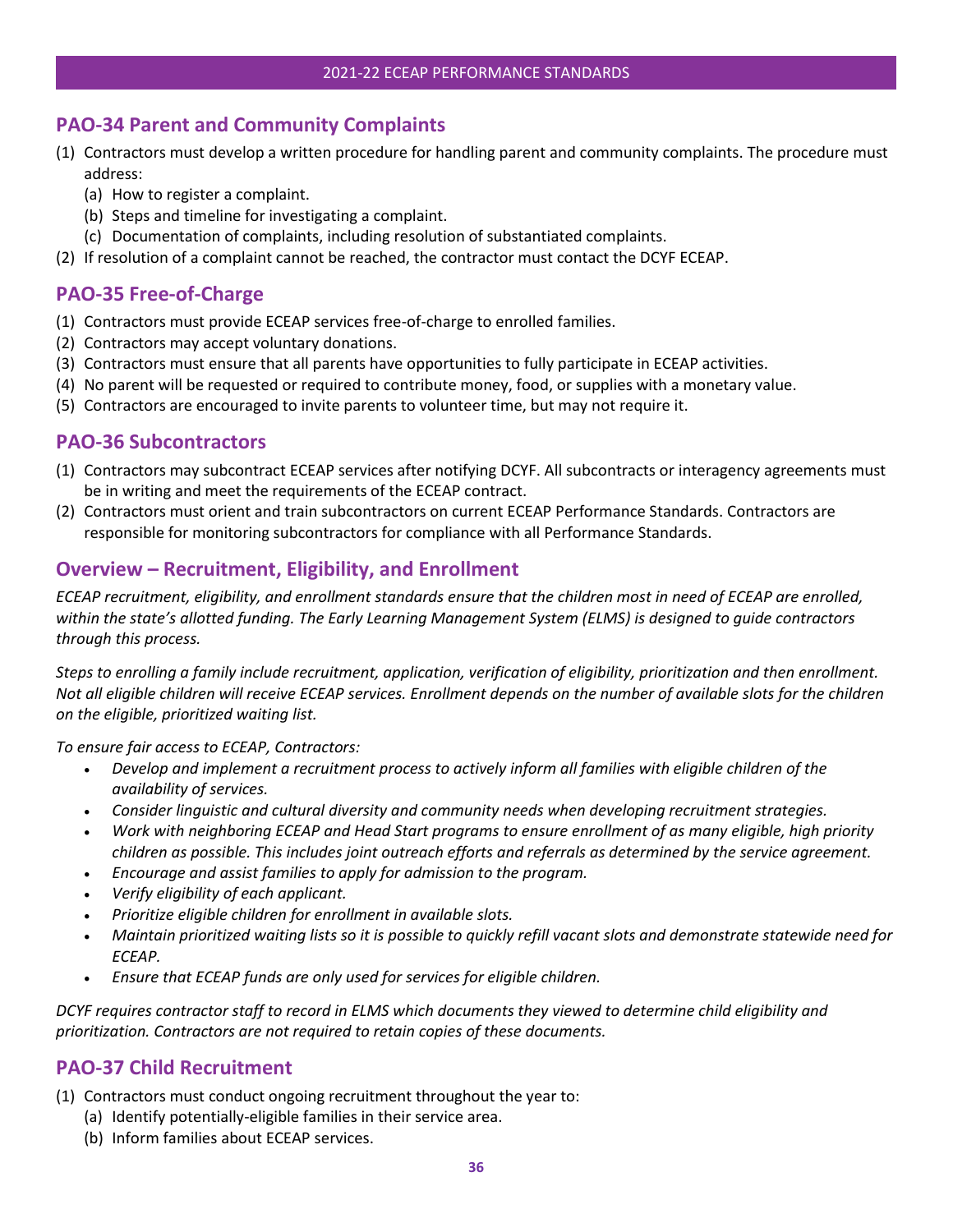## PAO-34 Parent and Community Complaints

(1) Contractors must develop a written procedure for handling parent and community complaints. The procedure must address:
   (a) How to register a complaint.
   (b) Steps and timeline for investigating a complaint.
   (c) Documentation of complaints, including resolution of substantiated complaints.

(2) If resolution of a complaint cannot be reached, the contractor must contact the DCYF ECEAP.

## PAO-35 Free-of-Charge

(1) Contractors must provide ECEAP services free-of-charge to enrolled families.
(2) Contractors may accept voluntary donations.
(3) Contractors must ensure that all parents have opportunities to fully participate in ECEAP activities.
(4) No parent will be requested or required to contribute money, food, or supplies with a monetary value.
(5) Contractors are encouraged to invite parents to volunteer time, but may not require it.

## PAO-36 Subcontractors

(1) Contractors may subcontract ECEAP services after notifying DCYF. All subcontracts or interagency agreements must be in writing and meet the requirements of the ECEAP contract.
(2) Contractors must orient and train subcontractors on current ECEAP Performance Standards. Contractors are responsible for monitoring subcontractors for compliance with all Performance Standards.

## Overview – Recruitment, Eligibility, and Enrollment

*ECEAP recruitment, eligibility, and enrollment standards ensure that the children most in need of ECEAP are enrolled, within the state's allotted funding. The Early Learning Management System (ELMS) is designed to guide contractors through this process.*

*Steps to enrolling a family include recruitment, application, verification of eligibility, prioritization and then enrollment. Not all eligible children will receive ECEAP services. Enrollment depends on the number of available slots for the children on the eligible, prioritized waiting list.*

*To ensure fair access to ECEAP, Contractors:*

- *Develop and implement a recruitment process to actively inform all families with eligible children of the availability of services.*
- *Consider linguistic and cultural diversity and community needs when developing recruitment strategies.*
- *Work with neighboring ECEAP and Head Start programs to ensure enrollment of as many eligible, high priority children as possible. This includes joint outreach efforts and referrals as determined by the service agreement.*
- *Encourage and assist families to apply for admission to the program.*
- *Verify eligibility of each applicant.*
- *Prioritize eligible children for enrollment in available slots.*
- *Maintain prioritized waiting lists so it is possible to quickly refill vacant slots and demonstrate statewide need for ECEAP.*
- *Ensure that ECEAP funds are only used for services for eligible children.*

*DCYF requires contractor staff to record in ELMS which documents they viewed to determine child eligibility and prioritization. Contractors are not required to retain copies of these documents.*

## PAO-37 Child Recruitment

(1) Contractors must conduct ongoing recruitment throughout the year to:
   (a) Identify potentially-eligible families in their service area.
   (b) Inform families about ECEAP services.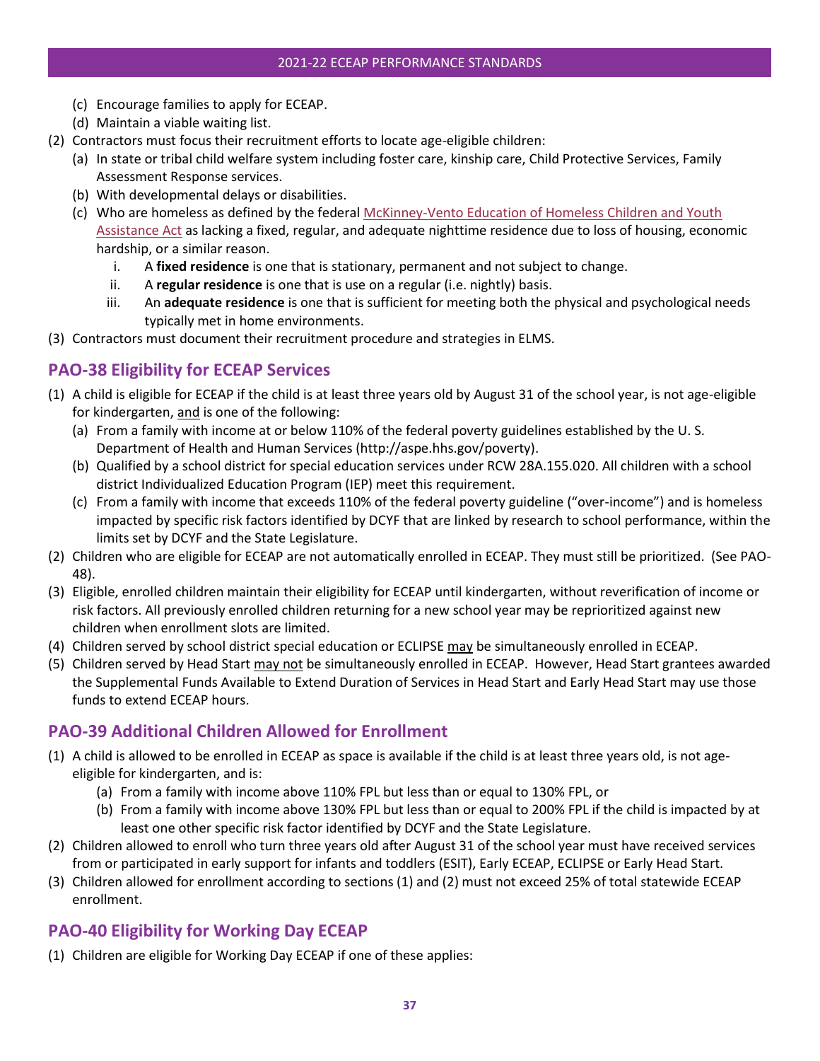(c) Encourage families to apply for ECEAP.

(d) Maintain a viable waiting list.

(2) Contractors must focus their recruitment efforts to locate age-eligible children:

(a) In state or tribal child welfare system including foster care, kinship care, Child Protective Services, Family Assessment Response services.

(b) With developmental delays or disabilities.

(c) Who are homeless as defined by the federal McKinney-Vento Education of Homeless Children and Youth Assistance Act as lacking a fixed, regular, and adequate nighttime residence due to loss of housing, economic hardship, or a similar reason.

i. A **fixed residence** is one that is stationary, permanent and not subject to change.

ii. A **regular residence** is one that is use on a regular (i.e. nightly) basis.

iii. An **adequate residence** is one that is sufficient for meeting both the physical and psychological needs typically met in home environments.

(3) Contractors must document their recruitment procedure and strategies in ELMS.

## PAO-38 Eligibility for ECEAP Services

(1) A child is eligible for ECEAP if the child is at least three years old by August 31 of the school year, is not age-eligible for kindergarten, and is one of the following:

(a) From a family with income at or below 110% of the federal poverty guidelines established by the U. S. Department of Health and Human Services (http://aspe.hhs.gov/poverty).

(b) Qualified by a school district for special education services under RCW 28A.155.020. All children with a school district Individualized Education Program (IEP) meet this requirement.

(c) From a family with income that exceeds 110% of the federal poverty guideline ("over-income") and is homeless impacted by specific risk factors identified by DCYF that are linked by research to school performance, within the limits set by DCYF and the State Legislature.

(2) Children who are eligible for ECEAP are not automatically enrolled in ECEAP. They must still be prioritized. (See PAO-48).

(3) Eligible, enrolled children maintain their eligibility for ECEAP until kindergarten, without reverification of income or risk factors. All previously enrolled children returning for a new school year may be reprioritized against new children when enrollment slots are limited.

(4) Children served by school district special education or ECLIPSE may be simultaneously enrolled in ECEAP.

(5) Children served by Head Start may not be simultaneously enrolled in ECEAP. However, Head Start grantees awarded the Supplemental Funds Available to Extend Duration of Services in Head Start and Early Head Start may use those funds to extend ECEAP hours.

## PAO-39 Additional Children Allowed for Enrollment

(1) A child is allowed to be enrolled in ECEAP as space is available if the child is at least three years old, is not age-eligible for kindergarten, and is:

(a) From a family with income above 110% FPL but less than or equal to 130% FPL, or

(b) From a family with income above 130% FPL but less than or equal to 200% FPL if the child is impacted by at least one other specific risk factor identified by DCYF and the State Legislature.

(2) Children allowed to enroll who turn three years old after August 31 of the school year must have received services from or participated in early support for infants and toddlers (ESIT), Early ECEAP, ECLIPSE or Early Head Start.

(3) Children allowed for enrollment according to sections (1) and (2) must not exceed 25% of total statewide ECEAP enrollment.

## PAO-40 Eligibility for Working Day ECEAP

(1) Children are eligible for Working Day ECEAP if one of these applies: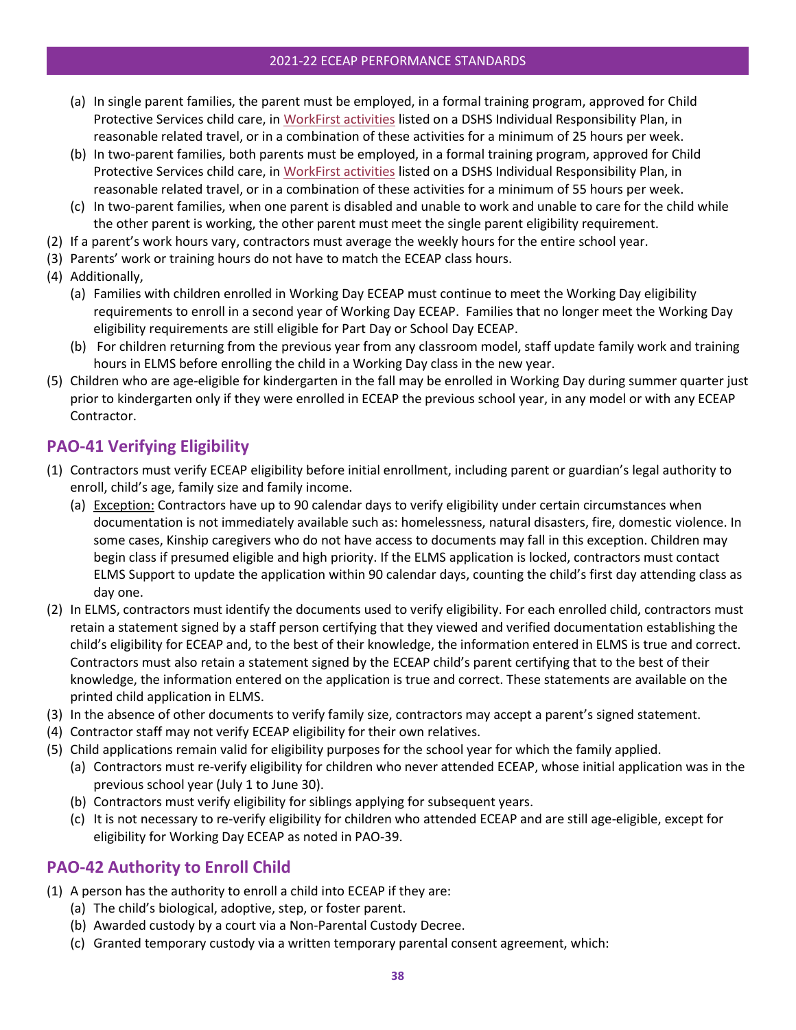(a) In single parent families, the parent must be employed, in a formal training program, approved for Child Protective Services child care, in WorkFirst activities listed on a DSHS Individual Responsibility Plan, in reasonable related travel, or in a combination of these activities for a minimum of 25 hours per week.
(b) In two-parent families, both parents must be employed, in a formal training program, approved for Child Protective Services child care, in WorkFirst activities listed on a DSHS Individual Responsibility Plan, in reasonable related travel, or in a combination of these activities for a minimum of 55 hours per week.
(c) In two-parent families, when one parent is disabled and unable to work and unable to care for the child while the other parent is working, the other parent must meet the single parent eligibility requirement.

(2) If a parent's work hours vary, contractors must average the weekly hours for the entire school year.
(3) Parents' work or training hours do not have to match the ECEAP class hours.
(4) Additionally,
  (a) Families with children enrolled in Working Day ECEAP must continue to meet the Working Day eligibility requirements to enroll in a second year of Working Day ECEAP. Families that no longer meet the Working Day eligibility requirements are still eligible for Part Day or School Day ECEAP.
  (b) For children returning from the previous year from any classroom model, staff update family work and training hours in ELMS before enrolling the child in a Working Day class in the new year.
(5) Children who are age-eligible for kindergarten in the fall may be enrolled in Working Day during summer quarter just prior to kindergarten only if they were enrolled in ECEAP the previous school year, in any model or with any ECEAP Contractor.

## PAO-41 Verifying Eligibility

(1) Contractors must verify ECEAP eligibility before initial enrollment, including parent or guardian's legal authority to enroll, child's age, family size and family income.
  (a) Exception: Contractors have up to 90 calendar days to verify eligibility under certain circumstances when documentation is not immediately available such as: homelessness, natural disasters, fire, domestic violence. In some cases, Kinship caregivers who do not have access to documents may fall in this exception. Children may begin class if presumed eligible and high priority. If the ELMS application is locked, contractors must contact ELMS Support to update the application within 90 calendar days, counting the child's first day attending class as day one.
(2) In ELMS, contractors must identify the documents used to verify eligibility. For each enrolled child, contractors must retain a statement signed by a staff person certifying that they viewed and verified documentation establishing the child's eligibility for ECEAP and, to the best of their knowledge, the information entered in ELMS is true and correct. Contractors must also retain a statement signed by the ECEAP child's parent certifying that to the best of their knowledge, the information entered on the application is true and correct. These statements are available on the printed child application in ELMS.
(3) In the absence of other documents to verify family size, contractors may accept a parent's signed statement.
(4) Contractor staff may not verify ECEAP eligibility for their own relatives.
(5) Child applications remain valid for eligibility purposes for the school year for which the family applied.
  (a) Contractors must re-verify eligibility for children who never attended ECEAP, whose initial application was in the previous school year (July 1 to June 30).
  (b) Contractors must verify eligibility for siblings applying for subsequent years.
  (c) It is not necessary to re-verify eligibility for children who attended ECEAP and are still age-eligible, except for eligibility for Working Day ECEAP as noted in PAO-39.

## PAO-42 Authority to Enroll Child

(1) A person has the authority to enroll a child into ECEAP if they are:
  (a) The child's biological, adoptive, step, or foster parent.
  (b) Awarded custody by a court via a Non-Parental Custody Decree.
  (c) Granted temporary custody via a written temporary parental consent agreement, which: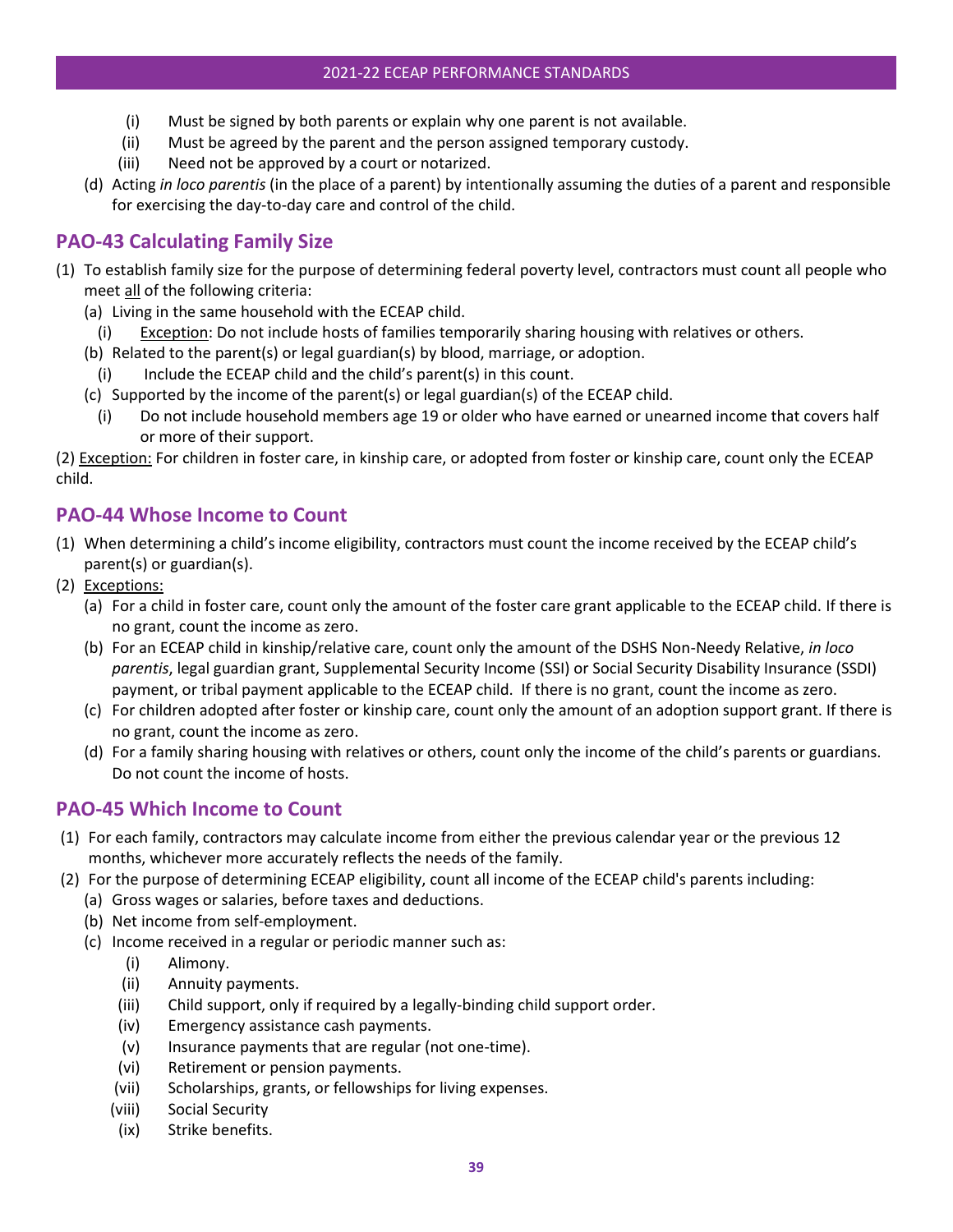- (i) Must be signed by both parents or explain why one parent is not available.
   - (ii) Must be agreed by the parent and the person assigned temporary custody.
   - (iii) Need not be approved by a court or notarized.
- (d) Acting *in loco parentis* (in the place of a parent) by intentionally assuming the duties of a parent and responsible for exercising the day-to-day care and control of the child.

## PAO-43 Calculating Family Size

(1) To establish family size for the purpose of determining federal poverty level, contractors must count all people who meet all of the following criteria:

- (a) Living in the same household with the ECEAP child.
   - (i) Exception: Do not include hosts of families temporarily sharing housing with relatives or others.
- (b) Related to the parent(s) or legal guardian(s) by blood, marriage, or adoption.
   - (i) Include the ECEAP child and the child's parent(s) in this count.
- (c) Supported by the income of the parent(s) or legal guardian(s) of the ECEAP child.
   - (i) Do not include household members age 19 or older who have earned or unearned income that covers half or more of their support.

(2) Exception: For children in foster care, in kinship care, or adopted from foster or kinship care, count only the ECEAP child.

## PAO-44 Whose Income to Count

(1) When determining a child's income eligibility, contractors must count the income received by the ECEAP child's parent(s) or guardian(s).

(2) Exceptions:

- (a) For a child in foster care, count only the amount of the foster care grant applicable to the ECEAP child. If there is no grant, count the income as zero.
- (b) For an ECEAP child in kinship/relative care, count only the amount of the DSHS Non-Needy Relative, *in loco parentis*, legal guardian grant, Supplemental Security Income (SSI) or Social Security Disability Insurance (SSDI) payment, or tribal payment applicable to the ECEAP child. If there is no grant, count the income as zero.
- (c) For children adopted after foster or kinship care, count only the amount of an adoption support grant. If there is no grant, count the income as zero.
- (d) For a family sharing housing with relatives or others, count only the income of the child's parents or guardians. Do not count the income of hosts.

## PAO-45 Which Income to Count

(1) For each family, contractors may calculate income from either the previous calendar year or the previous 12 months, whichever more accurately reflects the needs of the family.

(2) For the purpose of determining ECEAP eligibility, count all income of the ECEAP child's parents including:

- (a) Gross wages or salaries, before taxes and deductions.
- (b) Net income from self-employment.
- (c) Income received in a regular or periodic manner such as:
   - (i) Alimony.
   - (ii) Annuity payments.
   - (iii) Child support, only if required by a legally-binding child support order.
   - (iv) Emergency assistance cash payments.
   - (v) Insurance payments that are regular (not one-time).
   - (vi) Retirement or pension payments.
   - (vii) Scholarships, grants, or fellowships for living expenses.
   - (viii) Social Security
   - (ix) Strike benefits.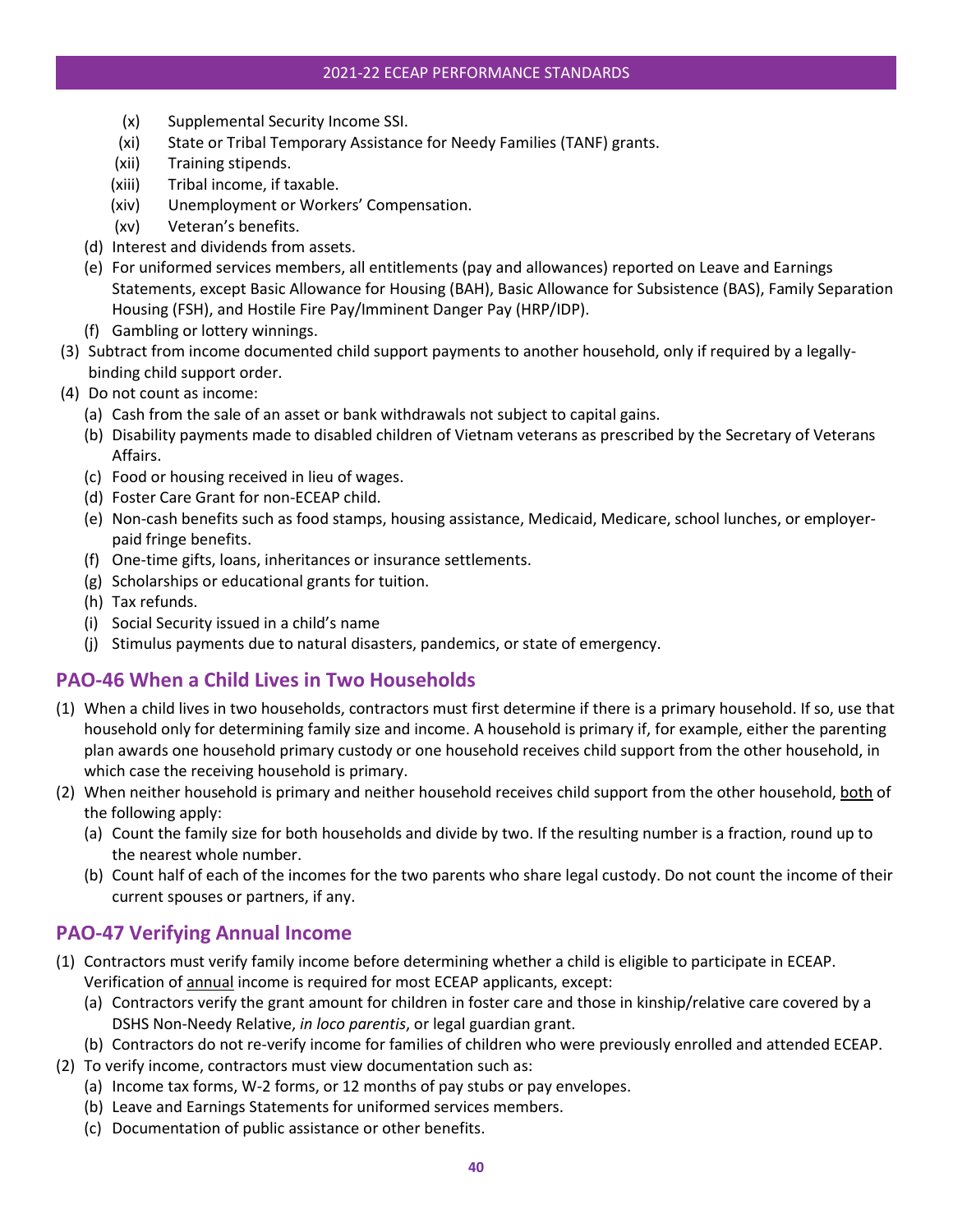(x) Supplemental Security Income SSI.

(xi) State or Tribal Temporary Assistance for Needy Families (TANF) grants.

(xii) Training stipends.

(xiii) Tribal income, if taxable.

(xiv) Unemployment or Workers' Compensation.

(xv) Veteran's benefits.

(d) Interest and dividends from assets.

(e) For uniformed services members, all entitlements (pay and allowances) reported on Leave and Earnings Statements, except Basic Allowance for Housing (BAH), Basic Allowance for Subsistence (BAS), Family Separation Housing (FSH), and Hostile Fire Pay/Imminent Danger Pay (HRP/IDP).

(f) Gambling or lottery winnings.

(3) Subtract from income documented child support payments to another household, only if required by a legally-binding child support order.

(4) Do not count as income:

(a) Cash from the sale of an asset or bank withdrawals not subject to capital gains.

(b) Disability payments made to disabled children of Vietnam veterans as prescribed by the Secretary of Veterans Affairs.

(c) Food or housing received in lieu of wages.

(d) Foster Care Grant for non-ECEAP child.

(e) Non-cash benefits such as food stamps, housing assistance, Medicaid, Medicare, school lunches, or employer-paid fringe benefits.

(f) One-time gifts, loans, inheritances or insurance settlements.

(g) Scholarships or educational grants for tuition.

(h) Tax refunds.

(i) Social Security issued in a child's name

(j) Stimulus payments due to natural disasters, pandemics, or state of emergency.

## PAO-46 When a Child Lives in Two Households

(1) When a child lives in two households, contractors must first determine if there is a primary household. If so, use that household only for determining family size and income. A household is primary if, for example, either the parenting plan awards one household primary custody or one household receives child support from the other household, in which case the receiving household is primary.

(2) When neither household is primary and neither household receives child support from the other household, <u>both</u> of the following apply:

(a) Count the family size for both households and divide by two. If the resulting number is a fraction, round up to the nearest whole number.

(b) Count half of each of the incomes for the two parents who share legal custody. Do not count the income of their current spouses or partners, if any.

## PAO-47 Verifying Annual Income

(1) Contractors must verify family income before determining whether a child is eligible to participate in ECEAP. Verification of <u>annual</u> income is required for most ECEAP applicants, except:

(a) Contractors verify the grant amount for children in foster care and those in kinship/relative care covered by a DSHS Non-Needy Relative, *in loco parentis*, or legal guardian grant.

(b) Contractors do not re-verify income for families of children who were previously enrolled and attended ECEAP.

(2) To verify income, contractors must view documentation such as:

(a) Income tax forms, W-2 forms, or 12 months of pay stubs or pay envelopes.

(b) Leave and Earnings Statements for uniformed services members.

(c) Documentation of public assistance or other benefits.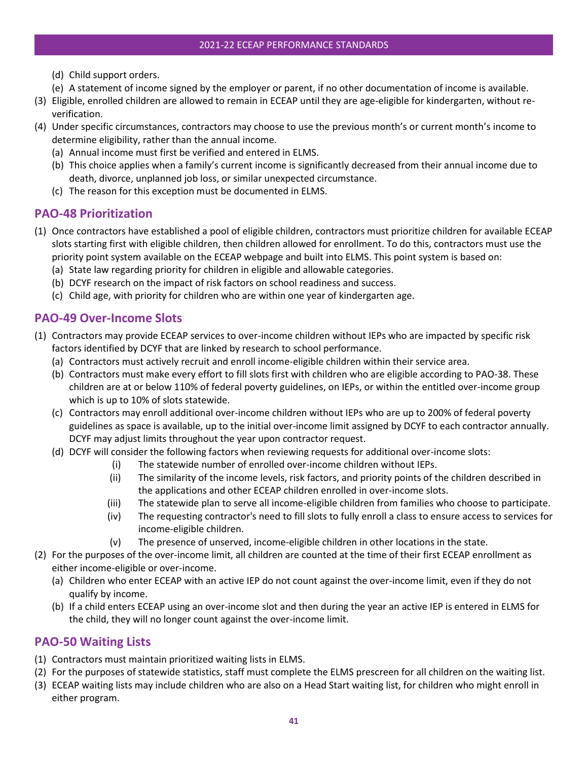(d) Child support orders.

(e) A statement of income signed by the employer or parent, if no other documentation of income is available.

(3) Eligible, enrolled children are allowed to remain in ECEAP until they are age-eligible for kindergarten, without re-verification.

(4) Under specific circumstances, contractors may choose to use the previous month's or current month's income to determine eligibility, rather than the annual income.

- (a) Annual income must first be verified and entered in ELMS.
- (b) This choice applies when a family's current income is significantly decreased from their annual income due to death, divorce, unplanned job loss, or similar unexpected circumstance.
- (c) The reason for this exception must be documented in ELMS.

## PAO-48 Prioritization

(1) Once contractors have established a pool of eligible children, contractors must prioritize children for available ECEAP slots starting first with eligible children, then children allowed for enrollment. To do this, contractors must use the priority point system available on the ECEAP webpage and built into ELMS. This point system is based on:

- (a) State law regarding priority for children in eligible and allowable categories.
- (b) DCYF research on the impact of risk factors on school readiness and success.
- (c) Child age, with priority for children who are within one year of kindergarten age.

## PAO-49 Over-Income Slots

(1) Contractors may provide ECEAP services to over-income children without IEPs who are impacted by specific risk factors identified by DCYF that are linked by research to school performance.

- (a) Contractors must actively recruit and enroll income-eligible children within their service area.
- (b) Contractors must make every effort to fill slots first with children who are eligible according to PAO-38. These children are at or below 110% of federal poverty guidelines, on IEPs, or within the entitled over-income group which is up to 10% of slots statewide.
- (c) Contractors may enroll additional over-income children without IEPs who are up to 200% of federal poverty guidelines as space is available, up to the initial over-income limit assigned by DCYF to each contractor annually. DCYF may adjust limits throughout the year upon contractor request.
- (d) DCYF will consider the following factors when reviewing requests for additional over-income slots:
  - (i) The statewide number of enrolled over-income children without IEPs.
  - (ii) The similarity of the income levels, risk factors, and priority points of the children described in the applications and other ECEAP children enrolled in over-income slots.
  - (iii) The statewide plan to serve all income-eligible children from families who choose to participate.
  - (iv) The requesting contractor's need to fill slots to fully enroll a class to ensure access to services for income-eligible children.
  - (v) The presence of unserved, income-eligible children in other locations in the state.

(2) For the purposes of the over-income limit, all children are counted at the time of their first ECEAP enrollment as either income-eligible or over-income.

- (a) Children who enter ECEAP with an active IEP do not count against the over-income limit, even if they do not qualify by income.
- (b) If a child enters ECEAP using an over-income slot and then during the year an active IEP is entered in ELMS for the child, they will no longer count against the over-income limit.

## PAO-50 Waiting Lists

(1) Contractors must maintain prioritized waiting lists in ELMS.

(2) For the purposes of statewide statistics, staff must complete the ELMS prescreen for all children on the waiting list.

(3) ECEAP waiting lists may include children who are also on a Head Start waiting list, for children who might enroll in either program.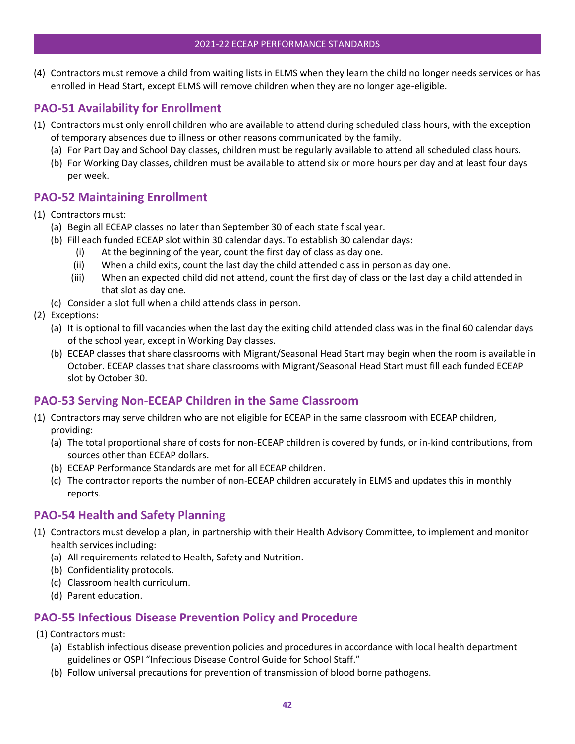(4) Contractors must remove a child from waiting lists in ELMS when they learn the child no longer needs services or has enrolled in Head Start, except ELMS will remove children when they are no longer age-eligible.

## PAO-51 Availability for Enrollment

(1) Contractors must only enroll children who are available to attend during scheduled class hours, with the exception of temporary absences due to illness or other reasons communicated by the family.
   - (a) For Part Day and School Day classes, children must be regularly available to attend all scheduled class hours.
   - (b) For Working Day classes, children must be available to attend six or more hours per day and at least four days per week.

## PAO-52 Maintaining Enrollment

(1) Contractors must:
   - (a) Begin all ECEAP classes no later than September 30 of each state fiscal year.
   - (b) Fill each funded ECEAP slot within 30 calendar days. To establish 30 calendar days:
      - (i) At the beginning of the year, count the first day of class as day one.
      - (ii) When a child exits, count the last day the child attended class in person as day one.
      - (iii) When an expected child did not attend, count the first day of class or the last day a child attended in that slot as day one.
   - (c) Consider a slot full when a child attends class in person.

(2) <u>Exceptions:</u>
   - (a) It is optional to fill vacancies when the last day the exiting child attended class was in the final 60 calendar days of the school year, except in Working Day classes.
   - (b) ECEAP classes that share classrooms with Migrant/Seasonal Head Start may begin when the room is available in October. ECEAP classes that share classrooms with Migrant/Seasonal Head Start must fill each funded ECEAP slot by October 30.

## PAO-53 Serving Non-ECEAP Children in the Same Classroom

(1) Contractors may serve children who are not eligible for ECEAP in the same classroom with ECEAP children, providing:
   - (a) The total proportional share of costs for non-ECEAP children is covered by funds, or in-kind contributions, from sources other than ECEAP dollars.
   - (b) ECEAP Performance Standards are met for all ECEAP children.
   - (c) The contractor reports the number of non-ECEAP children accurately in ELMS and updates this in monthly reports.

## PAO-54 Health and Safety Planning

(1) Contractors must develop a plan, in partnership with their Health Advisory Committee, to implement and monitor health services including:
   - (a) All requirements related to Health, Safety and Nutrition.
   - (b) Confidentiality protocols.
   - (c) Classroom health curriculum.
   - (d) Parent education.

## PAO-55 Infectious Disease Prevention Policy and Procedure

(1) Contractors must:
   - (a) Establish infectious disease prevention policies and procedures in accordance with local health department guidelines or OSPI "Infectious Disease Control Guide for School Staff."
   - (b) Follow universal precautions for prevention of transmission of blood borne pathogens.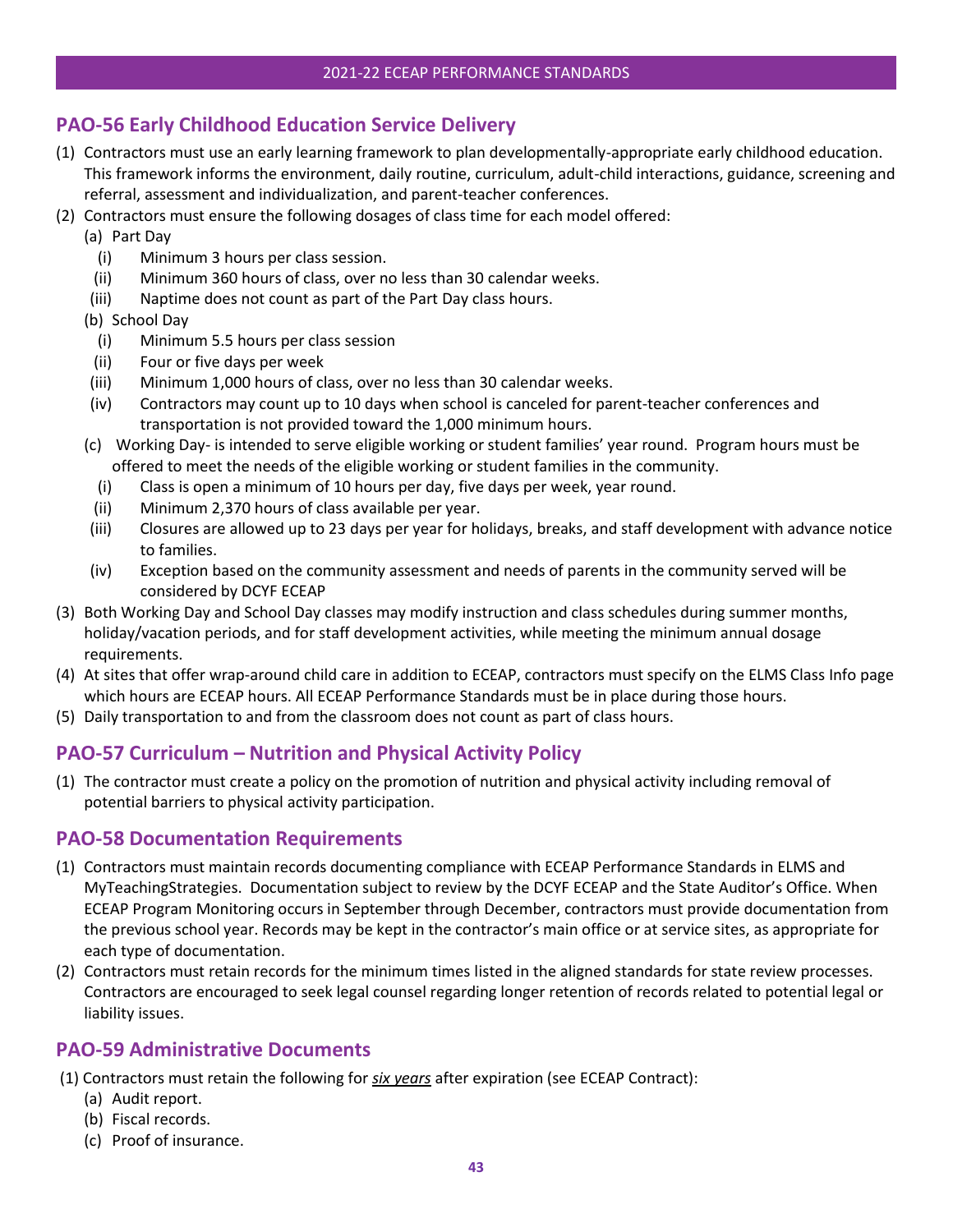## PAO-56 Early Childhood Education Service Delivery

(1) Contractors must use an early learning framework to plan developmentally-appropriate early childhood education. This framework informs the environment, daily routine, curriculum, adult-child interactions, guidance, screening and referral, assessment and individualization, and parent-teacher conferences.

(2) Contractors must ensure the following dosages of class time for each model offered:

- (a) Part Day
  - (i) Minimum 3 hours per class session.
  - (ii) Minimum 360 hours of class, over no less than 30 calendar weeks.
  - (iii) Naptime does not count as part of the Part Day class hours.
- (b) School Day
  - (i) Minimum 5.5 hours per class session
  - (ii) Four or five days per week
  - (iii) Minimum 1,000 hours of class, over no less than 30 calendar weeks.
  - (iv) Contractors may count up to 10 days when school is canceled for parent-teacher conferences and transportation is not provided toward the 1,000 minimum hours.
- (c) Working Day- is intended to serve eligible working or student families' year round. Program hours must be offered to meet the needs of the eligible working or student families in the community.
  - (i) Class is open a minimum of 10 hours per day, five days per week, year round.
  - (ii) Minimum 2,370 hours of class available per year.
  - (iii) Closures are allowed up to 23 days per year for holidays, breaks, and staff development with advance notice to families.
  - (iv) Exception based on the community assessment and needs of parents in the community served will be considered by DCYF ECEAP

(3) Both Working Day and School Day classes may modify instruction and class schedules during summer months, holiday/vacation periods, and for staff development activities, while meeting the minimum annual dosage requirements.

(4) At sites that offer wrap-around child care in addition to ECEAP, contractors must specify on the ELMS Class Info page which hours are ECEAP hours. All ECEAP Performance Standards must be in place during those hours.

(5) Daily transportation to and from the classroom does not count as part of class hours.

## PAO-57 Curriculum – Nutrition and Physical Activity Policy

(1) The contractor must create a policy on the promotion of nutrition and physical activity including removal of potential barriers to physical activity participation.

## PAO-58 Documentation Requirements

(1) Contractors must maintain records documenting compliance with ECEAP Performance Standards in ELMS and MyTeachingStrategies. Documentation subject to review by the DCYF ECEAP and the State Auditor's Office. When ECEAP Program Monitoring occurs in September through December, contractors must provide documentation from the previous school year. Records may be kept in the contractor's main office or at service sites, as appropriate for each type of documentation.

(2) Contractors must retain records for the minimum times listed in the aligned standards for state review processes. Contractors are encouraged to seek legal counsel regarding longer retention of records related to potential legal or liability issues.

## PAO-59 Administrative Documents

(1) Contractors must retain the following for ***six years*** after expiration (see ECEAP Contract):

- (a) Audit report.
- (b) Fiscal records.
- (c) Proof of insurance.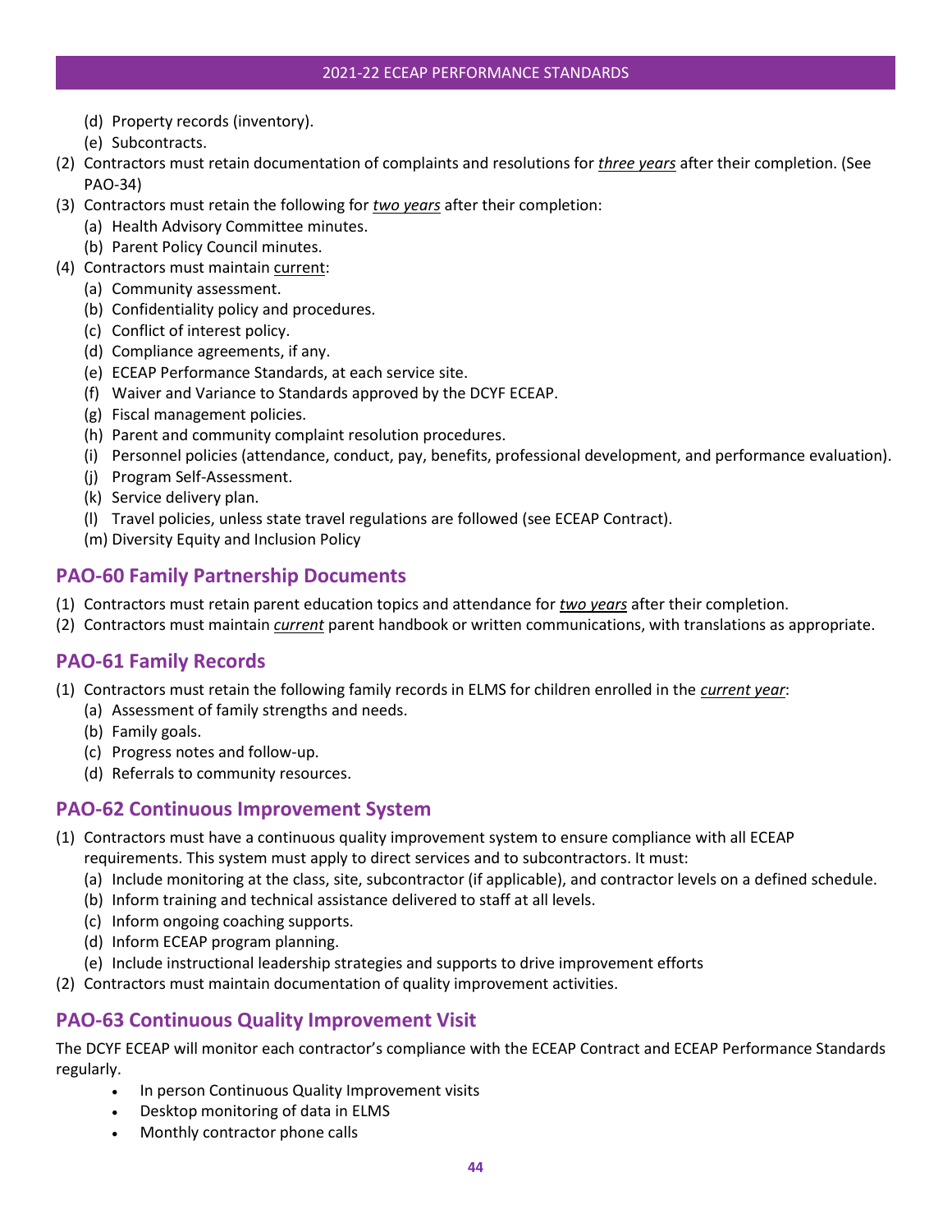(d) Property records (inventory).
   (e) Subcontracts.
(2) Contractors must retain documentation of complaints and resolutions for ***three years*** after their completion. (See PAO-34)
(3) Contractors must retain the following for ***two years*** after their completion:
   (a) Health Advisory Committee minutes.
   (b) Parent Policy Council minutes.
(4) Contractors must maintain current:
   (a) Community assessment.
   (b) Confidentiality policy and procedures.
   (c) Conflict of interest policy.
   (d) Compliance agreements, if any.
   (e) ECEAP Performance Standards, at each service site.
   (f) Waiver and Variance to Standards approved by the DCYF ECEAP.
   (g) Fiscal management policies.
   (h) Parent and community complaint resolution procedures.
   (i) Personnel policies (attendance, conduct, pay, benefits, professional development, and performance evaluation).
   (j) Program Self-Assessment.
   (k) Service delivery plan.
   (l) Travel policies, unless state travel regulations are followed (see ECEAP Contract).
   (m) Diversity Equity and Inclusion Policy

## PAO-60 Family Partnership Documents

(1) Contractors must retain parent education topics and attendance for ***two years*** after their completion.
(2) Contractors must maintain ***current*** parent handbook or written communications, with translations as appropriate.

## PAO-61 Family Records

(1) Contractors must retain the following family records in ELMS for children enrolled in the ***current year***:
   (a) Assessment of family strengths and needs.
   (b) Family goals.
   (c) Progress notes and follow-up.
   (d) Referrals to community resources.

## PAO-62 Continuous Improvement System

(1) Contractors must have a continuous quality improvement system to ensure compliance with all ECEAP requirements. This system must apply to direct services and to subcontractors. It must:
   (a) Include monitoring at the class, site, subcontractor (if applicable), and contractor levels on a defined schedule.
   (b) Inform training and technical assistance delivered to staff at all levels.
   (c) Inform ongoing coaching supports.
   (d) Inform ECEAP program planning.
   (e) Include instructional leadership strategies and supports to drive improvement efforts
(2) Contractors must maintain documentation of quality improvement activities.

## PAO-63 Continuous Quality Improvement Visit

The DCYF ECEAP will monitor each contractor's compliance with the ECEAP Contract and ECEAP Performance Standards regularly.

- In person Continuous Quality Improvement visits
- Desktop monitoring of data in ELMS
- Monthly contractor phone calls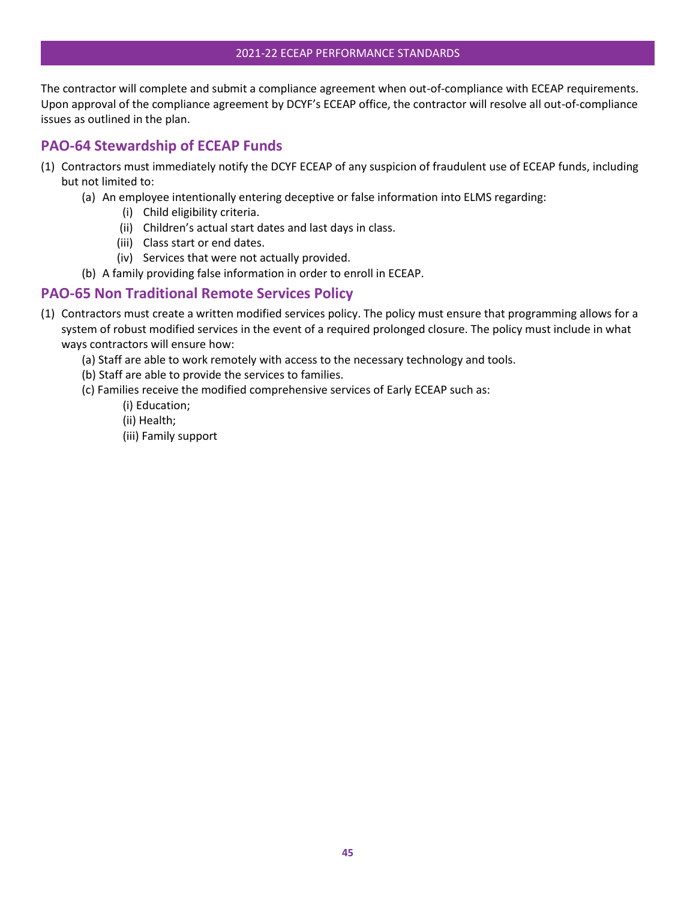The contractor will complete and submit a compliance agreement when out-of-compliance with ECEAP requirements. Upon approval of the compliance agreement by DCYF's ECEAP office, the contractor will resolve all out-of-compliance issues as outlined in the plan.

## PAO-64 Stewardship of ECEAP Funds

(1) Contractors must immediately notify the DCYF ECEAP of any suspicion of fraudulent use of ECEAP funds, including but not limited to:

- (a) An employee intentionally entering deceptive or false information into ELMS regarding:
  - (i) Child eligibility criteria.
  - (ii) Children's actual start dates and last days in class.
  - (iii) Class start or end dates.
  - (iv) Services that were not actually provided.
- (b) A family providing false information in order to enroll in ECEAP.

## PAO-65 Non Traditional Remote Services Policy

(1) Contractors must create a written modified services policy. The policy must ensure that programming allows for a system of robust modified services in the event of a required prolonged closure. The policy must include in what ways contractors will ensure how:

- (a) Staff are able to work remotely with access to the necessary technology and tools.
- (b) Staff are able to provide the services to families.
- (c) Families receive the modified comprehensive services of Early ECEAP such as:
  - (i) Education;
  - (ii) Health;
  - (iii) Family support